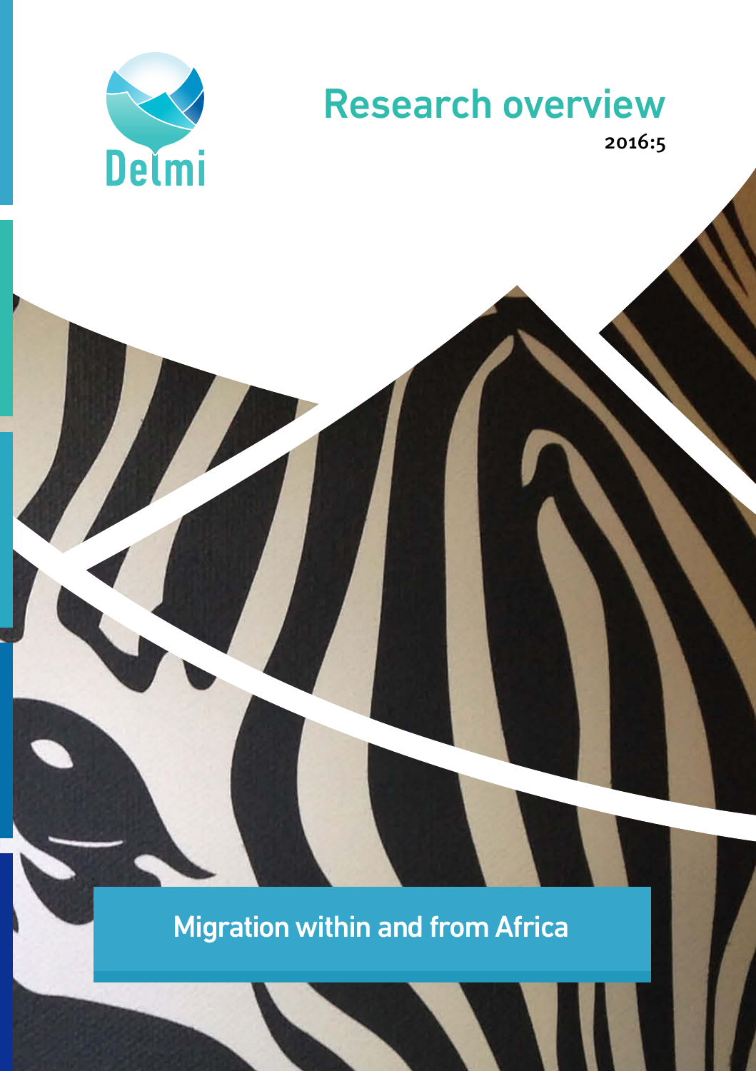Delmi

# Research overview

2016:5

## Migration within and from Africa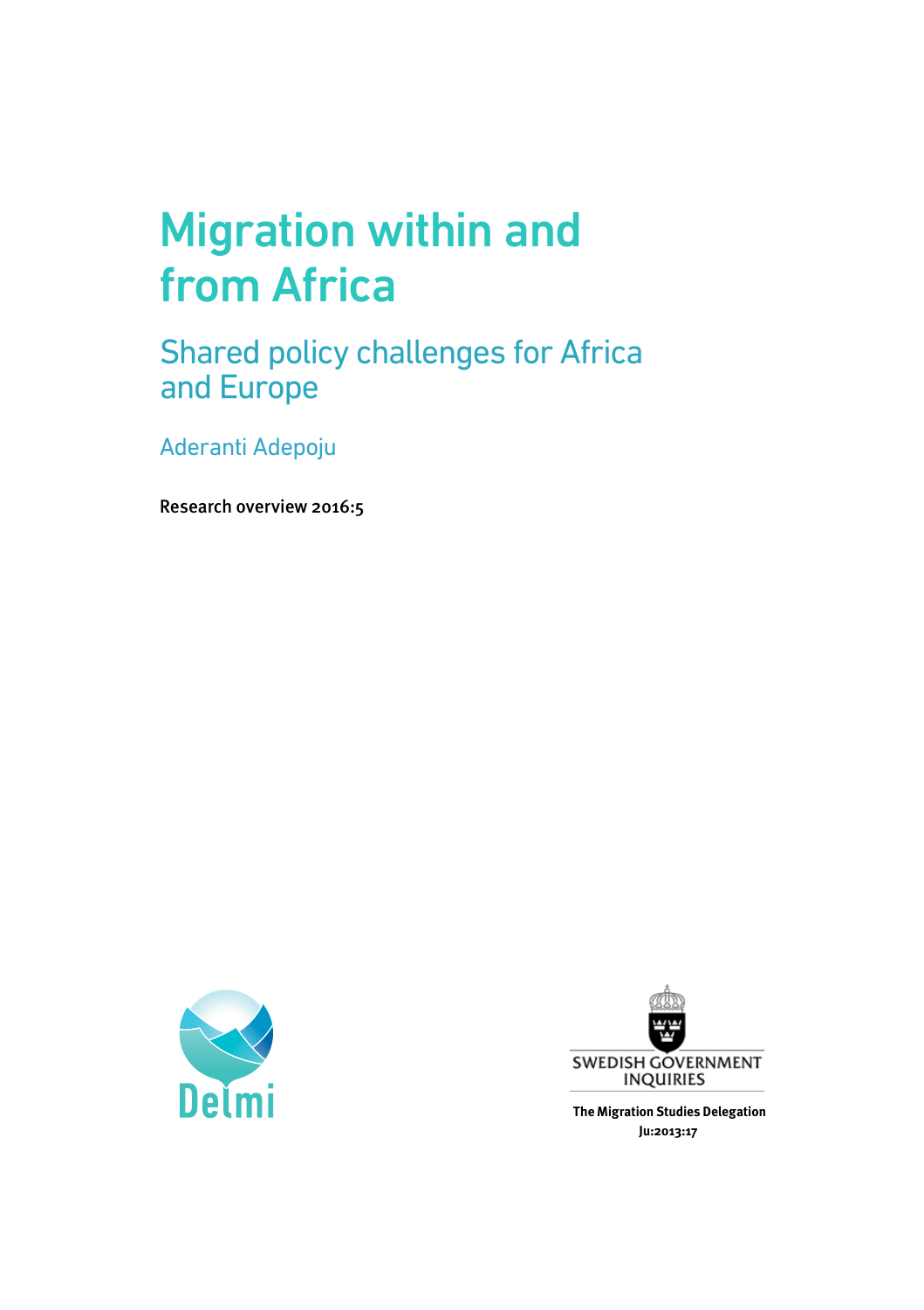# Migration within and from Africa

## Shared policy challenges for Africa and Europe

Aderanti Adepoju

**Research overview 2016:5**

Delmi

SWEDISH GOVERNMENT INQUIRIES

**The Migration Studies Delegation**
**Ju:2013:17**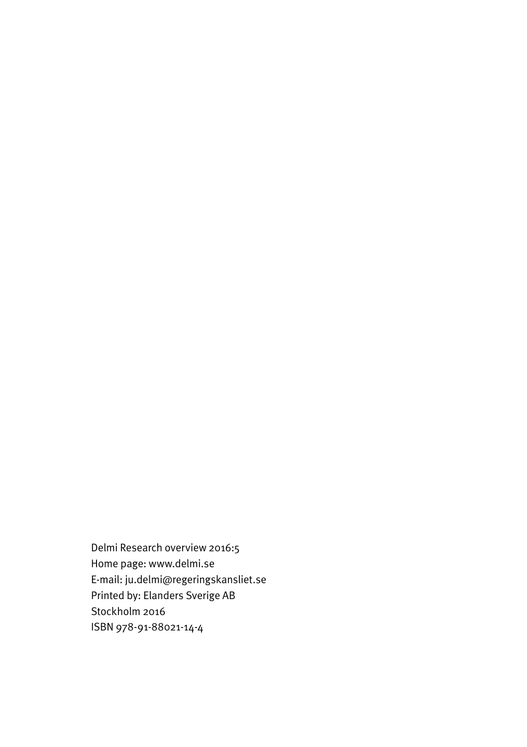Delmi Research overview 2016:5
Home page: www.delmi.se
E-mail: ju.delmi@regeringskansliet.se
Printed by: Elanders Sverige AB
Stockholm 2016
ISBN 978-91-88021-14-4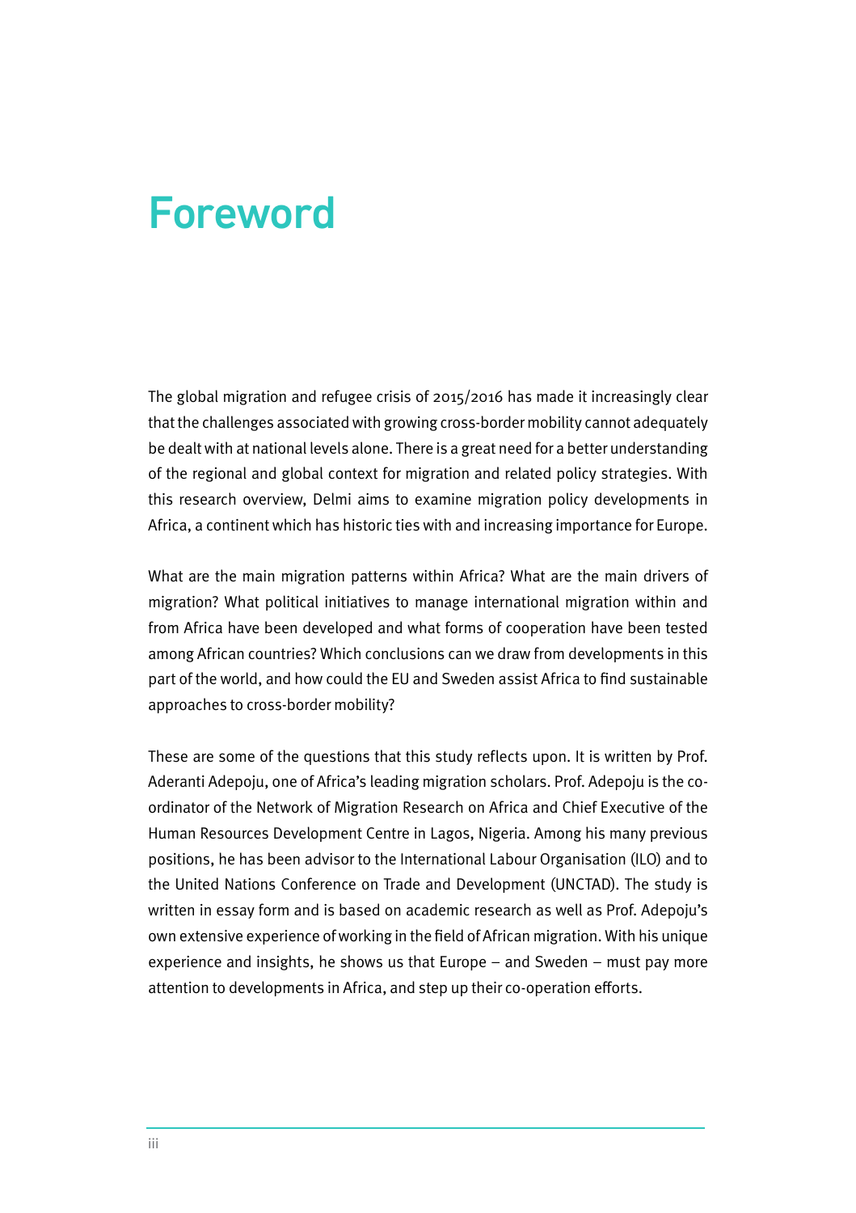# Foreword

The global migration and refugee crisis of 2015/2016 has made it increasingly clear that the challenges associated with growing cross-border mobility cannot adequately be dealt with at national levels alone. There is a great need for a better understanding of the regional and global context for migration and related policy strategies. With this research overview, Delmi aims to examine migration policy developments in Africa, a continent which has historic ties with and increasing importance for Europe.

What are the main migration patterns within Africa? What are the main drivers of migration? What political initiatives to manage international migration within and from Africa have been developed and what forms of cooperation have been tested among African countries? Which conclusions can we draw from developments in this part of the world, and how could the EU and Sweden assist Africa to find sustainable approaches to cross-border mobility?

These are some of the questions that this study reflects upon. It is written by Prof. Aderanti Adepoju, one of Africa's leading migration scholars. Prof. Adepoju is the co-ordinator of the Network of Migration Research on Africa and Chief Executive of the Human Resources Development Centre in Lagos, Nigeria. Among his many previous positions, he has been advisor to the International Labour Organisation (ILO) and to the United Nations Conference on Trade and Development (UNCTAD). The study is written in essay form and is based on academic research as well as Prof. Adepoju's own extensive experience of working in the field of African migration. With his unique experience and insights, he shows us that Europe – and Sweden – must pay more attention to developments in Africa, and step up their co-operation efforts.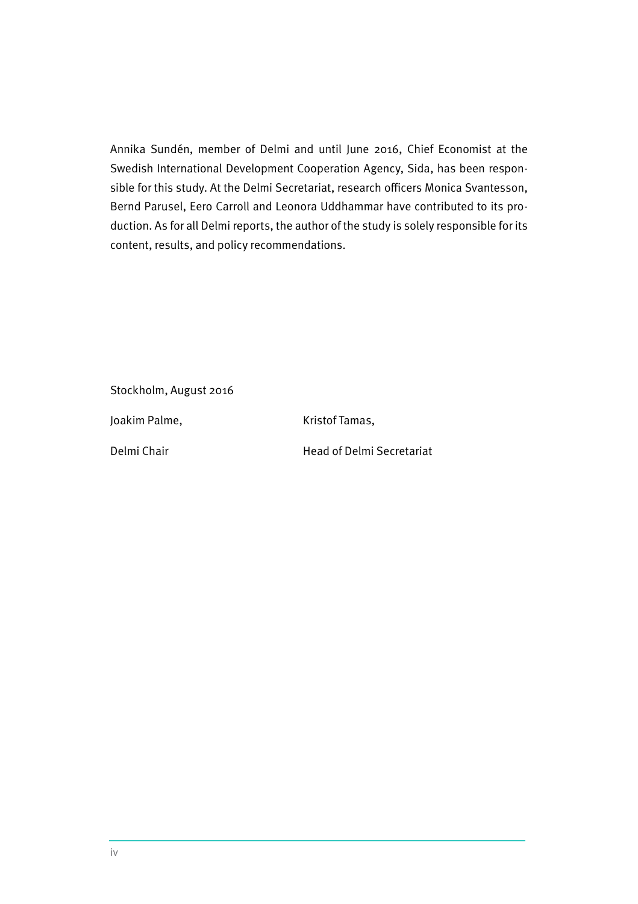Annika Sundén, member of Delmi and until June 2016, Chief Economist at the Swedish International Development Cooperation Agency, Sida, has been responsible for this study. At the Delmi Secretariat, research officers Monica Svantesson, Bernd Parusel, Eero Carroll and Leonora Uddhammar have contributed to its production. As for all Delmi reports, the author of the study is solely responsible for its content, results, and policy recommendations.

Stockholm, August 2016

| Joakim Palme, | Kristof Tamas, |
|---|---|
| Delmi Chair | Head of Delmi Secretariat |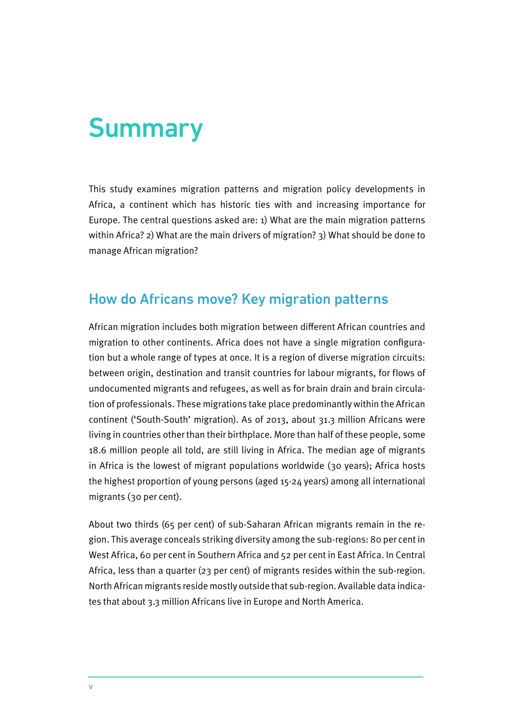# Summary

This study examines migration patterns and migration policy developments in Africa, a continent which has historic ties with and increasing importance for Europe. The central questions asked are: 1) What are the main migration patterns within Africa? 2) What are the main drivers of migration? 3) What should be done to manage African migration?

## How do Africans move? Key migration patterns

African migration includes both migration between different African countries and migration to other continents. Africa does not have a single migration configuration but a whole range of types at once. It is a region of diverse migration circuits: between origin, destination and transit countries for labour migrants, for flows of undocumented migrants and refugees, as well as for brain drain and brain circulation of professionals. These migrations take place predominantly within the African continent ('South-South' migration). As of 2013, about 31.3 million Africans were living in countries other than their birthplace. More than half of these people, some 18.6 million people all told, are still living in Africa. The median age of migrants in Africa is the lowest of migrant populations worldwide (30 years); Africa hosts the highest proportion of young persons (aged 15-24 years) among all international migrants (30 per cent).

About two thirds (65 per cent) of sub-Saharan African migrants remain in the region. This average conceals striking diversity among the sub-regions: 80 per cent in West Africa, 60 per cent in Southern Africa and 52 per cent in East Africa. In Central Africa, less than a quarter (23 per cent) of migrants resides within the sub-region. North African migrants reside mostly outside that sub-region. Available data indicates that about 3.3 million Africans live in Europe and North America.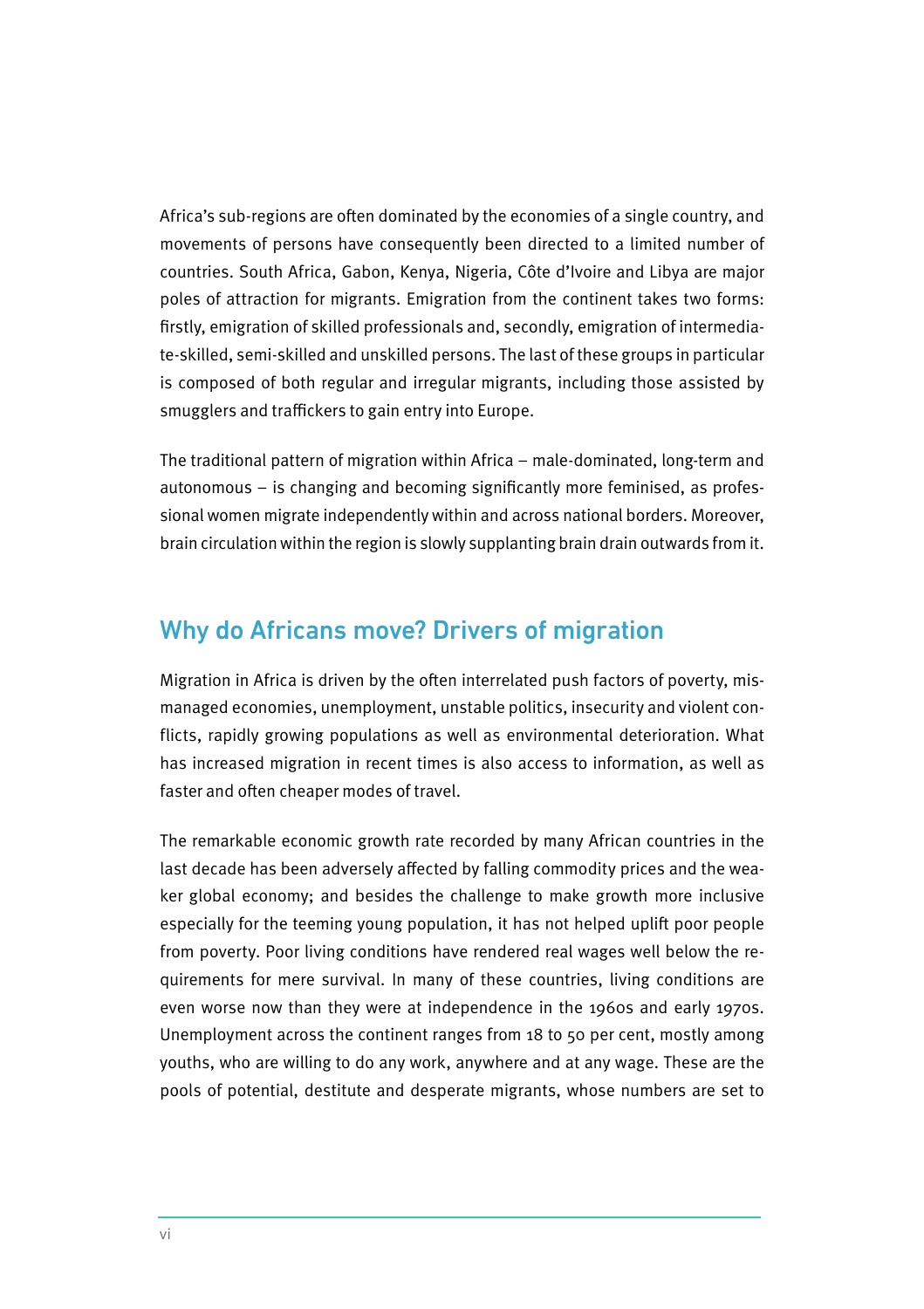Africa's sub-regions are often dominated by the economies of a single country, and movements of persons have consequently been directed to a limited number of countries. South Africa, Gabon, Kenya, Nigeria, Côte d'Ivoire and Libya are major poles of attraction for migrants. Emigration from the continent takes two forms: firstly, emigration of skilled professionals and, secondly, emigration of intermediate-skilled, semi-skilled and unskilled persons. The last of these groups in particular is composed of both regular and irregular migrants, including those assisted by smugglers and traffickers to gain entry into Europe.

The traditional pattern of migration within Africa – male-dominated, long-term and autonomous – is changing and becoming significantly more feminised, as professional women migrate independently within and across national borders. Moreover, brain circulation within the region is slowly supplanting brain drain outwards from it.

## Why do Africans move? Drivers of migration

Migration in Africa is driven by the often interrelated push factors of poverty, mismanaged economies, unemployment, unstable politics, insecurity and violent conflicts, rapidly growing populations as well as environmental deterioration. What has increased migration in recent times is also access to information, as well as faster and often cheaper modes of travel.

The remarkable economic growth rate recorded by many African countries in the last decade has been adversely affected by falling commodity prices and the weaker global economy; and besides the challenge to make growth more inclusive especially for the teeming young population, it has not helped uplift poor people from poverty. Poor living conditions have rendered real wages well below the requirements for mere survival. In many of these countries, living conditions are even worse now than they were at independence in the 1960s and early 1970s. Unemployment across the continent ranges from 18 to 50 per cent, mostly among youths, who are willing to do any work, anywhere and at any wage. These are the pools of potential, destitute and desperate migrants, whose numbers are set to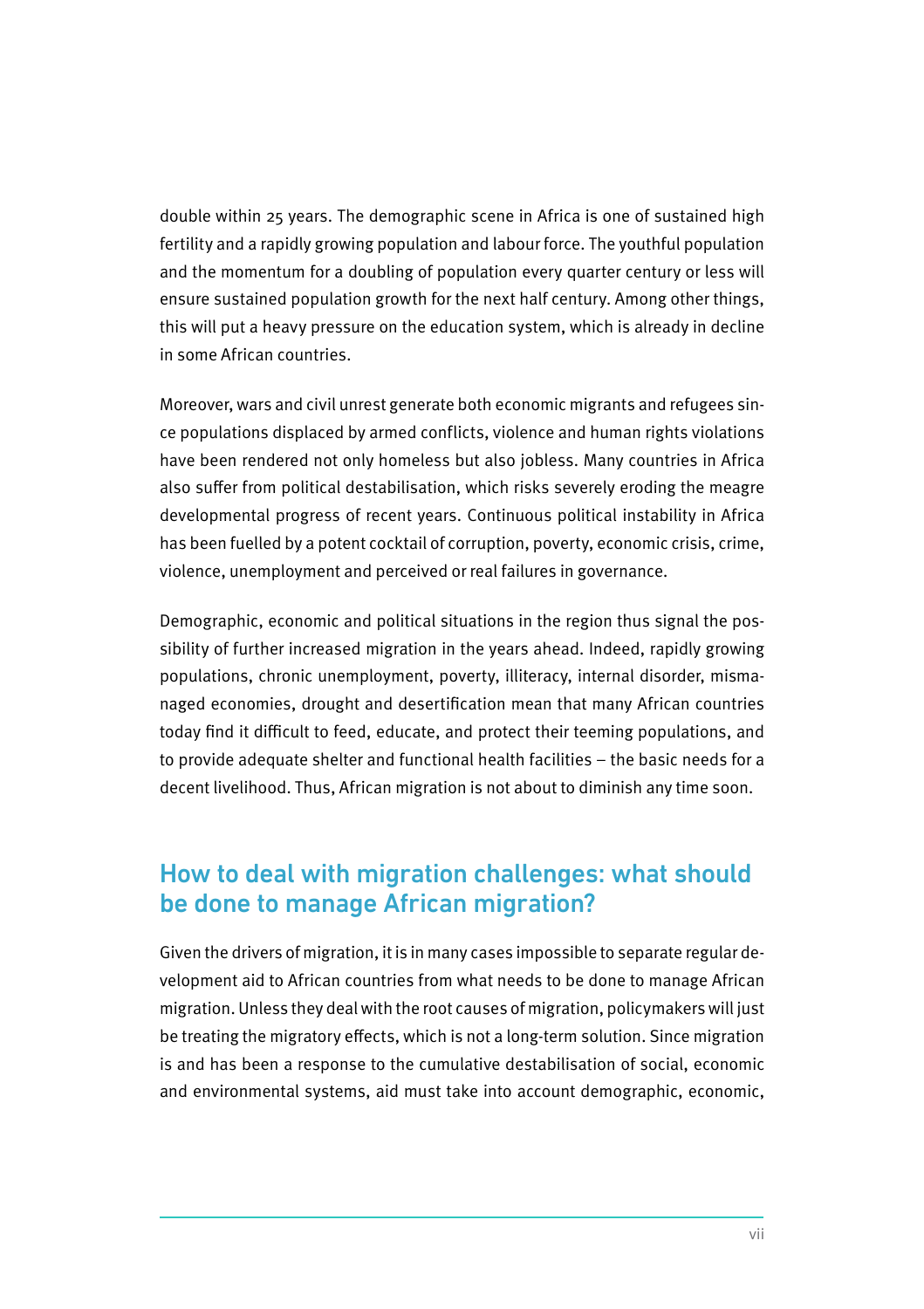double within 25 years. The demographic scene in Africa is one of sustained high fertility and a rapidly growing population and labour force. The youthful population and the momentum for a doubling of population every quarter century or less will ensure sustained population growth for the next half century. Among other things, this will put a heavy pressure on the education system, which is already in decline in some African countries.

Moreover, wars and civil unrest generate both economic migrants and refugees since populations displaced by armed conflicts, violence and human rights violations have been rendered not only homeless but also jobless. Many countries in Africa also suffer from political destabilisation, which risks severely eroding the meagre developmental progress of recent years. Continuous political instability in Africa has been fuelled by a potent cocktail of corruption, poverty, economic crisis, crime, violence, unemployment and perceived or real failures in governance.

Demographic, economic and political situations in the region thus signal the possibility of further increased migration in the years ahead. Indeed, rapidly growing populations, chronic unemployment, poverty, illiteracy, internal disorder, mismanaged economies, drought and desertification mean that many African countries today find it difficult to feed, educate, and protect their teeming populations, and to provide adequate shelter and functional health facilities – the basic needs for a decent livelihood. Thus, African migration is not about to diminish any time soon.

## How to deal with migration challenges: what should be done to manage African migration?

Given the drivers of migration, it is in many cases impossible to separate regular development aid to African countries from what needs to be done to manage African migration. Unless they deal with the root causes of migration, policymakers will just be treating the migratory effects, which is not a long-term solution. Since migration is and has been a response to the cumulative destabilisation of social, economic and environmental systems, aid must take into account demographic, economic,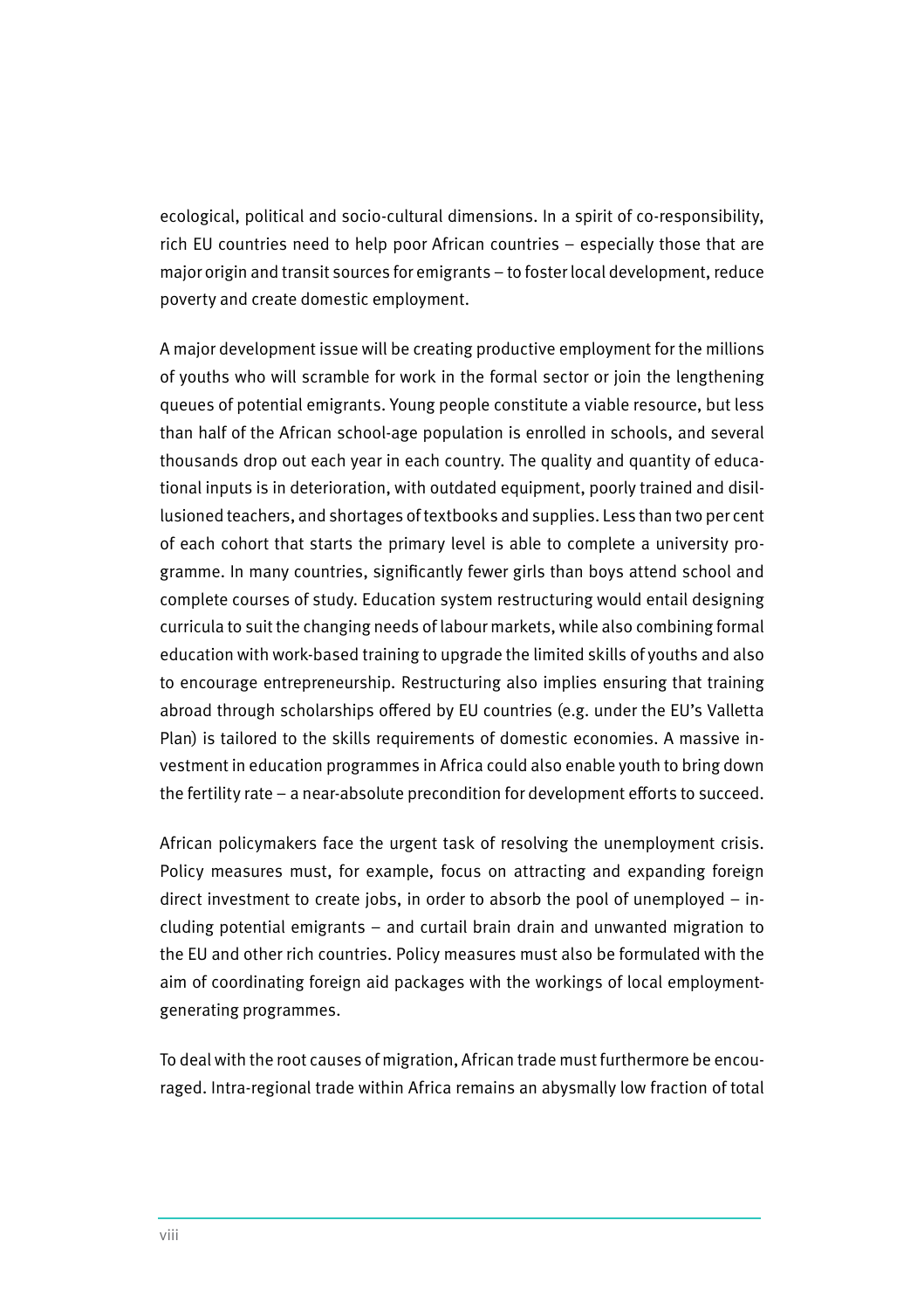ecological, political and socio-cultural dimensions. In a spirit of co-responsibility, rich EU countries need to help poor African countries – especially those that are major origin and transit sources for emigrants – to foster local development, reduce poverty and create domestic employment.

A major development issue will be creating productive employment for the millions of youths who will scramble for work in the formal sector or join the lengthening queues of potential emigrants. Young people constitute a viable resource, but less than half of the African school-age population is enrolled in schools, and several thousands drop out each year in each country. The quality and quantity of educational inputs is in deterioration, with outdated equipment, poorly trained and disillusioned teachers, and shortages of textbooks and supplies. Less than two per cent of each cohort that starts the primary level is able to complete a university programme. In many countries, significantly fewer girls than boys attend school and complete courses of study. Education system restructuring would entail designing curricula to suit the changing needs of labour markets, while also combining formal education with work-based training to upgrade the limited skills of youths and also to encourage entrepreneurship. Restructuring also implies ensuring that training abroad through scholarships offered by EU countries (e.g. under the EU's Valletta Plan) is tailored to the skills requirements of domestic economies. A massive investment in education programmes in Africa could also enable youth to bring down the fertility rate – a near-absolute precondition for development efforts to succeed.

African policymakers face the urgent task of resolving the unemployment crisis. Policy measures must, for example, focus on attracting and expanding foreign direct investment to create jobs, in order to absorb the pool of unemployed – including potential emigrants – and curtail brain drain and unwanted migration to the EU and other rich countries. Policy measures must also be formulated with the aim of coordinating foreign aid packages with the workings of local employment-generating programmes.

To deal with the root causes of migration, African trade must furthermore be encouraged. Intra-regional trade within Africa remains an abysmally low fraction of total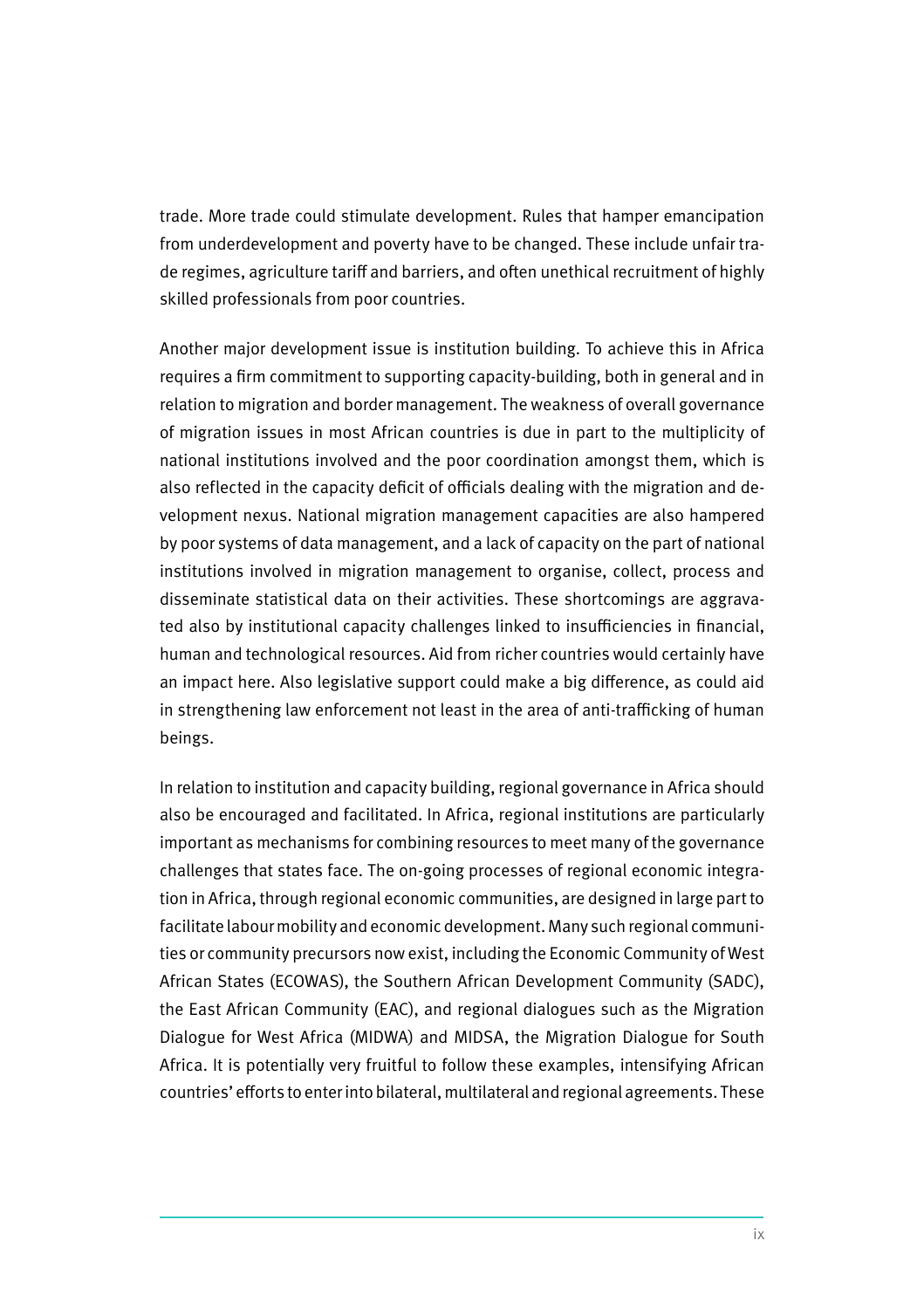trade. More trade could stimulate development. Rules that hamper emancipation from underdevelopment and poverty have to be changed. These include unfair trade regimes, agriculture tariff and barriers, and often unethical recruitment of highly skilled professionals from poor countries.

Another major development issue is institution building. To achieve this in Africa requires a firm commitment to supporting capacity-building, both in general and in relation to migration and border management. The weakness of overall governance of migration issues in most African countries is due in part to the multiplicity of national institutions involved and the poor coordination amongst them, which is also reflected in the capacity deficit of officials dealing with the migration and development nexus. National migration management capacities are also hampered by poor systems of data management, and a lack of capacity on the part of national institutions involved in migration management to organise, collect, process and disseminate statistical data on their activities. These shortcomings are aggravated also by institutional capacity challenges linked to insufficiencies in financial, human and technological resources. Aid from richer countries would certainly have an impact here. Also legislative support could make a big difference, as could aid in strengthening law enforcement not least in the area of anti-trafficking of human beings.

In relation to institution and capacity building, regional governance in Africa should also be encouraged and facilitated. In Africa, regional institutions are particularly important as mechanisms for combining resources to meet many of the governance challenges that states face. The on-going processes of regional economic integration in Africa, through regional economic communities, are designed in large part to facilitate labour mobility and economic development. Many such regional communities or community precursors now exist, including the Economic Community of West African States (ECOWAS), the Southern African Development Community (SADC), the East African Community (EAC), and regional dialogues such as the Migration Dialogue for West Africa (MIDWA) and MIDSA, the Migration Dialogue for South Africa. It is potentially very fruitful to follow these examples, intensifying African countries' efforts to enter into bilateral, multilateral and regional agreements. These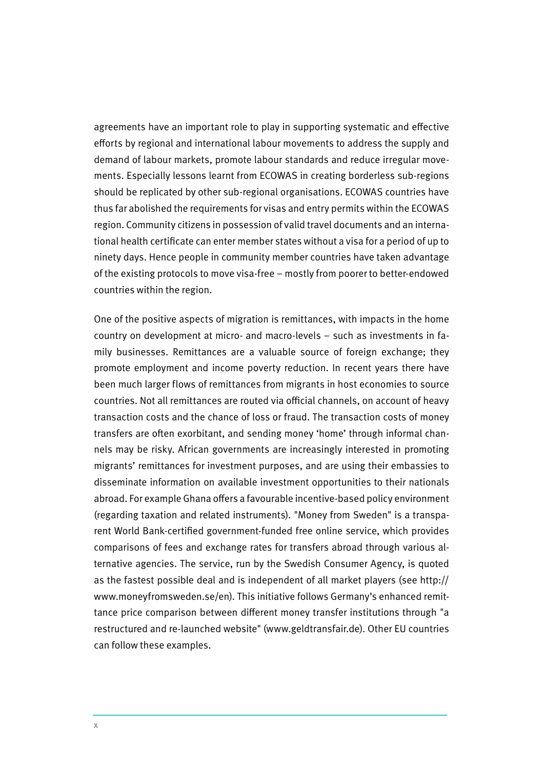agreements have an important role to play in supporting systematic and effective efforts by regional and international labour movements to address the supply and demand of labour markets, promote labour standards and reduce irregular movements. Especially lessons learnt from ECOWAS in creating borderless sub-regions should be replicated by other sub-regional organisations. ECOWAS countries have thus far abolished the requirements for visas and entry permits within the ECOWAS region. Community citizens in possession of valid travel documents and an international health certificate can enter member states without a visa for a period of up to ninety days. Hence people in community member countries have taken advantage of the existing protocols to move visa-free – mostly from poorer to better-endowed countries within the region.

One of the positive aspects of migration is remittances, with impacts in the home country on development at micro- and macro-levels – such as investments in family businesses. Remittances are a valuable source of foreign exchange; they promote employment and income poverty reduction. In recent years there have been much larger flows of remittances from migrants in host economies to source countries. Not all remittances are routed via official channels, on account of heavy transaction costs and the chance of loss or fraud. The transaction costs of money transfers are often exorbitant, and sending money 'home' through informal channels may be risky. African governments are increasingly interested in promoting migrants' remittances for investment purposes, and are using their embassies to disseminate information on available investment opportunities to their nationals abroad. For example Ghana offers a favourable incentive-based policy environment (regarding taxation and related instruments). "Money from Sweden" is a transparent World Bank-certified government-funded free online service, which provides comparisons of fees and exchange rates for transfers abroad through various alternative agencies. The service, run by the Swedish Consumer Agency, is quoted as the fastest possible deal and is independent of all market players (see http://www.moneyfromsweden.se/en). This initiative follows Germany's enhanced remittance price comparison between different money transfer institutions through "a restructured and re-launched website" (www.geldtransfair.de). Other EU countries can follow these examples.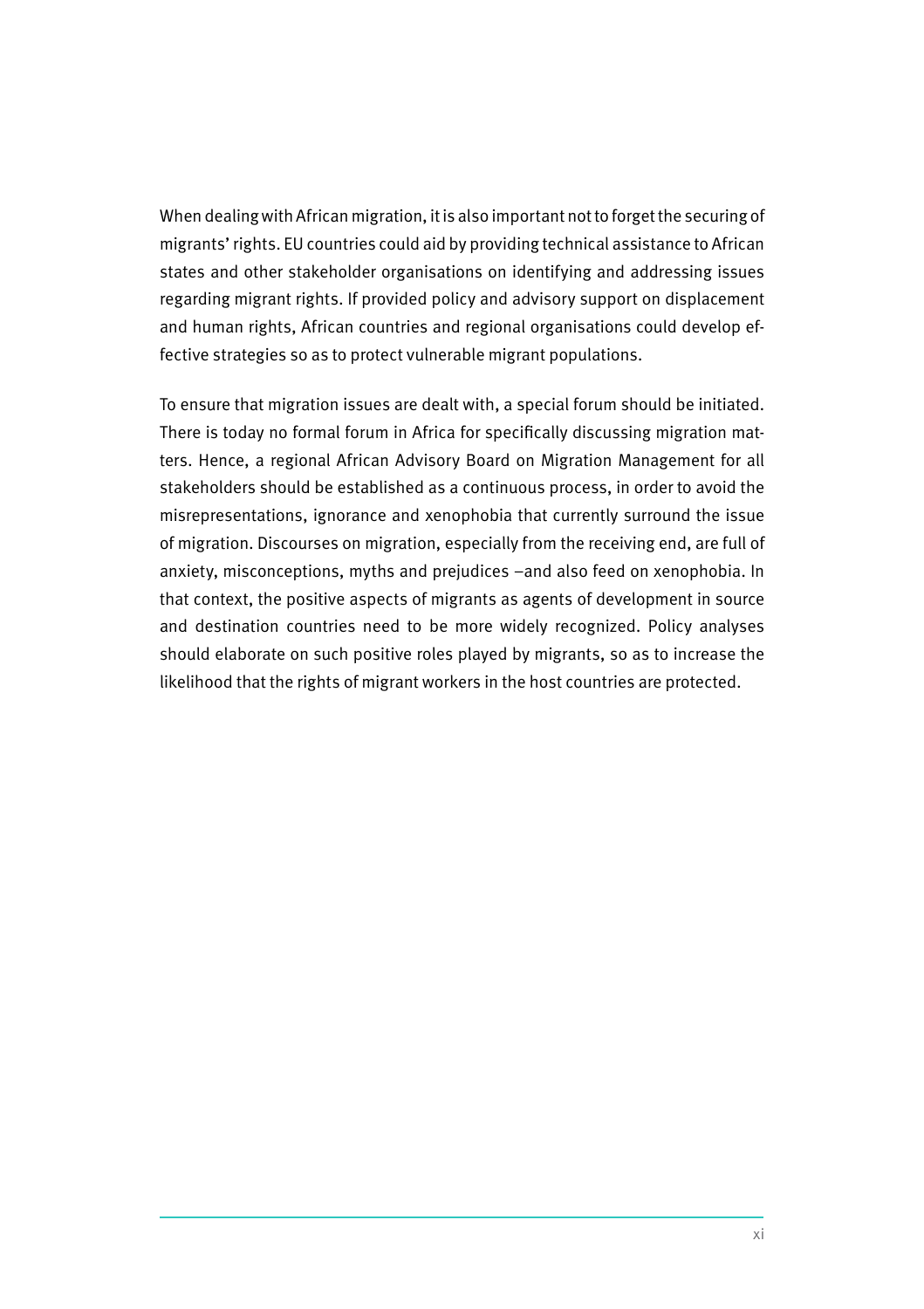When dealing with African migration, it is also important not to forget the securing of migrants' rights. EU countries could aid by providing technical assistance to African states and other stakeholder organisations on identifying and addressing issues regarding migrant rights. If provided policy and advisory support on displacement and human rights, African countries and regional organisations could develop effective strategies so as to protect vulnerable migrant populations.

To ensure that migration issues are dealt with, a special forum should be initiated. There is today no formal forum in Africa for specifically discussing migration matters. Hence, a regional African Advisory Board on Migration Management for all stakeholders should be established as a continuous process, in order to avoid the misrepresentations, ignorance and xenophobia that currently surround the issue of migration. Discourses on migration, especially from the receiving end, are full of anxiety, misconceptions, myths and prejudices –and also feed on xenophobia. In that context, the positive aspects of migrants as agents of development in source and destination countries need to be more widely recognized. Policy analyses should elaborate on such positive roles played by migrants, so as to increase the likelihood that the rights of migrant workers in the host countries are protected.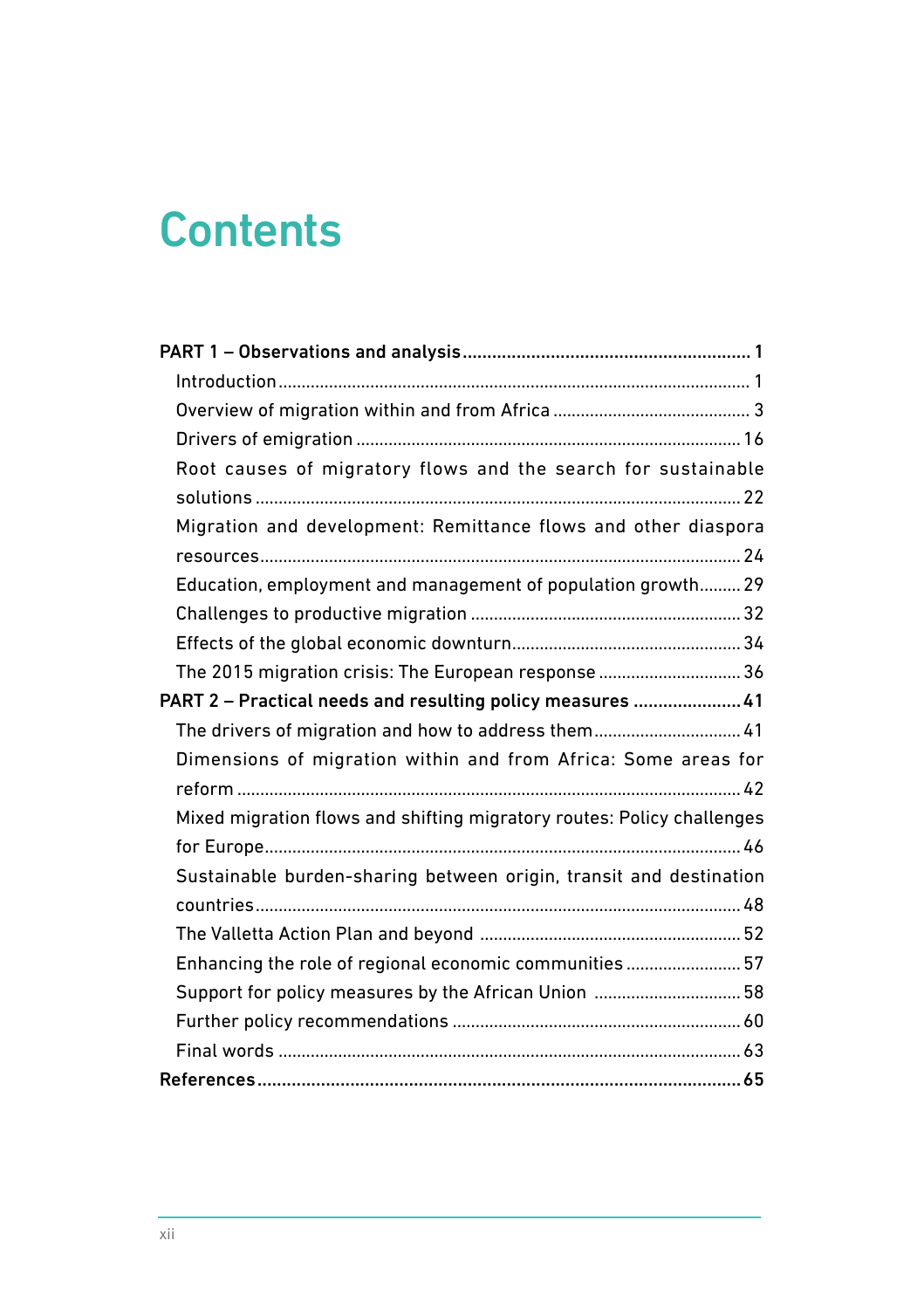# Contents

**PART 1 – Observations and analysis** .......... **1**

- Introduction .......... 1
- Overview of migration within and from Africa .......... 3
- Drivers of emigration .......... 16
- Root causes of migratory flows and the search for sustainable solutions .......... 22
- Migration and development: Remittance flows and other diaspora resources .......... 24
- Education, employment and management of population growth .......... 29
- Challenges to productive migration .......... 32
- Effects of the global economic downturn .......... 34
- The 2015 migration crisis: The European response .......... 36

**PART 2 – Practical needs and resulting policy measures** .......... **41**

- The drivers of migration and how to address them .......... 41
- Dimensions of migration within and from Africa: Some areas for reform .......... 42
- Mixed migration flows and shifting migratory routes: Policy challenges for Europe .......... 46
- Sustainable burden-sharing between origin, transit and destination countries .......... 48
- The Valletta Action Plan and beyond .......... 52
- Enhancing the role of regional economic communities .......... 57
- Support for policy measures by the African Union .......... 58
- Further policy recommendations .......... 60
- Final words .......... 63

**References** .......... **65**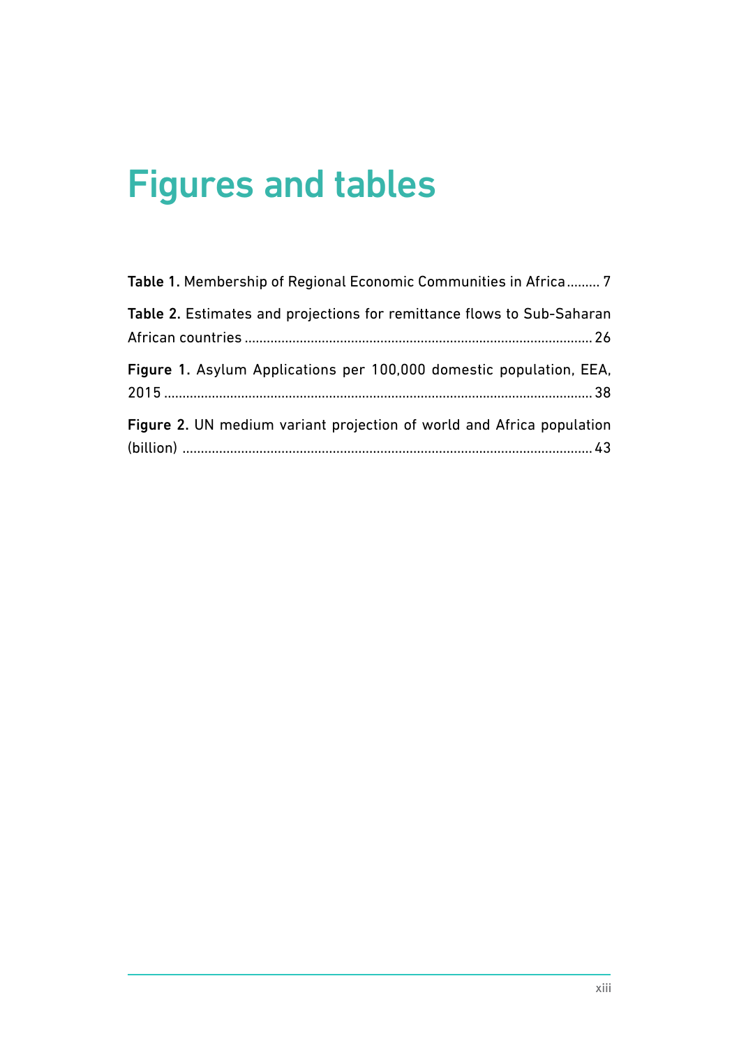# Figures and tables

**Table 1.** Membership of Regional Economic Communities in Africa ......... 7

**Table 2.** Estimates and projections for remittance flows to Sub-Saharan African countries ......... 26

**Figure 1.** Asylum Applications per 100,000 domestic population, EEA, 2015 ......... 38

**Figure 2.** UN medium variant projection of world and Africa population (billion) ......... 43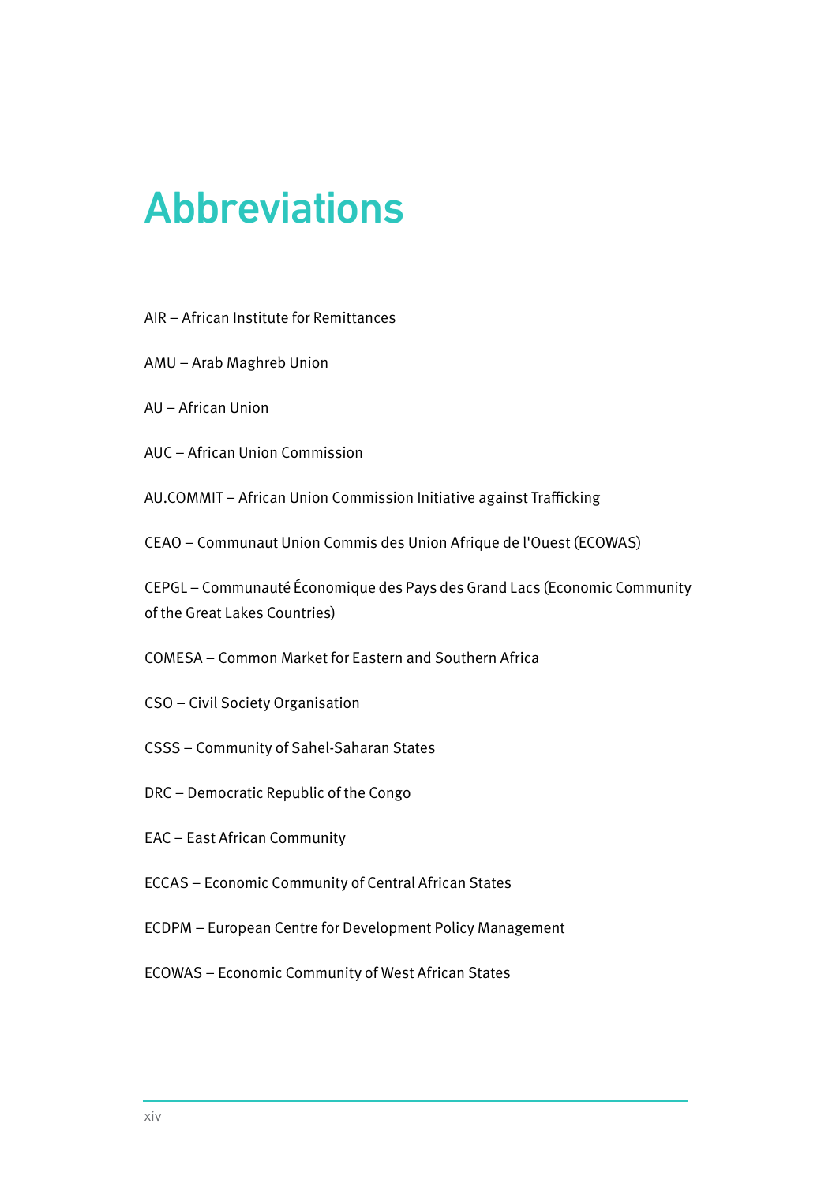# Abbreviations

AIR – African Institute for Remittances

AMU – Arab Maghreb Union

AU – African Union

AUC – African Union Commission

AU.COMMIT – African Union Commission Initiative against Trafficking

CEAO – Communaut Union Commis des Union Afrique de l'Ouest (ECOWAS)

CEPGL – Communauté Économique des Pays des Grand Lacs (Economic Community of the Great Lakes Countries)

COMESA – Common Market for Eastern and Southern Africa

CSO – Civil Society Organisation

CSSS – Community of Sahel-Saharan States

DRC – Democratic Republic of the Congo

EAC – East African Community

ECCAS – Economic Community of Central African States

ECDPM – European Centre for Development Policy Management

ECOWAS – Economic Community of West African States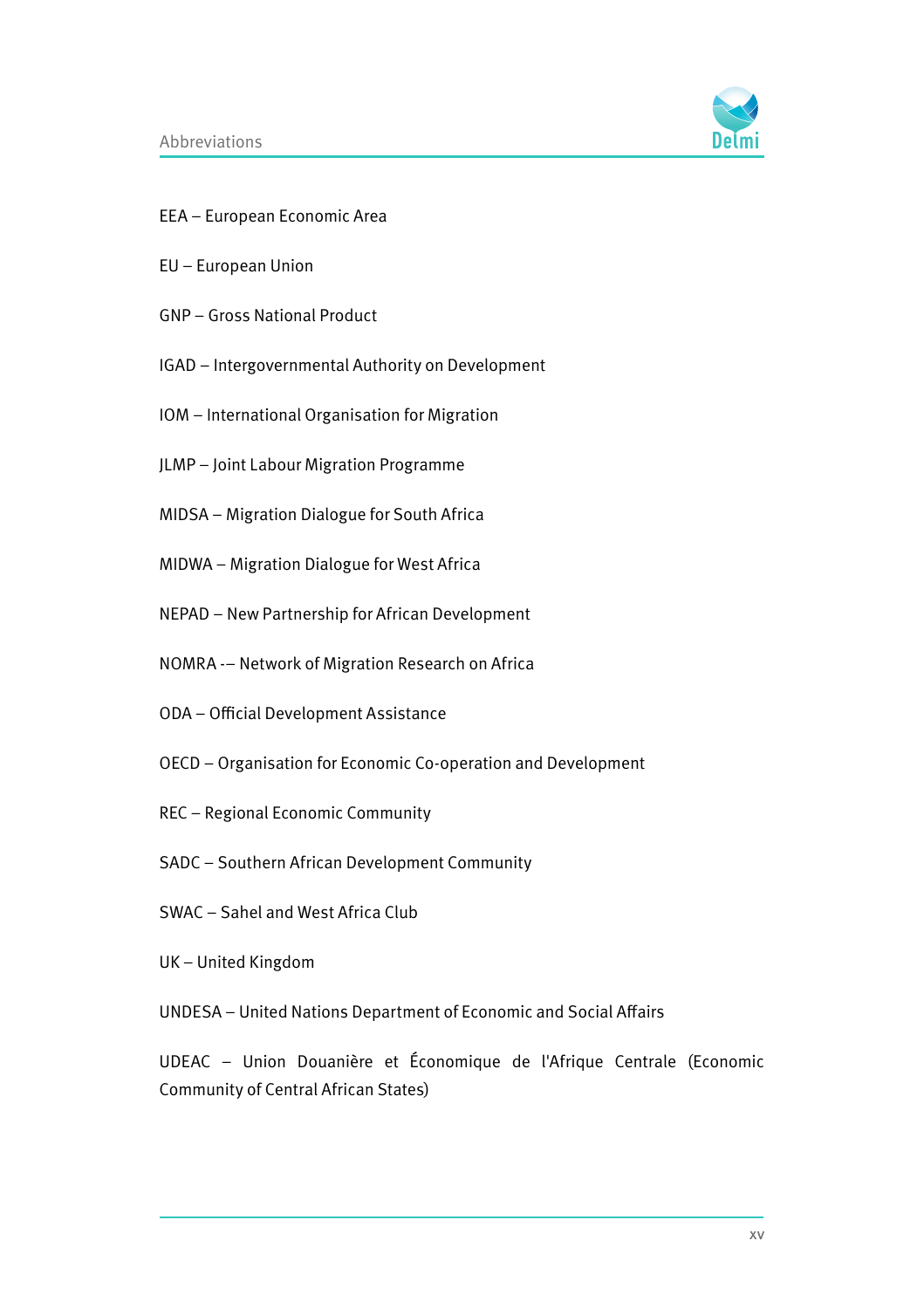EEA – European Economic Area

EU – European Union

GNP – Gross National Product

IGAD – Intergovernmental Authority on Development

IOM – International Organisation for Migration

JLMP – Joint Labour Migration Programme

MIDSA – Migration Dialogue for South Africa

MIDWA – Migration Dialogue for West Africa

NEPAD – New Partnership for African Development

NOMRA -– Network of Migration Research on Africa

ODA – Official Development Assistance

OECD – Organisation for Economic Co-operation and Development

REC – Regional Economic Community

SADC – Southern African Development Community

SWAC – Sahel and West Africa Club

UK – United Kingdom

UNDESA – United Nations Department of Economic and Social Affairs

UDEAC – Union Douanière et Économique de l'Afrique Centrale (Economic Community of Central African States)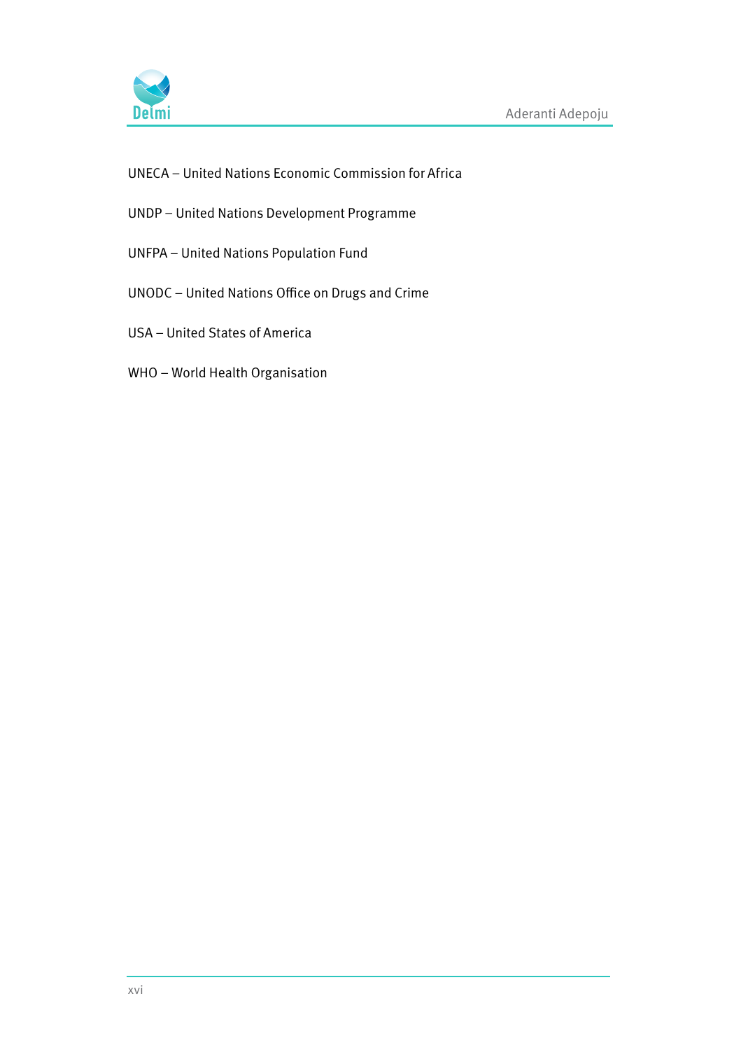UNECA – United Nations Economic Commission for Africa

UNDP – United Nations Development Programme

UNFPA – United Nations Population Fund

UNODC – United Nations Office on Drugs and Crime

USA – United States of America

WHO – World Health Organisation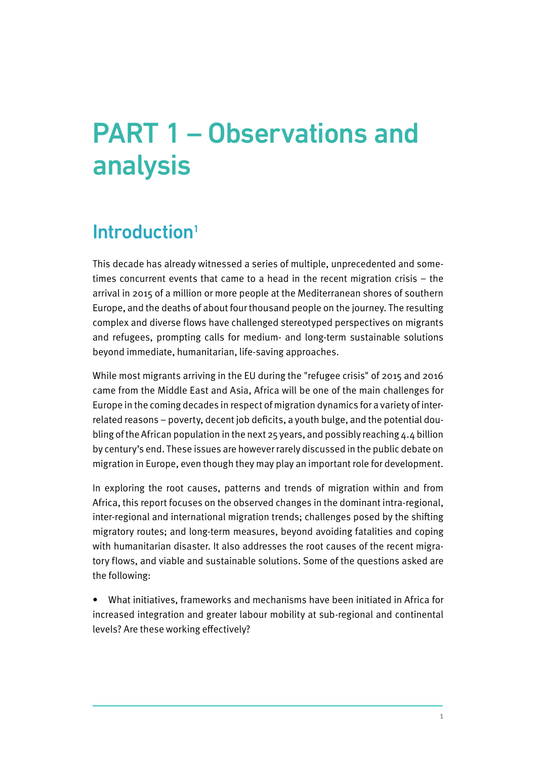# PART 1 – Observations and analysis

## Introduction[1]

This decade has already witnessed a series of multiple, unprecedented and sometimes concurrent events that came to a head in the recent migration crisis – the arrival in 2015 of a million or more people at the Mediterranean shores of southern Europe, and the deaths of about four thousand people on the journey. The resulting complex and diverse flows have challenged stereotyped perspectives on migrants and refugees, prompting calls for medium- and long-term sustainable solutions beyond immediate, humanitarian, life-saving approaches.

While most migrants arriving in the EU during the "refugee crisis" of 2015 and 2016 came from the Middle East and Asia, Africa will be one of the main challenges for Europe in the coming decades in respect of migration dynamics for a variety of interrelated reasons – poverty, decent job deficits, a youth bulge, and the potential doubling of the African population in the next 25 years, and possibly reaching 4.4 billion by century's end. These issues are however rarely discussed in the public debate on migration in Europe, even though they may play an important role for development.

In exploring the root causes, patterns and trends of migration within and from Africa, this report focuses on the observed changes in the dominant intra-regional, inter-regional and international migration trends; challenges posed by the shifting migratory routes; and long-term measures, beyond avoiding fatalities and coping with humanitarian disaster. It also addresses the root causes of the recent migratory flows, and viable and sustainable solutions. Some of the questions asked are the following:

- What initiatives, frameworks and mechanisms have been initiated in Africa for increased integration and greater labour mobility at sub-regional and continental levels? Are these working effectively?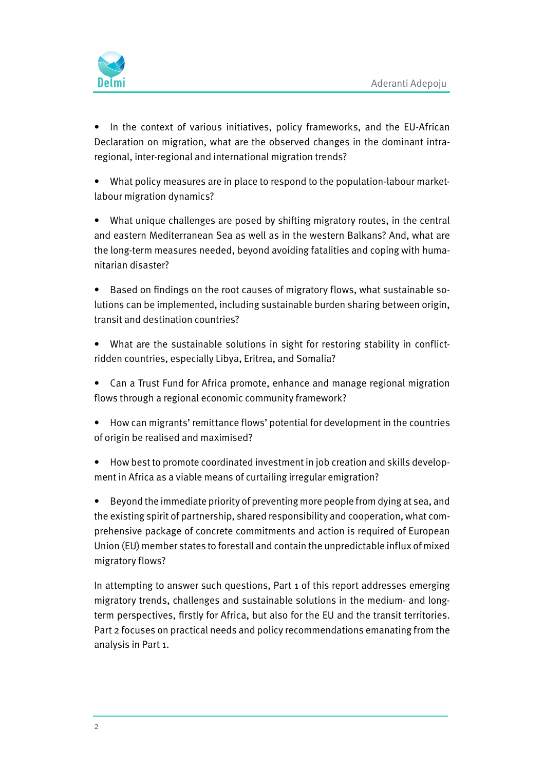- In the context of various initiatives, policy frameworks, and the EU-African Declaration on migration, what are the observed changes in the dominant intra-regional, inter-regional and international migration trends?

- What policy measures are in place to respond to the population-labour market-labour migration dynamics?

- What unique challenges are posed by shifting migratory routes, in the central and eastern Mediterranean Sea as well as in the western Balkans? And, what are the long-term measures needed, beyond avoiding fatalities and coping with humanitarian disaster?

- Based on findings on the root causes of migratory flows, what sustainable solutions can be implemented, including sustainable burden sharing between origin, transit and destination countries?

- What are the sustainable solutions in sight for restoring stability in conflict-ridden countries, especially Libya, Eritrea, and Somalia?

- Can a Trust Fund for Africa promote, enhance and manage regional migration flows through a regional economic community framework?

- How can migrants' remittance flows' potential for development in the countries of origin be realised and maximised?

- How best to promote coordinated investment in job creation and skills development in Africa as a viable means of curtailing irregular emigration?

- Beyond the immediate priority of preventing more people from dying at sea, and the existing spirit of partnership, shared responsibility and cooperation, what comprehensive package of concrete commitments and action is required of European Union (EU) member states to forestall and contain the unpredictable influx of mixed migratory flows?

In attempting to answer such questions, Part 1 of this report addresses emerging migratory trends, challenges and sustainable solutions in the medium- and long-term perspectives, firstly for Africa, but also for the EU and the transit territories. Part 2 focuses on practical needs and policy recommendations emanating from the analysis in Part 1.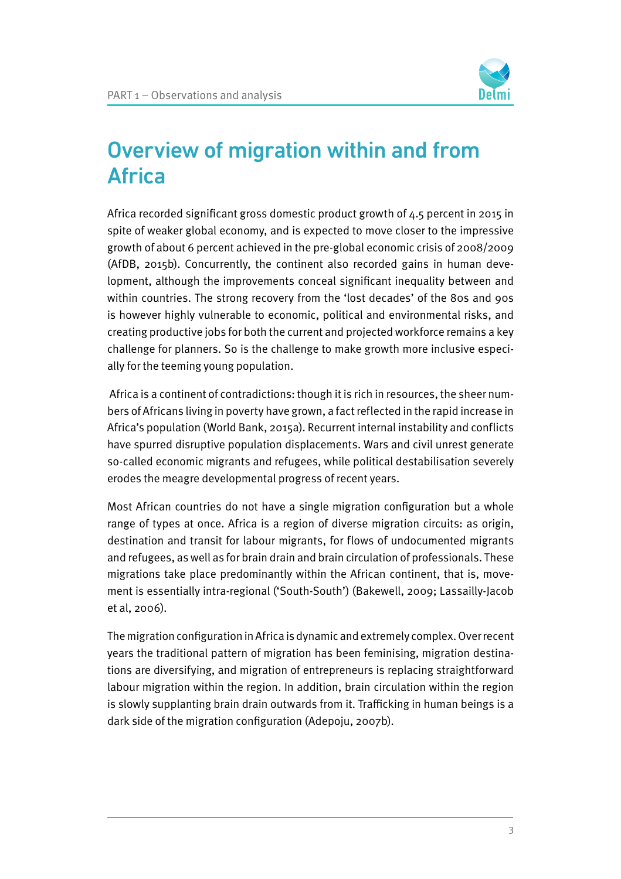# Overview of migration within and from Africa

Africa recorded significant gross domestic product growth of 4.5 percent in 2015 in spite of weaker global economy, and is expected to move closer to the impressive growth of about 6 percent achieved in the pre-global economic crisis of 2008/2009 (AfDB, 2015b). Concurrently, the continent also recorded gains in human development, although the improvements conceal significant inequality between and within countries. The strong recovery from the 'lost decades' of the 80s and 90s is however highly vulnerable to economic, political and environmental risks, and creating productive jobs for both the current and projected workforce remains a key challenge for planners. So is the challenge to make growth more inclusive especially for the teeming young population.

Africa is a continent of contradictions: though it is rich in resources, the sheer numbers of Africans living in poverty have grown, a fact reflected in the rapid increase in Africa's population (World Bank, 2015a). Recurrent internal instability and conflicts have spurred disruptive population displacements. Wars and civil unrest generate so-called economic migrants and refugees, while political destabilisation severely erodes the meagre developmental progress of recent years.

Most African countries do not have a single migration configuration but a whole range of types at once. Africa is a region of diverse migration circuits: as origin, destination and transit for labour migrants, for flows of undocumented migrants and refugees, as well as for brain drain and brain circulation of professionals. These migrations take place predominantly within the African continent, that is, movement is essentially intra-regional ('South-South') (Bakewell, 2009; Lassailly-Jacob et al, 2006).

The migration configuration in Africa is dynamic and extremely complex. Over recent years the traditional pattern of migration has been feminising, migration destinations are diversifying, and migration of entrepreneurs is replacing straightforward labour migration within the region. In addition, brain circulation within the region is slowly supplanting brain drain outwards from it. Trafficking in human beings is a dark side of the migration configuration (Adepoju, 2007b).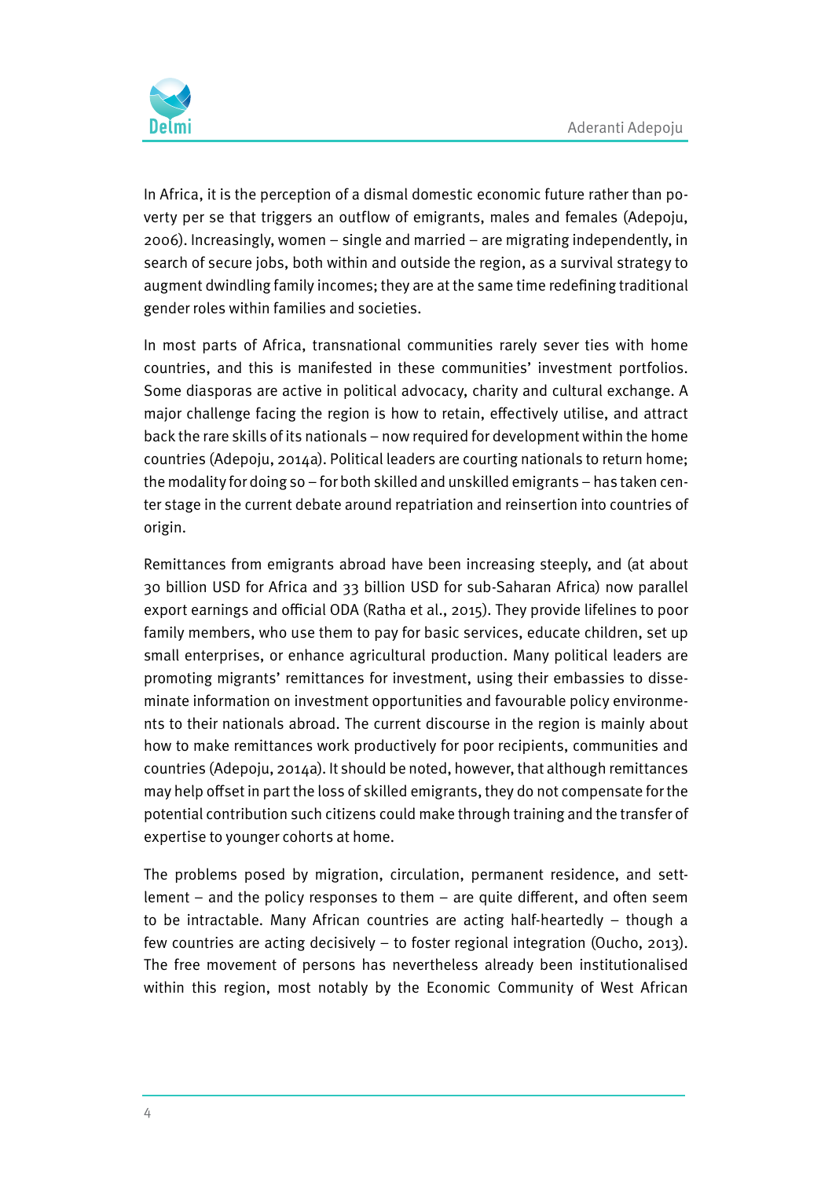In Africa, it is the perception of a dismal domestic economic future rather than poverty per se that triggers an outflow of emigrants, males and females (Adepoju, 2006). Increasingly, women – single and married – are migrating independently, in search of secure jobs, both within and outside the region, as a survival strategy to augment dwindling family incomes; they are at the same time redefining traditional gender roles within families and societies.

In most parts of Africa, transnational communities rarely sever ties with home countries, and this is manifested in these communities' investment portfolios. Some diasporas are active in political advocacy, charity and cultural exchange. A major challenge facing the region is how to retain, effectively utilise, and attract back the rare skills of its nationals – now required for development within the home countries (Adepoju, 2014a). Political leaders are courting nationals to return home; the modality for doing so – for both skilled and unskilled emigrants – has taken center stage in the current debate around repatriation and reinsertion into countries of origin.

Remittances from emigrants abroad have been increasing steeply, and (at about 30 billion USD for Africa and 33 billion USD for sub-Saharan Africa) now parallel export earnings and official ODA (Ratha et al., 2015). They provide lifelines to poor family members, who use them to pay for basic services, educate children, set up small enterprises, or enhance agricultural production. Many political leaders are promoting migrants' remittances for investment, using their embassies to disseminate information on investment opportunities and favourable policy environments to their nationals abroad. The current discourse in the region is mainly about how to make remittances work productively for poor recipients, communities and countries (Adepoju, 2014a). It should be noted, however, that although remittances may help offset in part the loss of skilled emigrants, they do not compensate for the potential contribution such citizens could make through training and the transfer of expertise to younger cohorts at home.

The problems posed by migration, circulation, permanent residence, and settlement – and the policy responses to them – are quite different, and often seem to be intractable. Many African countries are acting half-heartedly – though a few countries are acting decisively – to foster regional integration (Oucho, 2013). The free movement of persons has nevertheless already been institutionalised within this region, most notably by the Economic Community of West African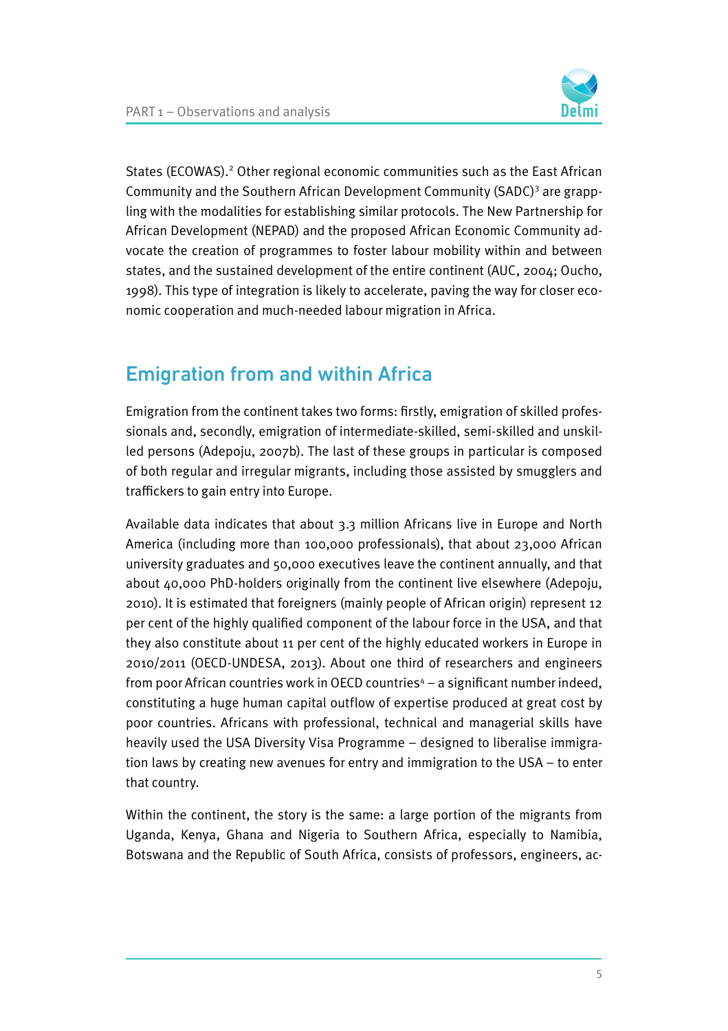States (ECOWAS).[2] Other regional economic communities such as the East African Community and the Southern African Development Community (SADC)[3] are grappling with the modalities for establishing similar protocols. The New Partnership for African Development (NEPAD) and the proposed African Economic Community advocate the creation of programmes to foster labour mobility within and between states, and the sustained development of the entire continent (AUC, 2004; Oucho, 1998). This type of integration is likely to accelerate, paving the way for closer economic cooperation and much-needed labour migration in Africa.

## Emigration from and within Africa

Emigration from the continent takes two forms: firstly, emigration of skilled professionals and, secondly, emigration of intermediate-skilled, semi-skilled and unskilled persons (Adepoju, 2007b). The last of these groups in particular is composed of both regular and irregular migrants, including those assisted by smugglers and traffickers to gain entry into Europe.

Available data indicates that about 3.3 million Africans live in Europe and North America (including more than 100,000 professionals), that about 23,000 African university graduates and 50,000 executives leave the continent annually, and that about 40,000 PhD-holders originally from the continent live elsewhere (Adepoju, 2010). It is estimated that foreigners (mainly people of African origin) represent 12 per cent of the highly qualified component of the labour force in the USA, and that they also constitute about 11 per cent of the highly educated workers in Europe in 2010/2011 (OECD-UNDESA, 2013). About one third of researchers and engineers from poor African countries work in OECD countries[4] – a significant number indeed, constituting a huge human capital outflow of expertise produced at great cost by poor countries. Africans with professional, technical and managerial skills have heavily used the USA Diversity Visa Programme – designed to liberalise immigration laws by creating new avenues for entry and immigration to the USA – to enter that country.

Within the continent, the story is the same: a large portion of the migrants from Uganda, Kenya, Ghana and Nigeria to Southern Africa, especially to Namibia, Botswana and the Republic of South Africa, consists of professors, engineers, ac-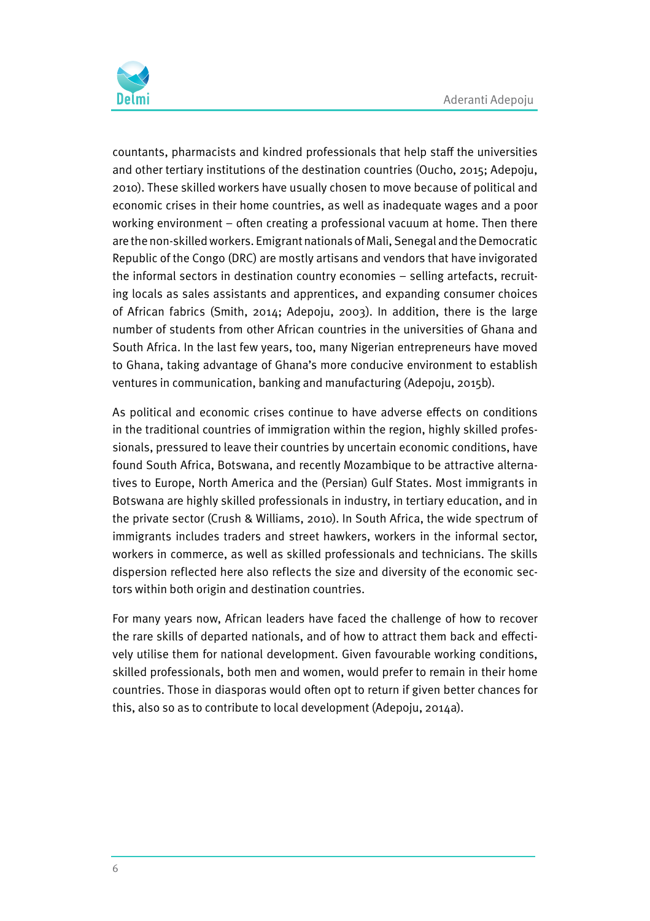countants, pharmacists and kindred professionals that help staff the universities and other tertiary institutions of the destination countries (Oucho, 2015; Adepoju, 2010). These skilled workers have usually chosen to move because of political and economic crises in their home countries, as well as inadequate wages and a poor working environment – often creating a professional vacuum at home. Then there are the non-skilled workers. Emigrant nationals of Mali, Senegal and the Democratic Republic of the Congo (DRC) are mostly artisans and vendors that have invigorated the informal sectors in destination country economies – selling artefacts, recruiting locals as sales assistants and apprentices, and expanding consumer choices of African fabrics (Smith, 2014; Adepoju, 2003). In addition, there is the large number of students from other African countries in the universities of Ghana and South Africa. In the last few years, too, many Nigerian entrepreneurs have moved to Ghana, taking advantage of Ghana's more conducive environment to establish ventures in communication, banking and manufacturing (Adepoju, 2015b).

As political and economic crises continue to have adverse effects on conditions in the traditional countries of immigration within the region, highly skilled professionals, pressured to leave their countries by uncertain economic conditions, have found South Africa, Botswana, and recently Mozambique to be attractive alternatives to Europe, North America and the (Persian) Gulf States. Most immigrants in Botswana are highly skilled professionals in industry, in tertiary education, and in the private sector (Crush & Williams, 2010). In South Africa, the wide spectrum of immigrants includes traders and street hawkers, workers in the informal sector, workers in commerce, as well as skilled professionals and technicians. The skills dispersion reflected here also reflects the size and diversity of the economic sectors within both origin and destination countries.

For many years now, African leaders have faced the challenge of how to recover the rare skills of departed nationals, and of how to attract them back and effectively utilise them for national development. Given favourable working conditions, skilled professionals, both men and women, would prefer to remain in their home countries. Those in diasporas would often opt to return if given better chances for this, also so as to contribute to local development (Adepoju, 2014a).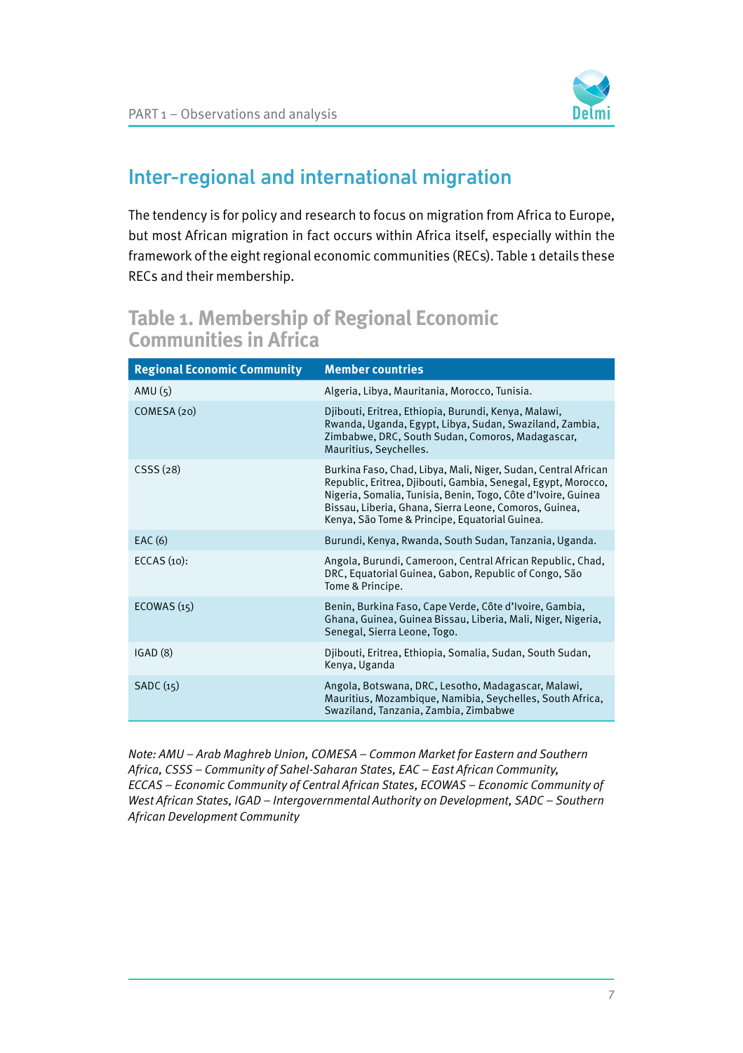## Inter-regional and international migration

The tendency is for policy and research to focus on migration from Africa to Europe, but most African migration in fact occurs within Africa itself, especially within the framework of the eight regional economic communities (RECs). Table 1 details these RECs and their membership.

### Table 1. Membership of Regional Economic Communities in Africa

| Regional Economic Community | Member countries |
|---|---|
| AMU (5) | Algeria, Libya, Mauritania, Morocco, Tunisia. |
| COMESA (20) | Djibouti, Eritrea, Ethiopia, Burundi, Kenya, Malawi, Rwanda, Uganda, Egypt, Libya, Sudan, Swaziland, Zambia, Zimbabwe, DRC, South Sudan, Comoros, Madagascar, Mauritius, Seychelles. |
| CSSS (28) | Burkina Faso, Chad, Libya, Mali, Niger, Sudan, Central African Republic, Eritrea, Djibouti, Gambia, Senegal, Egypt, Morocco, Nigeria, Somalia, Tunisia, Benin, Togo, Côte d'Ivoire, Guinea Bissau, Liberia, Ghana, Sierra Leone, Comoros, Guinea, Kenya, São Tome & Principe, Equatorial Guinea. |
| EAC (6) | Burundi, Kenya, Rwanda, South Sudan, Tanzania, Uganda. |
| ECCAS (10): | Angola, Burundi, Cameroon, Central African Republic, Chad, DRC, Equatorial Guinea, Gabon, Republic of Congo, São Tome & Principe. |
| ECOWAS (15) | Benin, Burkina Faso, Cape Verde, Côte d'Ivoire, Gambia, Ghana, Guinea, Guinea Bissau, Liberia, Mali, Niger, Nigeria, Senegal, Sierra Leone, Togo. |
| IGAD (8) | Djibouti, Eritrea, Ethiopia, Somalia, Sudan, South Sudan, Kenya, Uganda |
| SADC (15) | Angola, Botswana, DRC, Lesotho, Madagascar, Malawi, Mauritius, Mozambique, Namibia, Seychelles, South Africa, Swaziland, Tanzania, Zambia, Zimbabwe |

*Note: AMU – Arab Maghreb Union, COMESA – Common Market for Eastern and Southern Africa, CSSS – Community of Sahel-Saharan States, EAC – East African Community, ECCAS – Economic Community of Central African States, ECOWAS – Economic Community of West African States, IGAD – Intergovernmental Authority on Development, SADC – Southern African Development Community*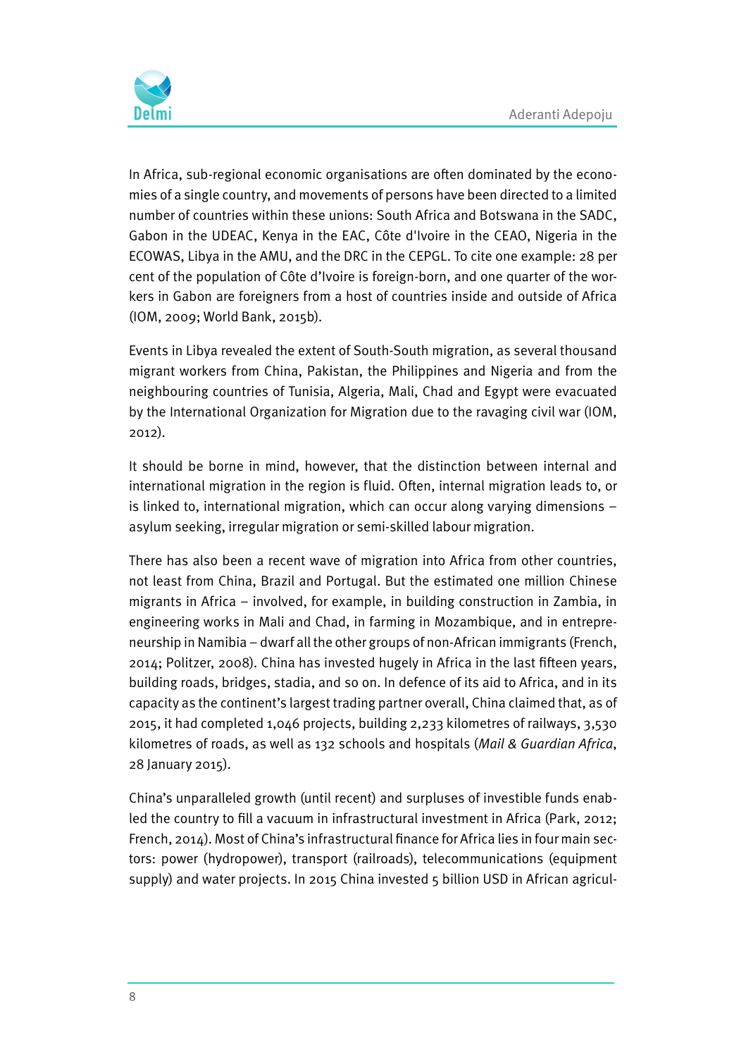In Africa, sub-regional economic organisations are often dominated by the economies of a single country, and movements of persons have been directed to a limited number of countries within these unions: South Africa and Botswana in the SADC, Gabon in the UDEAC, Kenya in the EAC, Côte d'Ivoire in the CEAO, Nigeria in the ECOWAS, Libya in the AMU, and the DRC in the CEPGL. To cite one example: 28 per cent of the population of Côte d'Ivoire is foreign-born, and one quarter of the workers in Gabon are foreigners from a host of countries inside and outside of Africa (IOM, 2009; World Bank, 2015b).

Events in Libya revealed the extent of South-South migration, as several thousand migrant workers from China, Pakistan, the Philippines and Nigeria and from the neighbouring countries of Tunisia, Algeria, Mali, Chad and Egypt were evacuated by the International Organization for Migration due to the ravaging civil war (IOM, 2012).

It should be borne in mind, however, that the distinction between internal and international migration in the region is fluid. Often, internal migration leads to, or is linked to, international migration, which can occur along varying dimensions – asylum seeking, irregular migration or semi-skilled labour migration.

There has also been a recent wave of migration into Africa from other countries, not least from China, Brazil and Portugal. But the estimated one million Chinese migrants in Africa – involved, for example, in building construction in Zambia, in engineering works in Mali and Chad, in farming in Mozambique, and in entrepreneurship in Namibia – dwarf all the other groups of non-African immigrants (French, 2014; Politzer, 2008). China has invested hugely in Africa in the last fifteen years, building roads, bridges, stadia, and so on. In defence of its aid to Africa, and in its capacity as the continent's largest trading partner overall, China claimed that, as of 2015, it had completed 1,046 projects, building 2,233 kilometres of railways, 3,530 kilometres of roads, as well as 132 schools and hospitals (*Mail & Guardian Africa*, 28 January 2015).

China's unparalleled growth (until recent) and surpluses of investible funds enabled the country to fill a vacuum in infrastructural investment in Africa (Park, 2012; French, 2014). Most of China's infrastructural finance for Africa lies in four main sectors: power (hydropower), transport (railroads), telecommunications (equipment supply) and water projects. In 2015 China invested 5 billion USD in African agricul-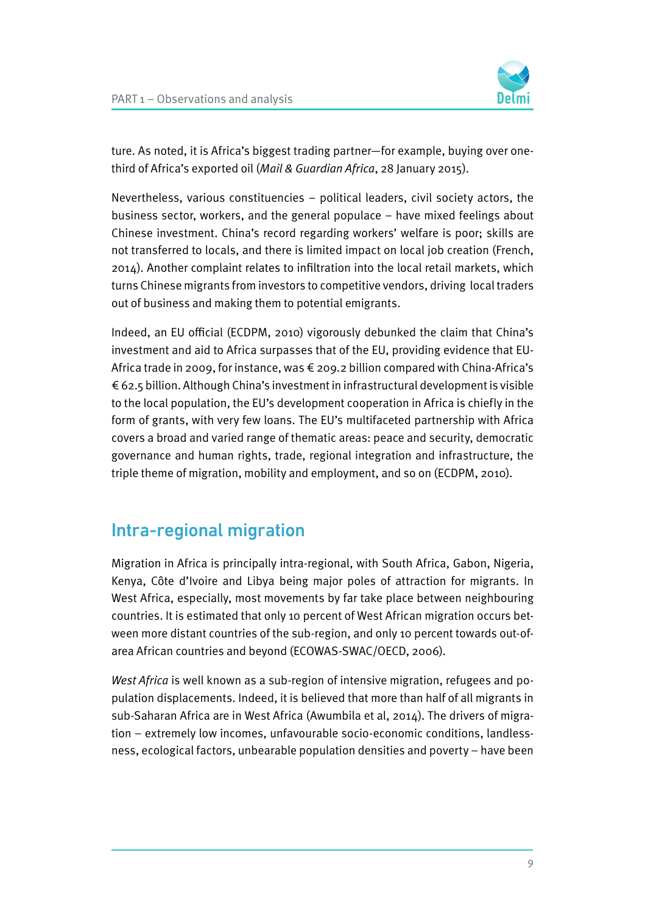ture. As noted, it is Africa's biggest trading partner—for example, buying over one-third of Africa's exported oil (*Mail & Guardian Africa*, 28 January 2015).

Nevertheless, various constituencies – political leaders, civil society actors, the business sector, workers, and the general populace – have mixed feelings about Chinese investment. China's record regarding workers' welfare is poor; skills are not transferred to locals, and there is limited impact on local job creation (French, 2014). Another complaint relates to infiltration into the local retail markets, which turns Chinese migrants from investors to competitive vendors, driving local traders out of business and making them to potential emigrants.

Indeed, an EU official (ECDPM, 2010) vigorously debunked the claim that China's investment and aid to Africa surpasses that of the EU, providing evidence that EU-Africa trade in 2009, for instance, was € 209.2 billion compared with China-Africa's € 62.5 billion. Although China's investment in infrastructural development is visible to the local population, the EU's development cooperation in Africa is chiefly in the form of grants, with very few loans. The EU's multifaceted partnership with Africa covers a broad and varied range of thematic areas: peace and security, democratic governance and human rights, trade, regional integration and infrastructure, the triple theme of migration, mobility and employment, and so on (ECDPM, 2010).

## Intra-regional migration

Migration in Africa is principally intra-regional, with South Africa, Gabon, Nigeria, Kenya, Côte d'Ivoire and Libya being major poles of attraction for migrants. In West Africa, especially, most movements by far take place between neighbouring countries. It is estimated that only 10 percent of West African migration occurs between more distant countries of the sub-region, and only 10 percent towards out-of-area African countries and beyond (ECOWAS-SWAC/OECD, 2006).

*West Africa* is well known as a sub-region of intensive migration, refugees and population displacements. Indeed, it is believed that more than half of all migrants in sub-Saharan Africa are in West Africa (Awumbila et al, 2014). The drivers of migration – extremely low incomes, unfavourable socio-economic conditions, landlessness, ecological factors, unbearable population densities and poverty – have been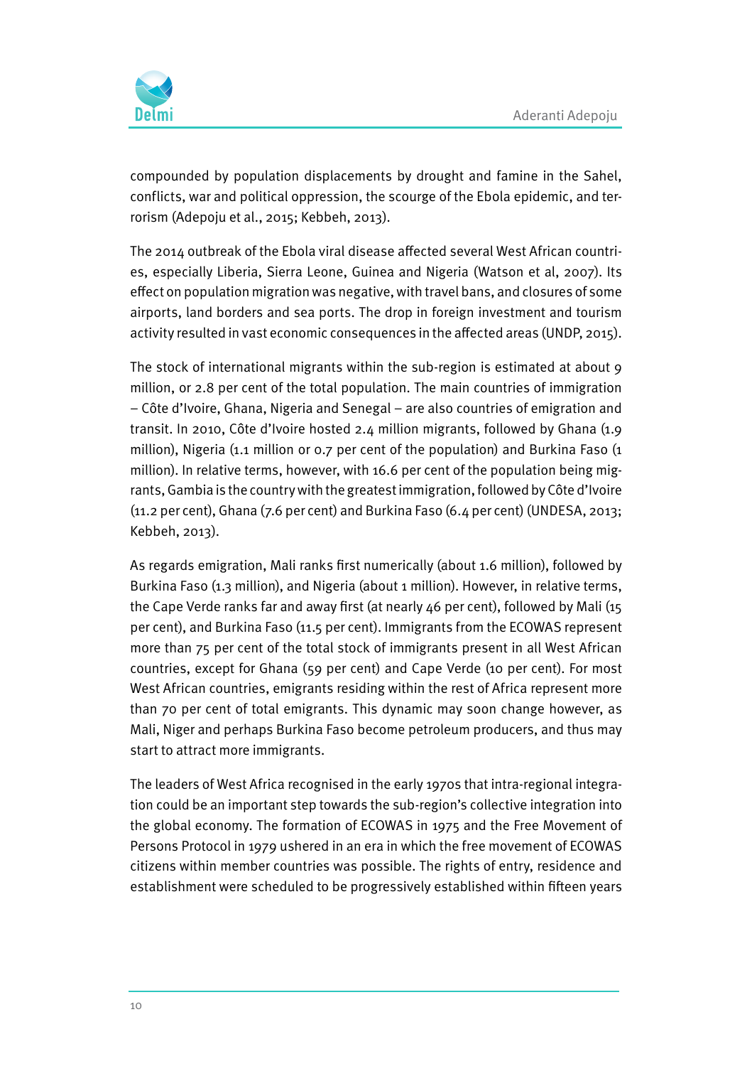compounded by population displacements by drought and famine in the Sahel, conflicts, war and political oppression, the scourge of the Ebola epidemic, and terrorism (Adepoju et al., 2015; Kebbeh, 2013).

The 2014 outbreak of the Ebola viral disease affected several West African countries, especially Liberia, Sierra Leone, Guinea and Nigeria (Watson et al, 2007). Its effect on population migration was negative, with travel bans, and closures of some airports, land borders and sea ports. The drop in foreign investment and tourism activity resulted in vast economic consequences in the affected areas (UNDP, 2015).

The stock of international migrants within the sub-region is estimated at about 9 million, or 2.8 per cent of the total population. The main countries of immigration – Côte d'Ivoire, Ghana, Nigeria and Senegal – are also countries of emigration and transit. In 2010, Côte d'Ivoire hosted 2.4 million migrants, followed by Ghana (1.9 million), Nigeria (1.1 million or 0.7 per cent of the population) and Burkina Faso (1 million). In relative terms, however, with 16.6 per cent of the population being migrants, Gambia is the country with the greatest immigration, followed by Côte d'Ivoire (11.2 per cent), Ghana (7.6 per cent) and Burkina Faso (6.4 per cent) (UNDESA, 2013; Kebbeh, 2013).

As regards emigration, Mali ranks first numerically (about 1.6 million), followed by Burkina Faso (1.3 million), and Nigeria (about 1 million). However, in relative terms, the Cape Verde ranks far and away first (at nearly 46 per cent), followed by Mali (15 per cent), and Burkina Faso (11.5 per cent). Immigrants from the ECOWAS represent more than 75 per cent of the total stock of immigrants present in all West African countries, except for Ghana (59 per cent) and Cape Verde (10 per cent). For most West African countries, emigrants residing within the rest of Africa represent more than 70 per cent of total emigrants. This dynamic may soon change however, as Mali, Niger and perhaps Burkina Faso become petroleum producers, and thus may start to attract more immigrants.

The leaders of West Africa recognised in the early 1970s that intra-regional integration could be an important step towards the sub-region's collective integration into the global economy. The formation of ECOWAS in 1975 and the Free Movement of Persons Protocol in 1979 ushered in an era in which the free movement of ECOWAS citizens within member countries was possible. The rights of entry, residence and establishment were scheduled to be progressively established within fifteen years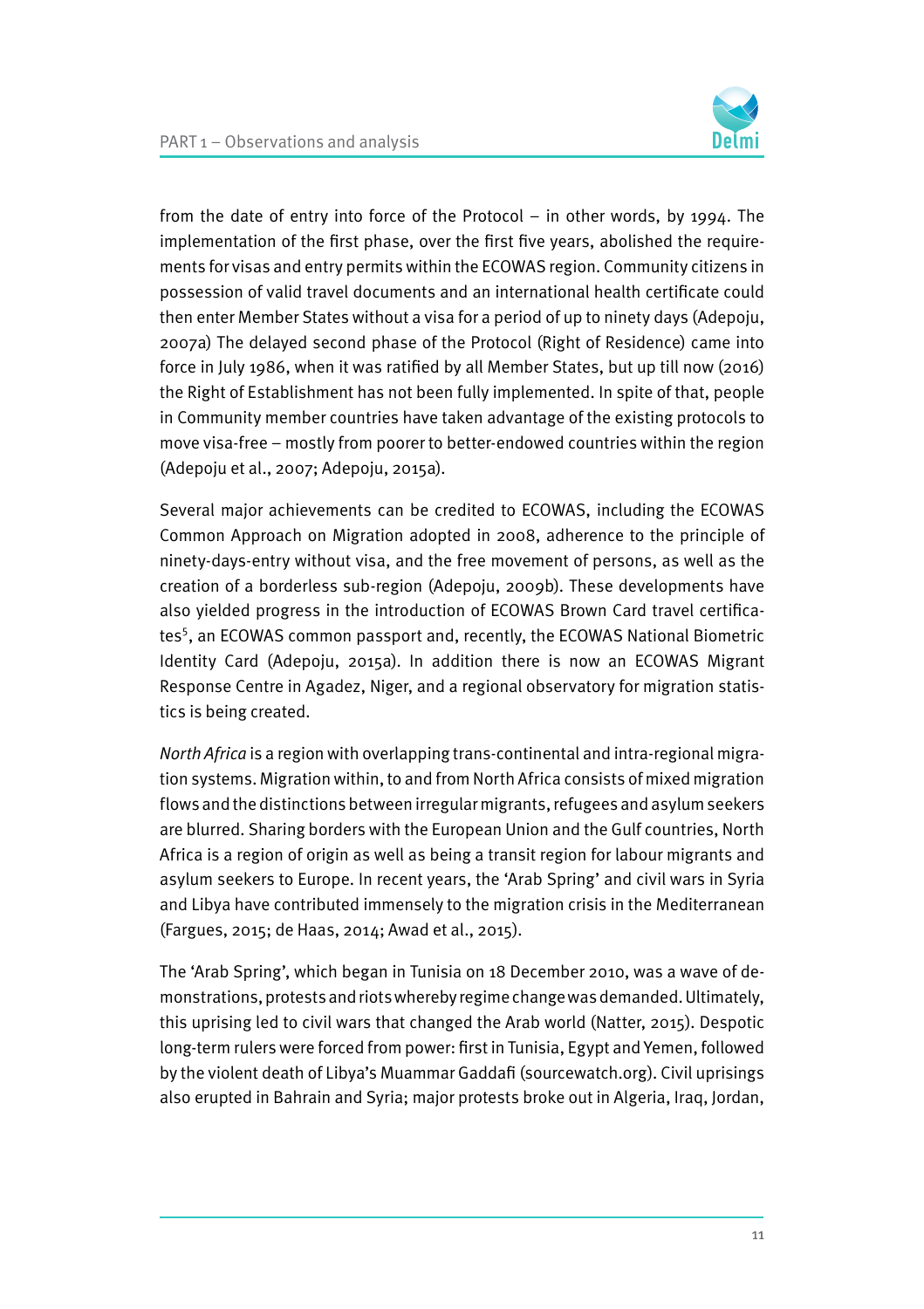from the date of entry into force of the Protocol – in other words, by 1994. The implementation of the first phase, over the first five years, abolished the requirements for visas and entry permits within the ECOWAS region. Community citizens in possession of valid travel documents and an international health certificate could then enter Member States without a visa for a period of up to ninety days (Adepoju, 2007a) The delayed second phase of the Protocol (Right of Residence) came into force in July 1986, when it was ratified by all Member States, but up till now (2016) the Right of Establishment has not been fully implemented. In spite of that, people in Community member countries have taken advantage of the existing protocols to move visa-free – mostly from poorer to better-endowed countries within the region (Adepoju et al., 2007; Adepoju, 2015a).

Several major achievements can be credited to ECOWAS, including the ECOWAS Common Approach on Migration adopted in 2008, adherence to the principle of ninety-days-entry without visa, and the free movement of persons, as well as the creation of a borderless sub-region (Adepoju, 2009b). These developments have also yielded progress in the introduction of ECOWAS Brown Card travel certificates[5], an ECOWAS common passport and, recently, the ECOWAS National Biometric Identity Card (Adepoju, 2015a). In addition there is now an ECOWAS Migrant Response Centre in Agadez, Niger, and a regional observatory for migration statistics is being created.

*North Africa* is a region with overlapping trans-continental and intra-regional migration systems. Migration within, to and from North Africa consists of mixed migration flows and the distinctions between irregular migrants, refugees and asylum seekers are blurred. Sharing borders with the European Union and the Gulf countries, North Africa is a region of origin as well as being a transit region for labour migrants and asylum seekers to Europe. In recent years, the 'Arab Spring' and civil wars in Syria and Libya have contributed immensely to the migration crisis in the Mediterranean (Fargues, 2015; de Haas, 2014; Awad et al., 2015).

The 'Arab Spring', which began in Tunisia on 18 December 2010, was a wave of demonstrations, protests and riots whereby regime change was demanded. Ultimately, this uprising led to civil wars that changed the Arab world (Natter, 2015). Despotic long-term rulers were forced from power: first in Tunisia, Egypt and Yemen, followed by the violent death of Libya's Muammar Gaddafi (sourcewatch.org). Civil uprisings also erupted in Bahrain and Syria; major protests broke out in Algeria, Iraq, Jordan,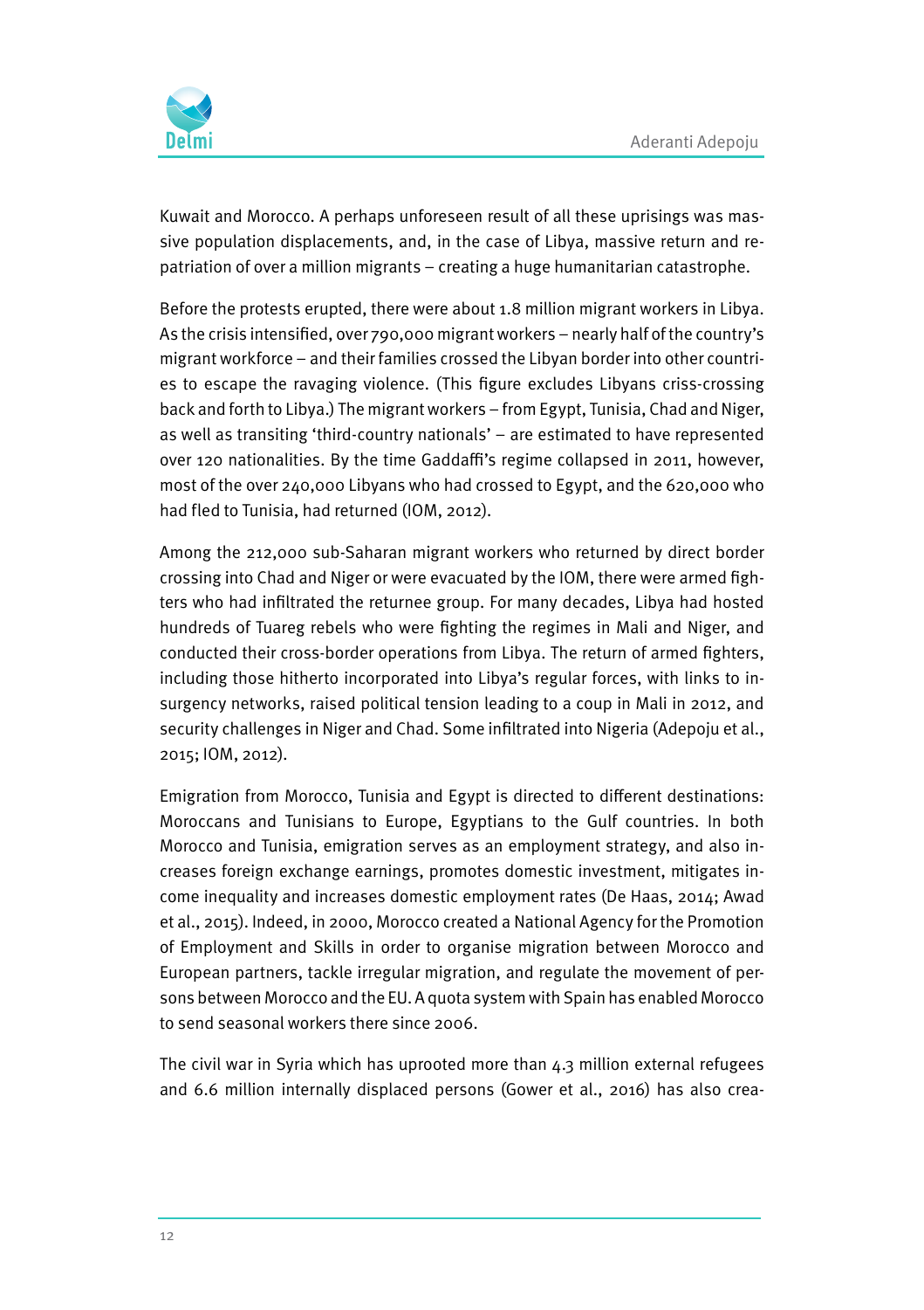Kuwait and Morocco. A perhaps unforeseen result of all these uprisings was massive population displacements, and, in the case of Libya, massive return and repatriation of over a million migrants – creating a huge humanitarian catastrophe.

Before the protests erupted, there were about 1.8 million migrant workers in Libya. As the crisis intensified, over 790,000 migrant workers – nearly half of the country's migrant workforce – and their families crossed the Libyan border into other countries to escape the ravaging violence. (This figure excludes Libyans criss-crossing back and forth to Libya.) The migrant workers – from Egypt, Tunisia, Chad and Niger, as well as transiting 'third-country nationals' – are estimated to have represented over 120 nationalities. By the time Gaddaffi's regime collapsed in 2011, however, most of the over 240,000 Libyans who had crossed to Egypt, and the 620,000 who had fled to Tunisia, had returned (IOM, 2012).

Among the 212,000 sub-Saharan migrant workers who returned by direct border crossing into Chad and Niger or were evacuated by the IOM, there were armed fighters who had infiltrated the returnee group. For many decades, Libya had hosted hundreds of Tuareg rebels who were fighting the regimes in Mali and Niger, and conducted their cross-border operations from Libya. The return of armed fighters, including those hitherto incorporated into Libya's regular forces, with links to insurgency networks, raised political tension leading to a coup in Mali in 2012, and security challenges in Niger and Chad. Some infiltrated into Nigeria (Adepoju et al., 2015; IOM, 2012).

Emigration from Morocco, Tunisia and Egypt is directed to different destinations: Moroccans and Tunisians to Europe, Egyptians to the Gulf countries. In both Morocco and Tunisia, emigration serves as an employment strategy, and also increases foreign exchange earnings, promotes domestic investment, mitigates income inequality and increases domestic employment rates (De Haas, 2014; Awad et al., 2015). Indeed, in 2000, Morocco created a National Agency for the Promotion of Employment and Skills in order to organise migration between Morocco and European partners, tackle irregular migration, and regulate the movement of persons between Morocco and the EU. A quota system with Spain has enabled Morocco to send seasonal workers there since 2006.

The civil war in Syria which has uprooted more than 4.3 million external refugees and 6.6 million internally displaced persons (Gower et al., 2016) has also crea-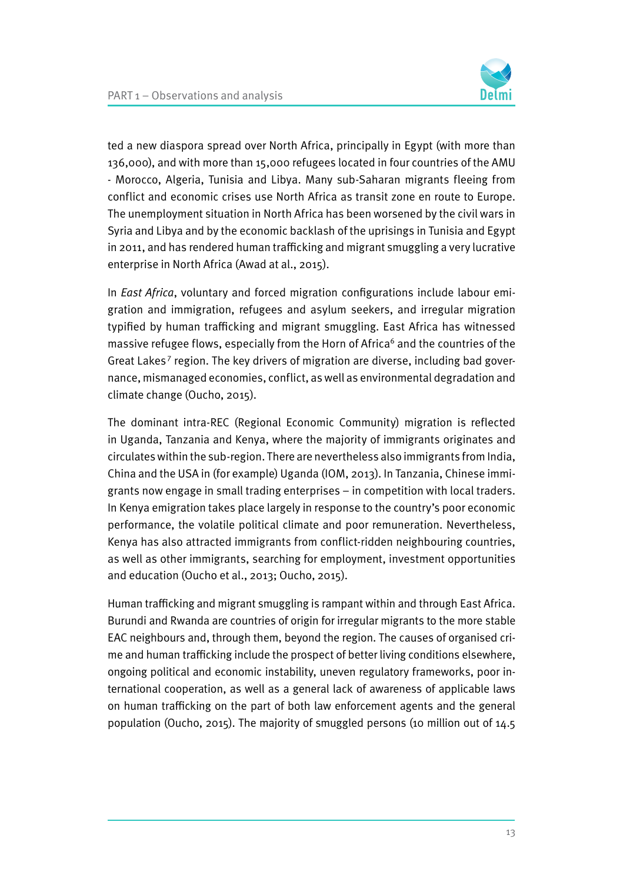ted a new diaspora spread over North Africa, principally in Egypt (with more than 136,000), and with more than 15,000 refugees located in four countries of the AMU - Morocco, Algeria, Tunisia and Libya. Many sub-Saharan migrants fleeing from conflict and economic crises use North Africa as transit zone en route to Europe. The unemployment situation in North Africa has been worsened by the civil wars in Syria and Libya and by the economic backlash of the uprisings in Tunisia and Egypt in 2011, and has rendered human trafficking and migrant smuggling a very lucrative enterprise in North Africa (Awad at al., 2015).

In *East Africa*, voluntary and forced migration configurations include labour emigration and immigration, refugees and asylum seekers, and irregular migration typified by human trafficking and migrant smuggling. East Africa has witnessed massive refugee flows, especially from the Horn of Africa[6] and the countries of the Great Lakes[7] region. The key drivers of migration are diverse, including bad governance, mismanaged economies, conflict, as well as environmental degradation and climate change (Oucho, 2015).

The dominant intra-REC (Regional Economic Community) migration is reflected in Uganda, Tanzania and Kenya, where the majority of immigrants originates and circulates within the sub-region. There are nevertheless also immigrants from India, China and the USA in (for example) Uganda (IOM, 2013). In Tanzania, Chinese immigrants now engage in small trading enterprises – in competition with local traders. In Kenya emigration takes place largely in response to the country's poor economic performance, the volatile political climate and poor remuneration. Nevertheless, Kenya has also attracted immigrants from conflict-ridden neighbouring countries, as well as other immigrants, searching for employment, investment opportunities and education (Oucho et al., 2013; Oucho, 2015).

Human trafficking and migrant smuggling is rampant within and through East Africa. Burundi and Rwanda are countries of origin for irregular migrants to the more stable EAC neighbours and, through them, beyond the region. The causes of organised crime and human trafficking include the prospect of better living conditions elsewhere, ongoing political and economic instability, uneven regulatory frameworks, poor international cooperation, as well as a general lack of awareness of applicable laws on human trafficking on the part of both law enforcement agents and the general population (Oucho, 2015). The majority of smuggled persons (10 million out of 14.5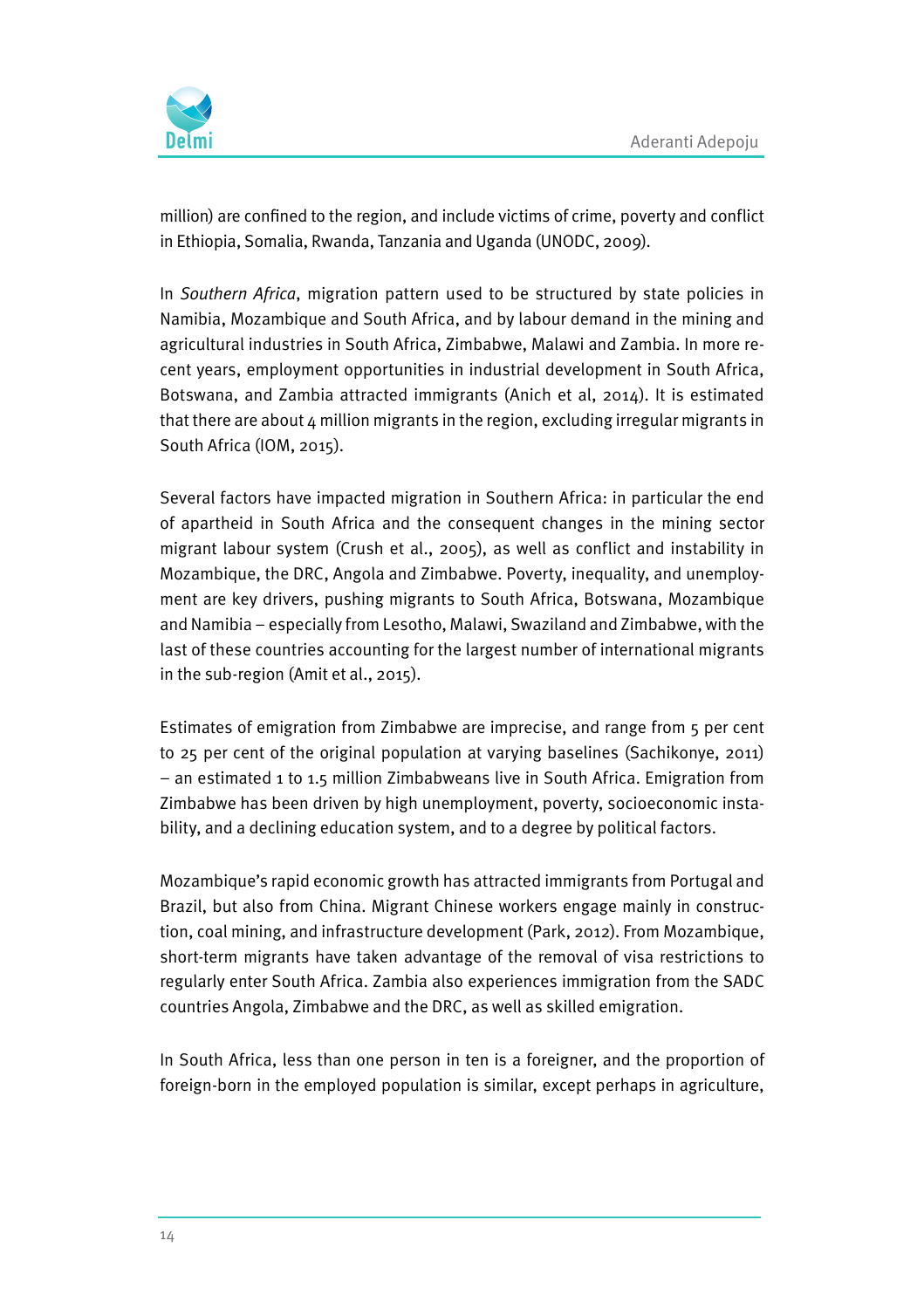million) are confined to the region, and include victims of crime, poverty and conflict in Ethiopia, Somalia, Rwanda, Tanzania and Uganda (UNODC, 2009).

In *Southern Africa*, migration pattern used to be structured by state policies in Namibia, Mozambique and South Africa, and by labour demand in the mining and agricultural industries in South Africa, Zimbabwe, Malawi and Zambia. In more recent years, employment opportunities in industrial development in South Africa, Botswana, and Zambia attracted immigrants (Anich et al, 2014). It is estimated that there are about 4 million migrants in the region, excluding irregular migrants in South Africa (IOM, 2015).

Several factors have impacted migration in Southern Africa: in particular the end of apartheid in South Africa and the consequent changes in the mining sector migrant labour system (Crush et al., 2005), as well as conflict and instability in Mozambique, the DRC, Angola and Zimbabwe. Poverty, inequality, and unemployment are key drivers, pushing migrants to South Africa, Botswana, Mozambique and Namibia – especially from Lesotho, Malawi, Swaziland and Zimbabwe, with the last of these countries accounting for the largest number of international migrants in the sub-region (Amit et al., 2015).

Estimates of emigration from Zimbabwe are imprecise, and range from 5 per cent to 25 per cent of the original population at varying baselines (Sachikonye, 2011) – an estimated 1 to 1.5 million Zimbabweans live in South Africa. Emigration from Zimbabwe has been driven by high unemployment, poverty, socioeconomic instability, and a declining education system, and to a degree by political factors.

Mozambique's rapid economic growth has attracted immigrants from Portugal and Brazil, but also from China. Migrant Chinese workers engage mainly in construction, coal mining, and infrastructure development (Park, 2012). From Mozambique, short-term migrants have taken advantage of the removal of visa restrictions to regularly enter South Africa. Zambia also experiences immigration from the SADC countries Angola, Zimbabwe and the DRC, as well as skilled emigration.

In South Africa, less than one person in ten is a foreigner, and the proportion of foreign-born in the employed population is similar, except perhaps in agriculture,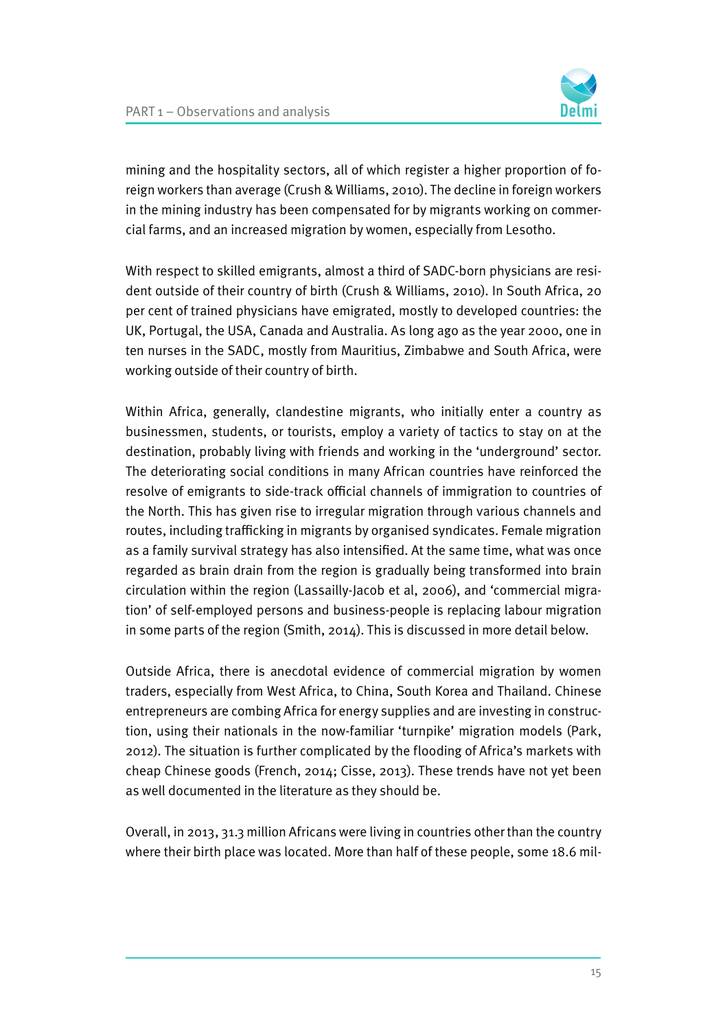mining and the hospitality sectors, all of which register a higher proportion of foreign workers than average (Crush & Williams, 2010). The decline in foreign workers in the mining industry has been compensated for by migrants working on commercial farms, and an increased migration by women, especially from Lesotho.

With respect to skilled emigrants, almost a third of SADC-born physicians are resident outside of their country of birth (Crush & Williams, 2010). In South Africa, 20 per cent of trained physicians have emigrated, mostly to developed countries: the UK, Portugal, the USA, Canada and Australia. As long ago as the year 2000, one in ten nurses in the SADC, mostly from Mauritius, Zimbabwe and South Africa, were working outside of their country of birth.

Within Africa, generally, clandestine migrants, who initially enter a country as businessmen, students, or tourists, employ a variety of tactics to stay on at the destination, probably living with friends and working in the 'underground' sector. The deteriorating social conditions in many African countries have reinforced the resolve of emigrants to side-track official channels of immigration to countries of the North. This has given rise to irregular migration through various channels and routes, including trafficking in migrants by organised syndicates. Female migration as a family survival strategy has also intensified. At the same time, what was once regarded as brain drain from the region is gradually being transformed into brain circulation within the region (Lassailly-Jacob et al, 2006), and 'commercial migration' of self-employed persons and business-people is replacing labour migration in some parts of the region (Smith, 2014). This is discussed in more detail below.

Outside Africa, there is anecdotal evidence of commercial migration by women traders, especially from West Africa, to China, South Korea and Thailand. Chinese entrepreneurs are combing Africa for energy supplies and are investing in construction, using their nationals in the now-familiar 'turnpike' migration models (Park, 2012). The situation is further complicated by the flooding of Africa's markets with cheap Chinese goods (French, 2014; Cisse, 2013). These trends have not yet been as well documented in the literature as they should be.

Overall, in 2013, 31.3 million Africans were living in countries other than the country where their birth place was located. More than half of these people, some 18.6 mil-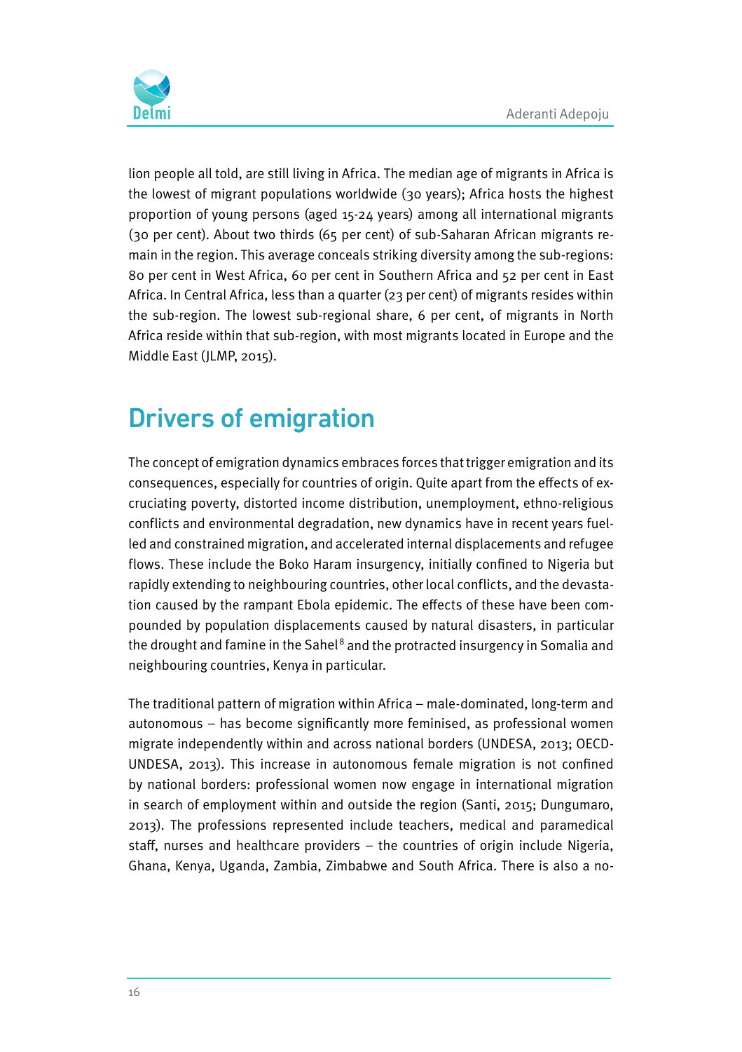lion people all told, are still living in Africa. The median age of migrants in Africa is the lowest of migrant populations worldwide (30 years); Africa hosts the highest proportion of young persons (aged 15-24 years) among all international migrants (30 per cent). About two thirds (65 per cent) of sub-Saharan African migrants remain in the region. This average conceals striking diversity among the sub-regions: 80 per cent in West Africa, 60 per cent in Southern Africa and 52 per cent in East Africa. In Central Africa, less than a quarter (23 per cent) of migrants resides within the sub-region. The lowest sub-regional share, 6 per cent, of migrants in North Africa reside within that sub-region, with most migrants located in Europe and the Middle East (JLMP, 2015).

## Drivers of emigration

The concept of emigration dynamics embraces forces that trigger emigration and its consequences, especially for countries of origin. Quite apart from the effects of excruciating poverty, distorted income distribution, unemployment, ethno-religious conflicts and environmental degradation, new dynamics have in recent years fuelled and constrained migration, and accelerated internal displacements and refugee flows. These include the Boko Haram insurgency, initially confined to Nigeria but rapidly extending to neighbouring countries, other local conflicts, and the devastation caused by the rampant Ebola epidemic. The effects of these have been compounded by population displacements caused by natural disasters, in particular the drought and famine in the Sahel[8] and the protracted insurgency in Somalia and neighbouring countries, Kenya in particular.

The traditional pattern of migration within Africa – male-dominated, long-term and autonomous – has become significantly more feminised, as professional women migrate independently within and across national borders (UNDESA, 2013; OECD-UNDESA, 2013). This increase in autonomous female migration is not confined by national borders: professional women now engage in international migration in search of employment within and outside the region (Santi, 2015; Dungumaro, 2013). The professions represented include teachers, medical and paramedical staff, nurses and healthcare providers – the countries of origin include Nigeria, Ghana, Kenya, Uganda, Zambia, Zimbabwe and South Africa. There is also a no-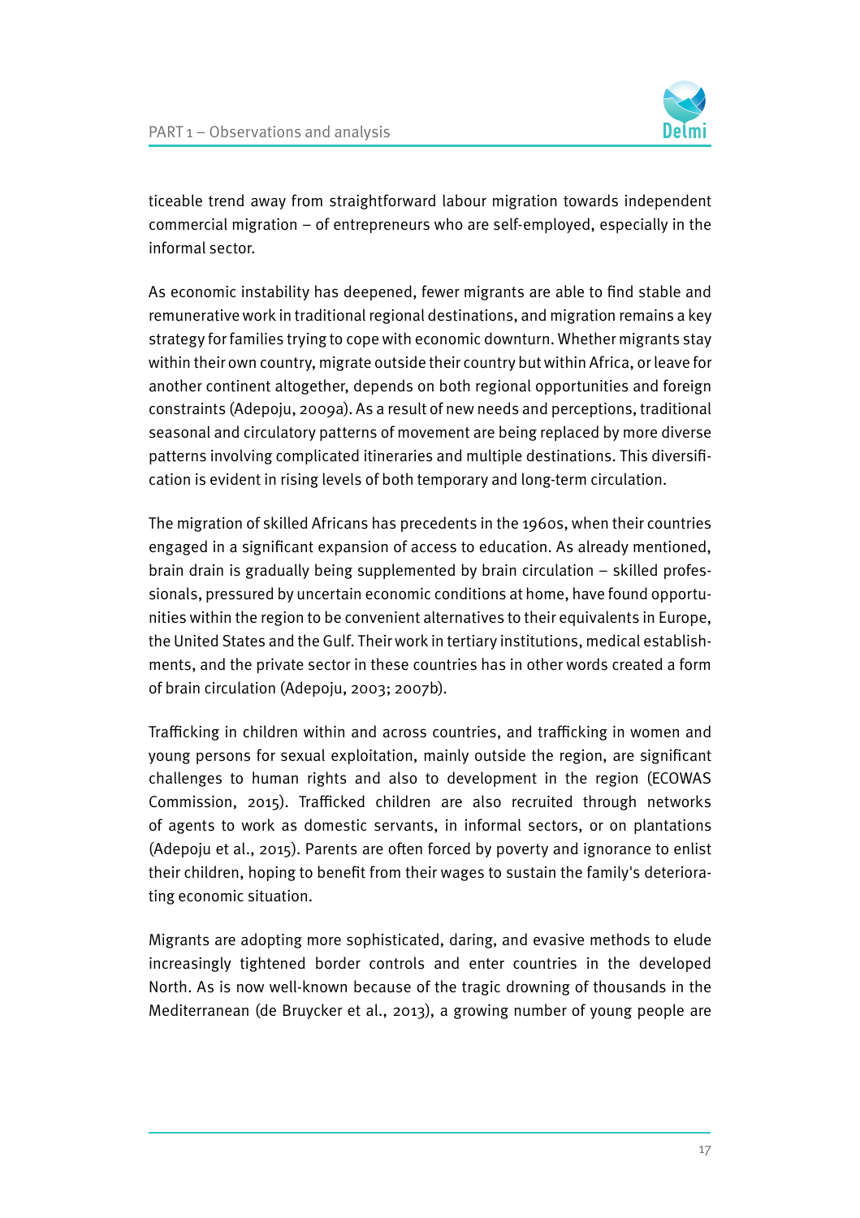ticeable trend away from straightforward labour migration towards independent commercial migration – of entrepreneurs who are self-employed, especially in the informal sector.

As economic instability has deepened, fewer migrants are able to find stable and remunerative work in traditional regional destinations, and migration remains a key strategy for families trying to cope with economic downturn. Whether migrants stay within their own country, migrate outside their country but within Africa, or leave for another continent altogether, depends on both regional opportunities and foreign constraints (Adepoju, 2009a). As a result of new needs and perceptions, traditional seasonal and circulatory patterns of movement are being replaced by more diverse patterns involving complicated itineraries and multiple destinations. This diversification is evident in rising levels of both temporary and long-term circulation.

The migration of skilled Africans has precedents in the 1960s, when their countries engaged in a significant expansion of access to education. As already mentioned, brain drain is gradually being supplemented by brain circulation – skilled professionals, pressured by uncertain economic conditions at home, have found opportunities within the region to be convenient alternatives to their equivalents in Europe, the United States and the Gulf. Their work in tertiary institutions, medical establishments, and the private sector in these countries has in other words created a form of brain circulation (Adepoju, 2003; 2007b).

Trafficking in children within and across countries, and trafficking in women and young persons for sexual exploitation, mainly outside the region, are significant challenges to human rights and also to development in the region (ECOWAS Commission, 2015). Trafficked children are also recruited through networks of agents to work as domestic servants, in informal sectors, or on plantations (Adepoju et al., 2015). Parents are often forced by poverty and ignorance to enlist their children, hoping to benefit from their wages to sustain the family's deteriorating economic situation.

Migrants are adopting more sophisticated, daring, and evasive methods to elude increasingly tightened border controls and enter countries in the developed North. As is now well-known because of the tragic drowning of thousands in the Mediterranean (de Bruycker et al., 2013), a growing number of young people are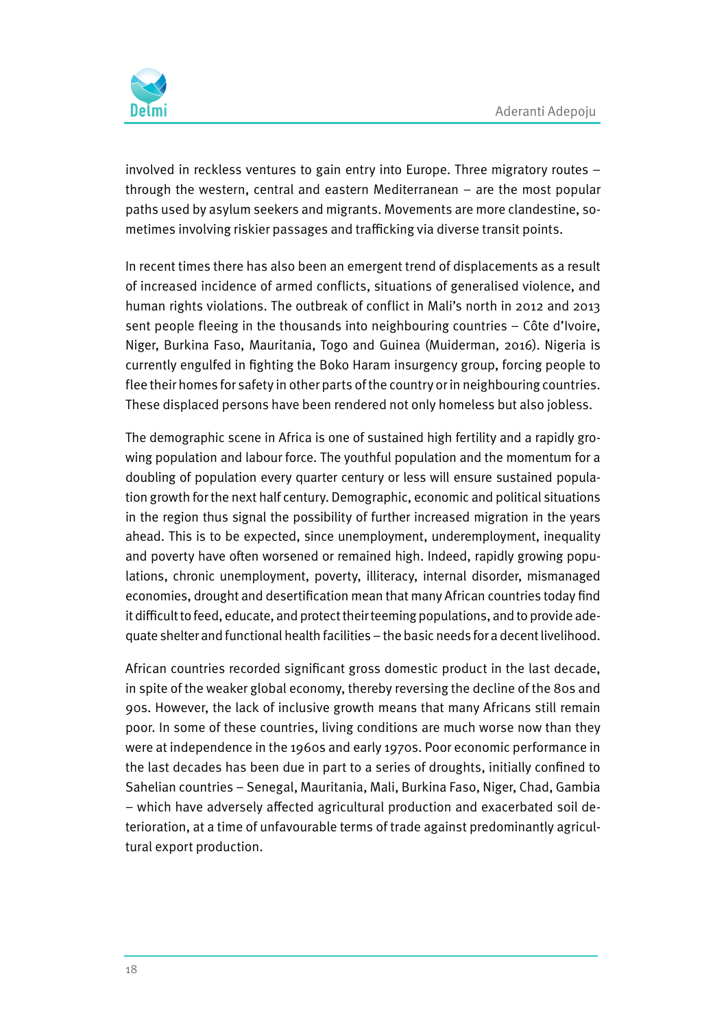involved in reckless ventures to gain entry into Europe. Three migratory routes – through the western, central and eastern Mediterranean – are the most popular paths used by asylum seekers and migrants. Movements are more clandestine, sometimes involving riskier passages and trafficking via diverse transit points.

In recent times there has also been an emergent trend of displacements as a result of increased incidence of armed conflicts, situations of generalised violence, and human rights violations. The outbreak of conflict in Mali's north in 2012 and 2013 sent people fleeing in the thousands into neighbouring countries – Côte d'Ivoire, Niger, Burkina Faso, Mauritania, Togo and Guinea (Muiderman, 2016). Nigeria is currently engulfed in fighting the Boko Haram insurgency group, forcing people to flee their homes for safety in other parts of the country or in neighbouring countries. These displaced persons have been rendered not only homeless but also jobless.

The demographic scene in Africa is one of sustained high fertility and a rapidly growing population and labour force. The youthful population and the momentum for a doubling of population every quarter century or less will ensure sustained population growth for the next half century. Demographic, economic and political situations in the region thus signal the possibility of further increased migration in the years ahead. This is to be expected, since unemployment, underemployment, inequality and poverty have often worsened or remained high. Indeed, rapidly growing populations, chronic unemployment, poverty, illiteracy, internal disorder, mismanaged economies, drought and desertification mean that many African countries today find it difficult to feed, educate, and protect their teeming populations, and to provide adequate shelter and functional health facilities – the basic needs for a decent livelihood.

African countries recorded significant gross domestic product in the last decade, in spite of the weaker global economy, thereby reversing the decline of the 80s and 90s. However, the lack of inclusive growth means that many Africans still remain poor. In some of these countries, living conditions are much worse now than they were at independence in the 1960s and early 1970s. Poor economic performance in the last decades has been due in part to a series of droughts, initially confined to Sahelian countries – Senegal, Mauritania, Mali, Burkina Faso, Niger, Chad, Gambia – which have adversely affected agricultural production and exacerbated soil deterioration, at a time of unfavourable terms of trade against predominantly agricultural export production.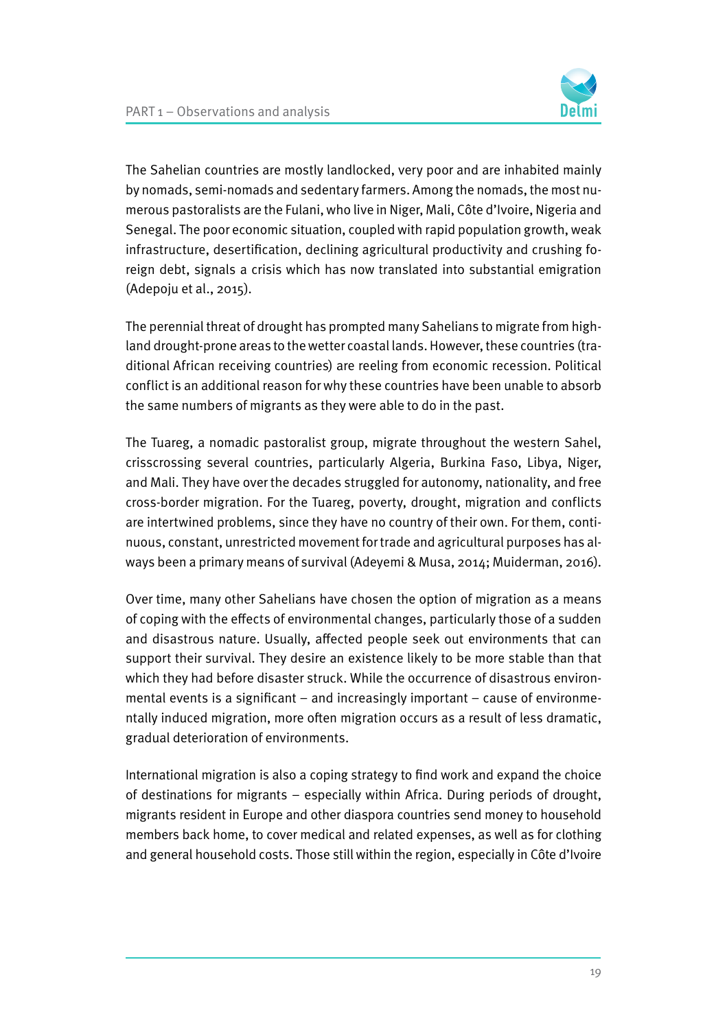The Sahelian countries are mostly landlocked, very poor and are inhabited mainly by nomads, semi-nomads and sedentary farmers. Among the nomads, the most numerous pastoralists are the Fulani, who live in Niger, Mali, Côte d'Ivoire, Nigeria and Senegal. The poor economic situation, coupled with rapid population growth, weak infrastructure, desertification, declining agricultural productivity and crushing foreign debt, signals a crisis which has now translated into substantial emigration (Adepoju et al., 2015).

The perennial threat of drought has prompted many Sahelians to migrate from highland drought-prone areas to the wetter coastal lands. However, these countries (traditional African receiving countries) are reeling from economic recession. Political conflict is an additional reason for why these countries have been unable to absorb the same numbers of migrants as they were able to do in the past.

The Tuareg, a nomadic pastoralist group, migrate throughout the western Sahel, crisscrossing several countries, particularly Algeria, Burkina Faso, Libya, Niger, and Mali. They have over the decades struggled for autonomy, nationality, and free cross-border migration. For the Tuareg, poverty, drought, migration and conflicts are intertwined problems, since they have no country of their own. For them, continuous, constant, unrestricted movement for trade and agricultural purposes has always been a primary means of survival (Adeyemi & Musa, 2014; Muiderman, 2016).

Over time, many other Sahelians have chosen the option of migration as a means of coping with the effects of environmental changes, particularly those of a sudden and disastrous nature. Usually, affected people seek out environments that can support their survival. They desire an existence likely to be more stable than that which they had before disaster struck. While the occurrence of disastrous environmental events is a significant – and increasingly important – cause of environmentally induced migration, more often migration occurs as a result of less dramatic, gradual deterioration of environments.

International migration is also a coping strategy to find work and expand the choice of destinations for migrants – especially within Africa. During periods of drought, migrants resident in Europe and other diaspora countries send money to household members back home, to cover medical and related expenses, as well as for clothing and general household costs. Those still within the region, especially in Côte d'Ivoire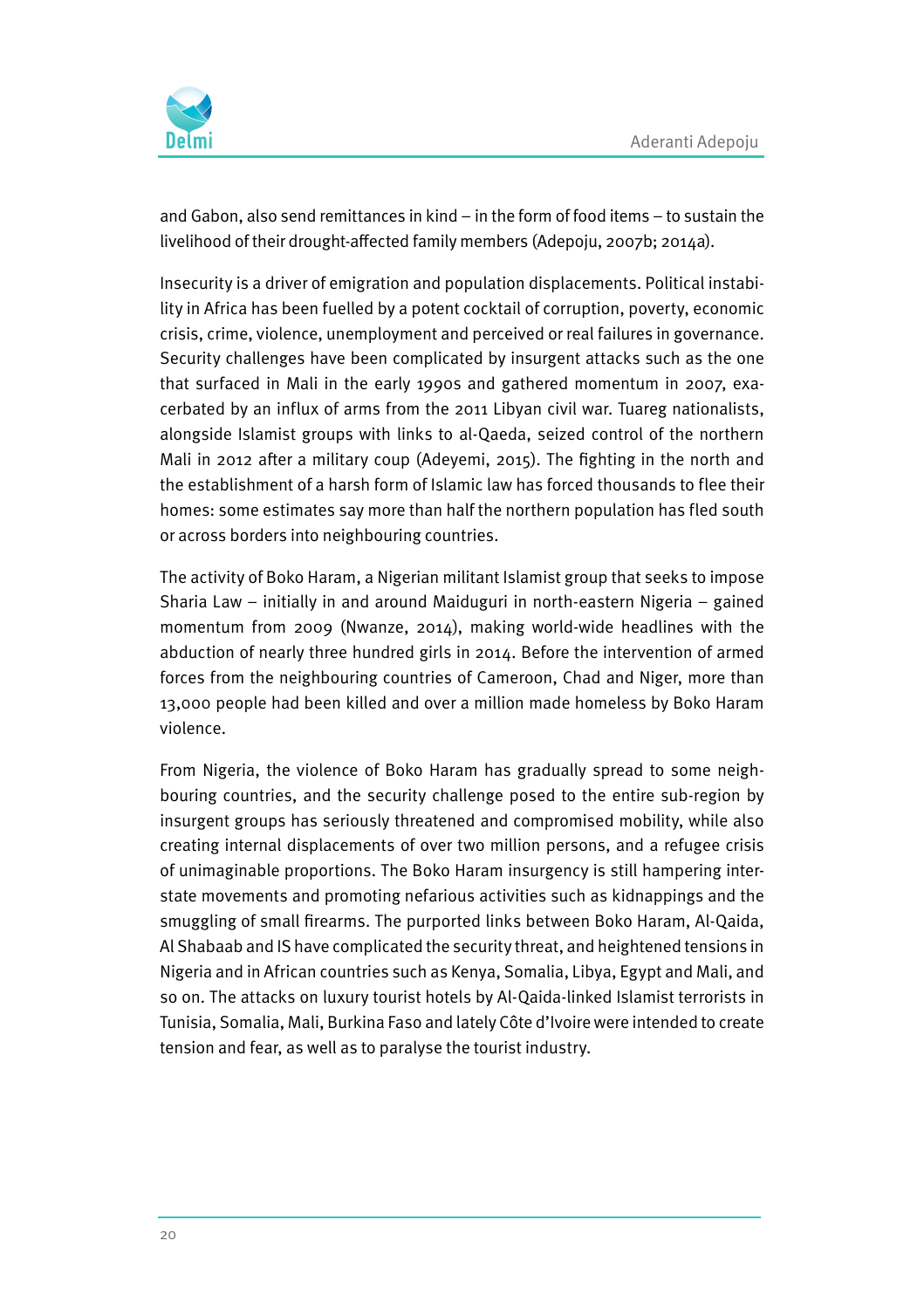and Gabon, also send remittances in kind – in the form of food items – to sustain the livelihood of their drought-affected family members (Adepoju, 2007b; 2014a).

Insecurity is a driver of emigration and population displacements. Political instability in Africa has been fuelled by a potent cocktail of corruption, poverty, economic crisis, crime, violence, unemployment and perceived or real failures in governance. Security challenges have been complicated by insurgent attacks such as the one that surfaced in Mali in the early 1990s and gathered momentum in 2007, exacerbated by an influx of arms from the 2011 Libyan civil war. Tuareg nationalists, alongside Islamist groups with links to al-Qaeda, seized control of the northern Mali in 2012 after a military coup (Adeyemi, 2015). The fighting in the north and the establishment of a harsh form of Islamic law has forced thousands to flee their homes: some estimates say more than half the northern population has fled south or across borders into neighbouring countries.

The activity of Boko Haram, a Nigerian militant Islamist group that seeks to impose Sharia Law – initially in and around Maiduguri in north-eastern Nigeria – gained momentum from 2009 (Nwanze, 2014), making world-wide headlines with the abduction of nearly three hundred girls in 2014. Before the intervention of armed forces from the neighbouring countries of Cameroon, Chad and Niger, more than 13,000 people had been killed and over a million made homeless by Boko Haram violence.

From Nigeria, the violence of Boko Haram has gradually spread to some neighbouring countries, and the security challenge posed to the entire sub-region by insurgent groups has seriously threatened and compromised mobility, while also creating internal displacements of over two million persons, and a refugee crisis of unimaginable proportions. The Boko Haram insurgency is still hampering inter-state movements and promoting nefarious activities such as kidnappings and the smuggling of small firearms. The purported links between Boko Haram, Al-Qaida, Al Shabaab and IS have complicated the security threat, and heightened tensions in Nigeria and in African countries such as Kenya, Somalia, Libya, Egypt and Mali, and so on. The attacks on luxury tourist hotels by Al-Qaida-linked Islamist terrorists in Tunisia, Somalia, Mali, Burkina Faso and lately Côte d'Ivoire were intended to create tension and fear, as well as to paralyse the tourist industry.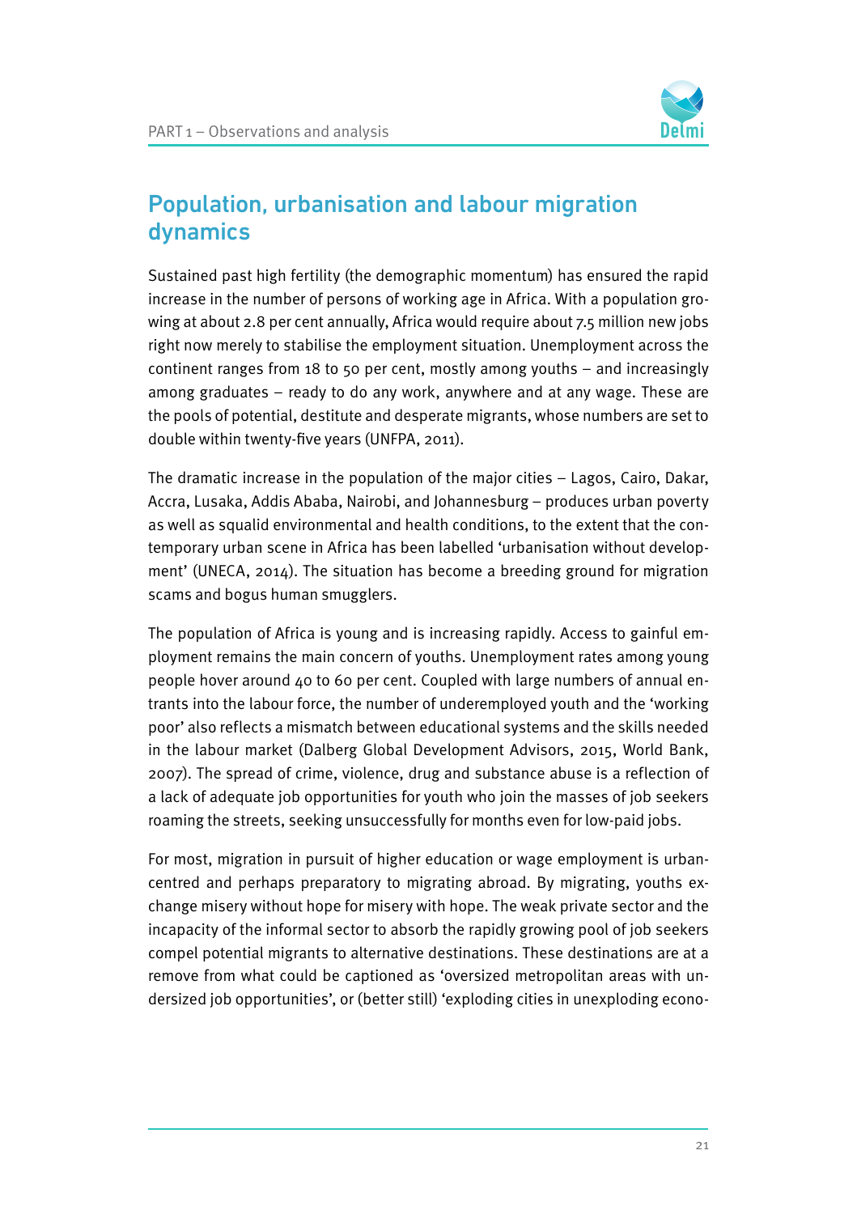## Population, urbanisation and labour migration dynamics

Sustained past high fertility (the demographic momentum) has ensured the rapid increase in the number of persons of working age in Africa. With a population growing at about 2.8 per cent annually, Africa would require about 7.5 million new jobs right now merely to stabilise the employment situation. Unemployment across the continent ranges from 18 to 50 per cent, mostly among youths – and increasingly among graduates – ready to do any work, anywhere and at any wage. These are the pools of potential, destitute and desperate migrants, whose numbers are set to double within twenty-five years (UNFPA, 2011).

The dramatic increase in the population of the major cities – Lagos, Cairo, Dakar, Accra, Lusaka, Addis Ababa, Nairobi, and Johannesburg – produces urban poverty as well as squalid environmental and health conditions, to the extent that the contemporary urban scene in Africa has been labelled 'urbanisation without development' (UNECA, 2014). The situation has become a breeding ground for migration scams and bogus human smugglers.

The population of Africa is young and is increasing rapidly. Access to gainful employment remains the main concern of youths. Unemployment rates among young people hover around 40 to 60 per cent. Coupled with large numbers of annual entrants into the labour force, the number of underemployed youth and the 'working poor' also reflects a mismatch between educational systems and the skills needed in the labour market (Dalberg Global Development Advisors, 2015, World Bank, 2007). The spread of crime, violence, drug and substance abuse is a reflection of a lack of adequate job opportunities for youth who join the masses of job seekers roaming the streets, seeking unsuccessfully for months even for low-paid jobs.

For most, migration in pursuit of higher education or wage employment is urban-centred and perhaps preparatory to migrating abroad. By migrating, youths exchange misery without hope for misery with hope. The weak private sector and the incapacity of the informal sector to absorb the rapidly growing pool of job seekers compel potential migrants to alternative destinations. These destinations are at a remove from what could be captioned as 'oversized metropolitan areas with undersized job opportunities', or (better still) 'exploding cities in unexploding econo-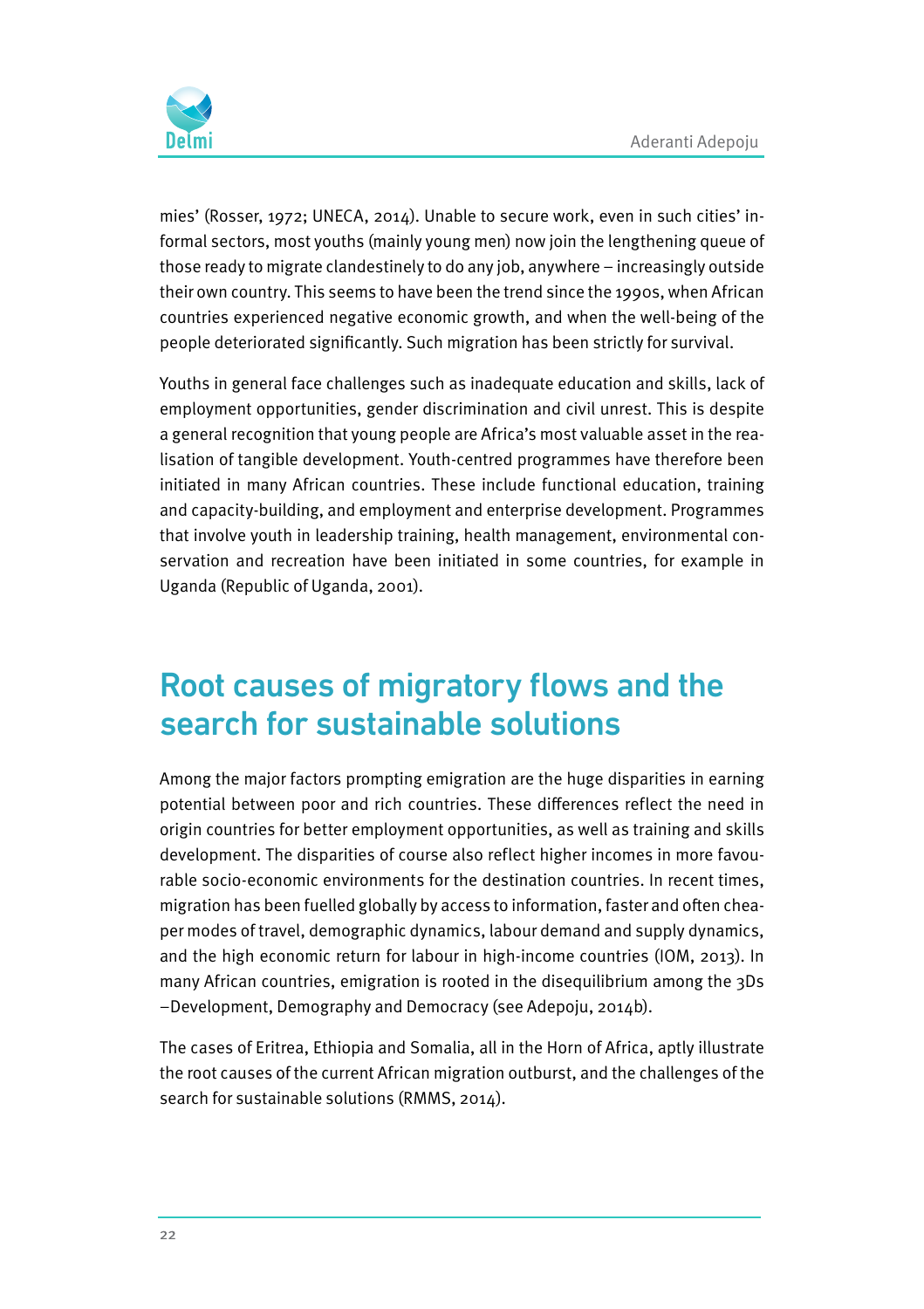mies' (Rosser, 1972; UNECA, 2014). Unable to secure work, even in such cities' informal sectors, most youths (mainly young men) now join the lengthening queue of those ready to migrate clandestinely to do any job, anywhere – increasingly outside their own country. This seems to have been the trend since the 1990s, when African countries experienced negative economic growth, and when the well-being of the people deteriorated significantly. Such migration has been strictly for survival.

Youths in general face challenges such as inadequate education and skills, lack of employment opportunities, gender discrimination and civil unrest. This is despite a general recognition that young people are Africa's most valuable asset in the realisation of tangible development. Youth-centred programmes have therefore been initiated in many African countries. These include functional education, training and capacity-building, and employment and enterprise development. Programmes that involve youth in leadership training, health management, environmental conservation and recreation have been initiated in some countries, for example in Uganda (Republic of Uganda, 2001).

## Root causes of migratory flows and the search for sustainable solutions

Among the major factors prompting emigration are the huge disparities in earning potential between poor and rich countries. These differences reflect the need in origin countries for better employment opportunities, as well as training and skills development. The disparities of course also reflect higher incomes in more favourable socio-economic environments for the destination countries. In recent times, migration has been fuelled globally by access to information, faster and often cheaper modes of travel, demographic dynamics, labour demand and supply dynamics, and the high economic return for labour in high-income countries (IOM, 2013). In many African countries, emigration is rooted in the disequilibrium among the 3Ds –Development, Demography and Democracy (see Adepoju, 2014b).

The cases of Eritrea, Ethiopia and Somalia, all in the Horn of Africa, aptly illustrate the root causes of the current African migration outburst, and the challenges of the search for sustainable solutions (RMMS, 2014).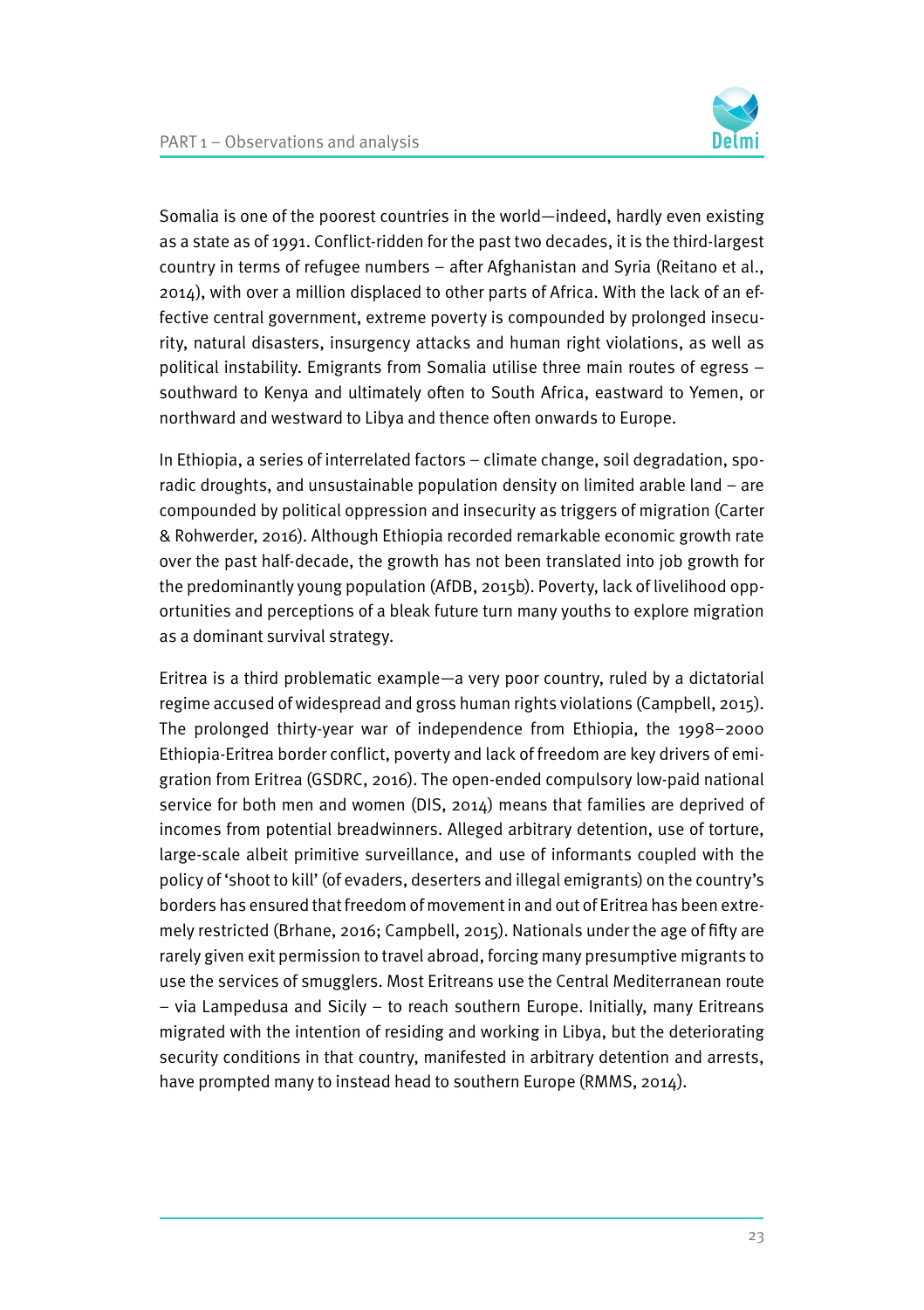Somalia is one of the poorest countries in the world—indeed, hardly even existing as a state as of 1991. Conflict-ridden for the past two decades, it is the third-largest country in terms of refugee numbers – after Afghanistan and Syria (Reitano et al., 2014), with over a million displaced to other parts of Africa. With the lack of an effective central government, extreme poverty is compounded by prolonged insecurity, natural disasters, insurgency attacks and human right violations, as well as political instability. Emigrants from Somalia utilise three main routes of egress – southward to Kenya and ultimately often to South Africa, eastward to Yemen, or northward and westward to Libya and thence often onwards to Europe.

In Ethiopia, a series of interrelated factors – climate change, soil degradation, sporadic droughts, and unsustainable population density on limited arable land – are compounded by political oppression and insecurity as triggers of migration (Carter & Rohwerder, 2016). Although Ethiopia recorded remarkable economic growth rate over the past half-decade, the growth has not been translated into job growth for the predominantly young population (AfDB, 2015b). Poverty, lack of livelihood opportunities and perceptions of a bleak future turn many youths to explore migration as a dominant survival strategy.

Eritrea is a third problematic example—a very poor country, ruled by a dictatorial regime accused of widespread and gross human rights violations (Campbell, 2015). The prolonged thirty-year war of independence from Ethiopia, the 1998–2000 Ethiopia-Eritrea border conflict, poverty and lack of freedom are key drivers of emigration from Eritrea (GSDRC, 2016). The open-ended compulsory low-paid national service for both men and women (DIS, 2014) means that families are deprived of incomes from potential breadwinners. Alleged arbitrary detention, use of torture, large-scale albeit primitive surveillance, and use of informants coupled with the policy of 'shoot to kill' (of evaders, deserters and illegal emigrants) on the country's borders has ensured that freedom of movement in and out of Eritrea has been extremely restricted (Brhane, 2016; Campbell, 2015). Nationals under the age of fifty are rarely given exit permission to travel abroad, forcing many presumptive migrants to use the services of smugglers. Most Eritreans use the Central Mediterranean route – via Lampedusa and Sicily – to reach southern Europe. Initially, many Eritreans migrated with the intention of residing and working in Libya, but the deteriorating security conditions in that country, manifested in arbitrary detention and arrests, have prompted many to instead head to southern Europe (RMMS, 2014).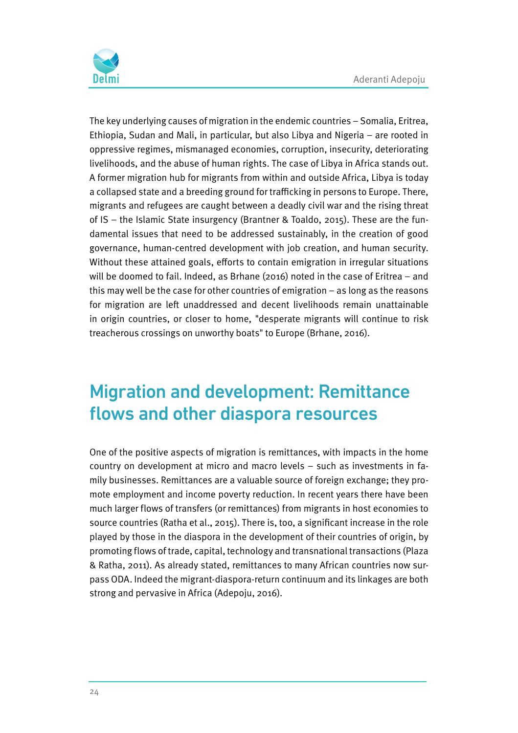The key underlying causes of migration in the endemic countries – Somalia, Eritrea, Ethiopia, Sudan and Mali, in particular, but also Libya and Nigeria – are rooted in oppressive regimes, mismanaged economies, corruption, insecurity, deteriorating livelihoods, and the abuse of human rights. The case of Libya in Africa stands out. A former migration hub for migrants from within and outside Africa, Libya is today a collapsed state and a breeding ground for trafficking in persons to Europe. There, migrants and refugees are caught between a deadly civil war and the rising threat of IS – the Islamic State insurgency (Brantner & Toaldo, 2015). These are the fundamental issues that need to be addressed sustainably, in the creation of good governance, human-centred development with job creation, and human security. Without these attained goals, efforts to contain emigration in irregular situations will be doomed to fail. Indeed, as Brhane (2016) noted in the case of Eritrea – and this may well be the case for other countries of emigration – as long as the reasons for migration are left unaddressed and decent livelihoods remain unattainable in origin countries, or closer to home, "desperate migrants will continue to risk treacherous crossings on unworthy boats" to Europe (Brhane, 2016).

## Migration and development: Remittance flows and other diaspora resources

One of the positive aspects of migration is remittances, with impacts in the home country on development at micro and macro levels – such as investments in family businesses. Remittances are a valuable source of foreign exchange; they promote employment and income poverty reduction. In recent years there have been much larger flows of transfers (or remittances) from migrants in host economies to source countries (Ratha et al., 2015). There is, too, a significant increase in the role played by those in the diaspora in the development of their countries of origin, by promoting flows of trade, capital, technology and transnational transactions (Plaza & Ratha, 2011). As already stated, remittances to many African countries now surpass ODA. Indeed the migrant-diaspora-return continuum and its linkages are both strong and pervasive in Africa (Adepoju, 2016).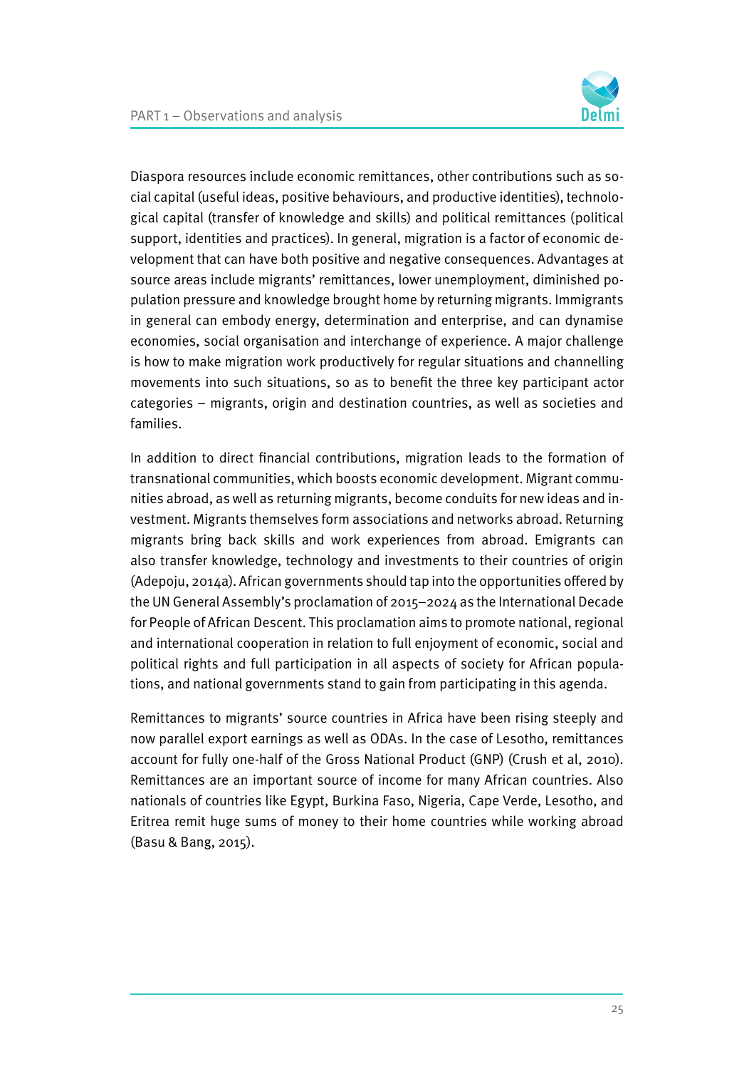Diaspora resources include economic remittances, other contributions such as social capital (useful ideas, positive behaviours, and productive identities), technological capital (transfer of knowledge and skills) and political remittances (political support, identities and practices). In general, migration is a factor of economic development that can have both positive and negative consequences. Advantages at source areas include migrants' remittances, lower unemployment, diminished population pressure and knowledge brought home by returning migrants. Immigrants in general can embody energy, determination and enterprise, and can dynamise economies, social organisation and interchange of experience. A major challenge is how to make migration work productively for regular situations and channelling movements into such situations, so as to benefit the three key participant actor categories – migrants, origin and destination countries, as well as societies and families.

In addition to direct financial contributions, migration leads to the formation of transnational communities, which boosts economic development. Migrant communities abroad, as well as returning migrants, become conduits for new ideas and investment. Migrants themselves form associations and networks abroad. Returning migrants bring back skills and work experiences from abroad. Emigrants can also transfer knowledge, technology and investments to their countries of origin (Adepoju, 2014a). African governments should tap into the opportunities offered by the UN General Assembly's proclamation of 2015–2024 as the International Decade for People of African Descent. This proclamation aims to promote national, regional and international cooperation in relation to full enjoyment of economic, social and political rights and full participation in all aspects of society for African populations, and national governments stand to gain from participating in this agenda.

Remittances to migrants' source countries in Africa have been rising steeply and now parallel export earnings as well as ODAs. In the case of Lesotho, remittances account for fully one-half of the Gross National Product (GNP) (Crush et al, 2010). Remittances are an important source of income for many African countries. Also nationals of countries like Egypt, Burkina Faso, Nigeria, Cape Verde, Lesotho, and Eritrea remit huge sums of money to their home countries while working abroad (Basu & Bang, 2015).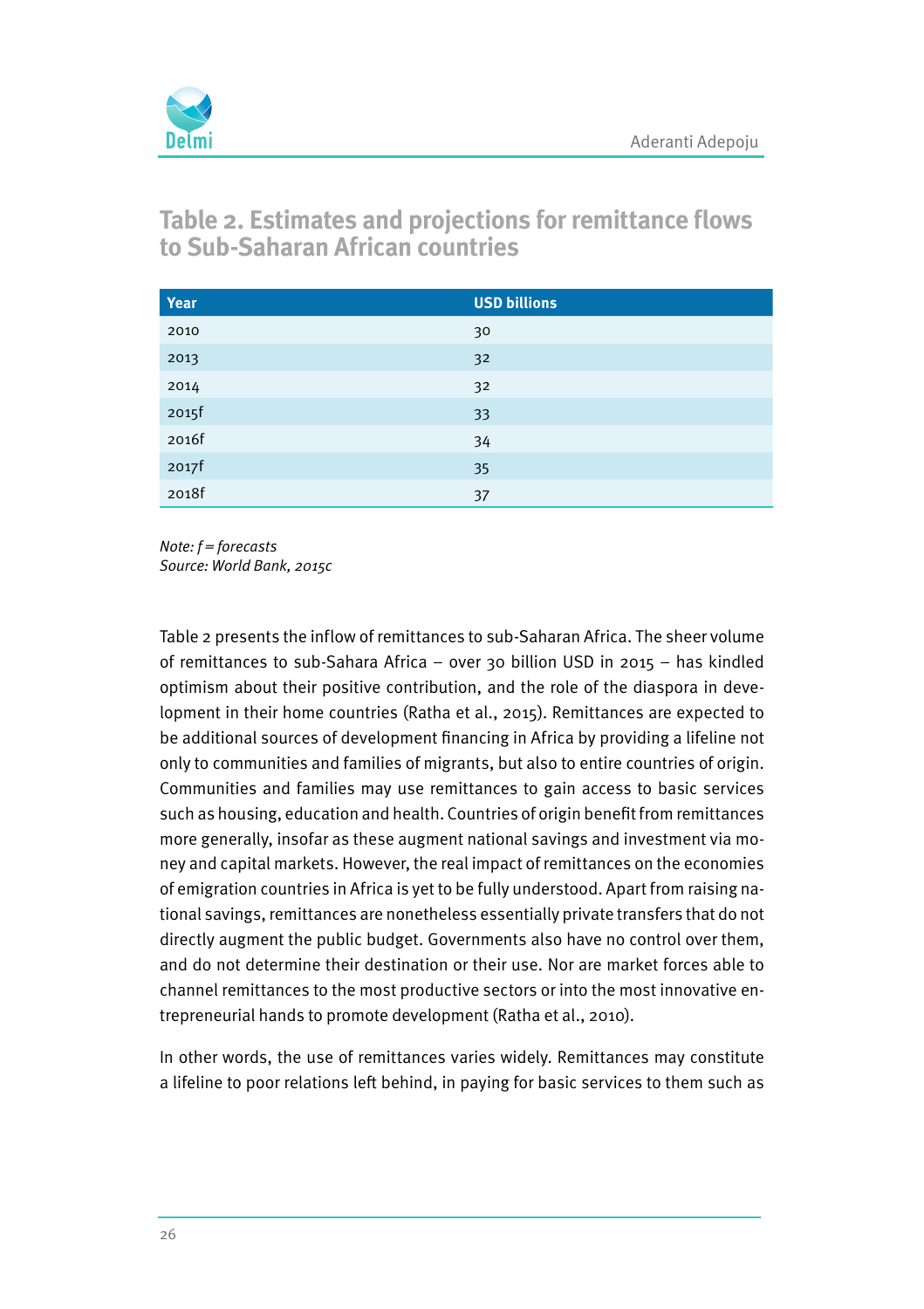## Table 2. Estimates and projections for remittance flows to Sub-Saharan African countries

| Year | USD billions |
|---|---|
| 2010 | 30 |
| 2013 | 32 |
| 2014 | 32 |
| 2015f | 33 |
| 2016f | 34 |
| 2017f | 35 |
| 2018f | 37 |

*Note: f = forecasts*
*Source: World Bank, 2015c*

Table 2 presents the inflow of remittances to sub-Saharan Africa. The sheer volume of remittances to sub-Sahara Africa – over 30 billion USD in 2015 – has kindled optimism about their positive contribution, and the role of the diaspora in development in their home countries (Ratha et al., 2015). Remittances are expected to be additional sources of development financing in Africa by providing a lifeline not only to communities and families of migrants, but also to entire countries of origin. Communities and families may use remittances to gain access to basic services such as housing, education and health. Countries of origin benefit from remittances more generally, insofar as these augment national savings and investment via money and capital markets. However, the real impact of remittances on the economies of emigration countries in Africa is yet to be fully understood. Apart from raising national savings, remittances are nonetheless essentially private transfers that do not directly augment the public budget. Governments also have no control over them, and do not determine their destination or their use. Nor are market forces able to channel remittances to the most productive sectors or into the most innovative entrepreneurial hands to promote development (Ratha et al., 2010).

In other words, the use of remittances varies widely. Remittances may constitute a lifeline to poor relations left behind, in paying for basic services to them such as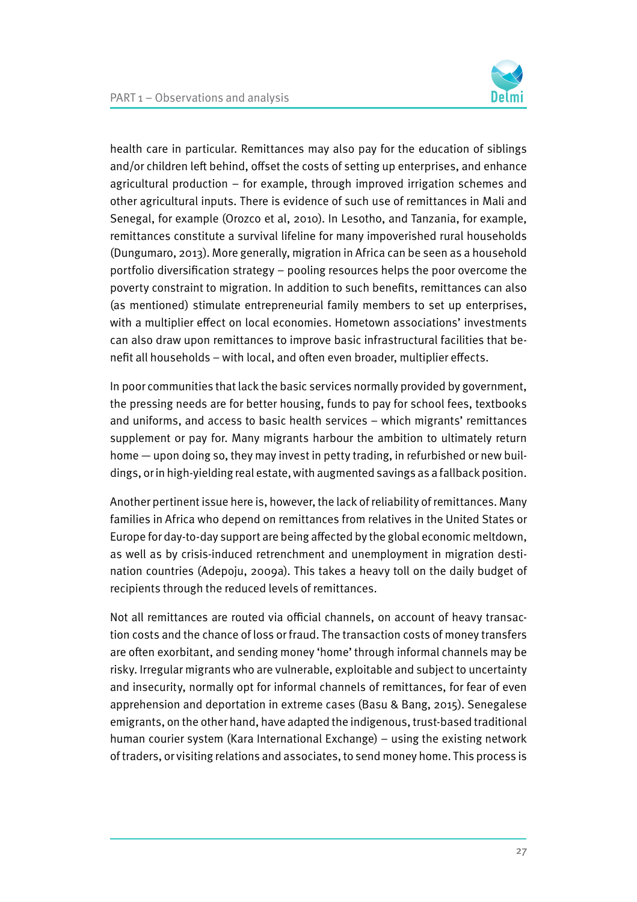health care in particular. Remittances may also pay for the education of siblings and/or children left behind, offset the costs of setting up enterprises, and enhance agricultural production – for example, through improved irrigation schemes and other agricultural inputs. There is evidence of such use of remittances in Mali and Senegal, for example (Orozco et al, 2010). In Lesotho, and Tanzania, for example, remittances constitute a survival lifeline for many impoverished rural households (Dungumaro, 2013). More generally, migration in Africa can be seen as a household portfolio diversification strategy – pooling resources helps the poor overcome the poverty constraint to migration. In addition to such benefits, remittances can also (as mentioned) stimulate entrepreneurial family members to set up enterprises, with a multiplier effect on local economies. Hometown associations' investments can also draw upon remittances to improve basic infrastructural facilities that benefit all households – with local, and often even broader, multiplier effects.

In poor communities that lack the basic services normally provided by government, the pressing needs are for better housing, funds to pay for school fees, textbooks and uniforms, and access to basic health services – which migrants' remittances supplement or pay for. Many migrants harbour the ambition to ultimately return home — upon doing so, they may invest in petty trading, in refurbished or new buildings, or in high-yielding real estate, with augmented savings as a fallback position.

Another pertinent issue here is, however, the lack of reliability of remittances. Many families in Africa who depend on remittances from relatives in the United States or Europe for day-to-day support are being affected by the global economic meltdown, as well as by crisis-induced retrenchment and unemployment in migration destination countries (Adepoju, 2009a). This takes a heavy toll on the daily budget of recipients through the reduced levels of remittances.

Not all remittances are routed via official channels, on account of heavy transaction costs and the chance of loss or fraud. The transaction costs of money transfers are often exorbitant, and sending money 'home' through informal channels may be risky. Irregular migrants who are vulnerable, exploitable and subject to uncertainty and insecurity, normally opt for informal channels of remittances, for fear of even apprehension and deportation in extreme cases (Basu & Bang, 2015). Senegalese emigrants, on the other hand, have adapted the indigenous, trust-based traditional human courier system (Kara International Exchange) – using the existing network of traders, or visiting relations and associates, to send money home. This process is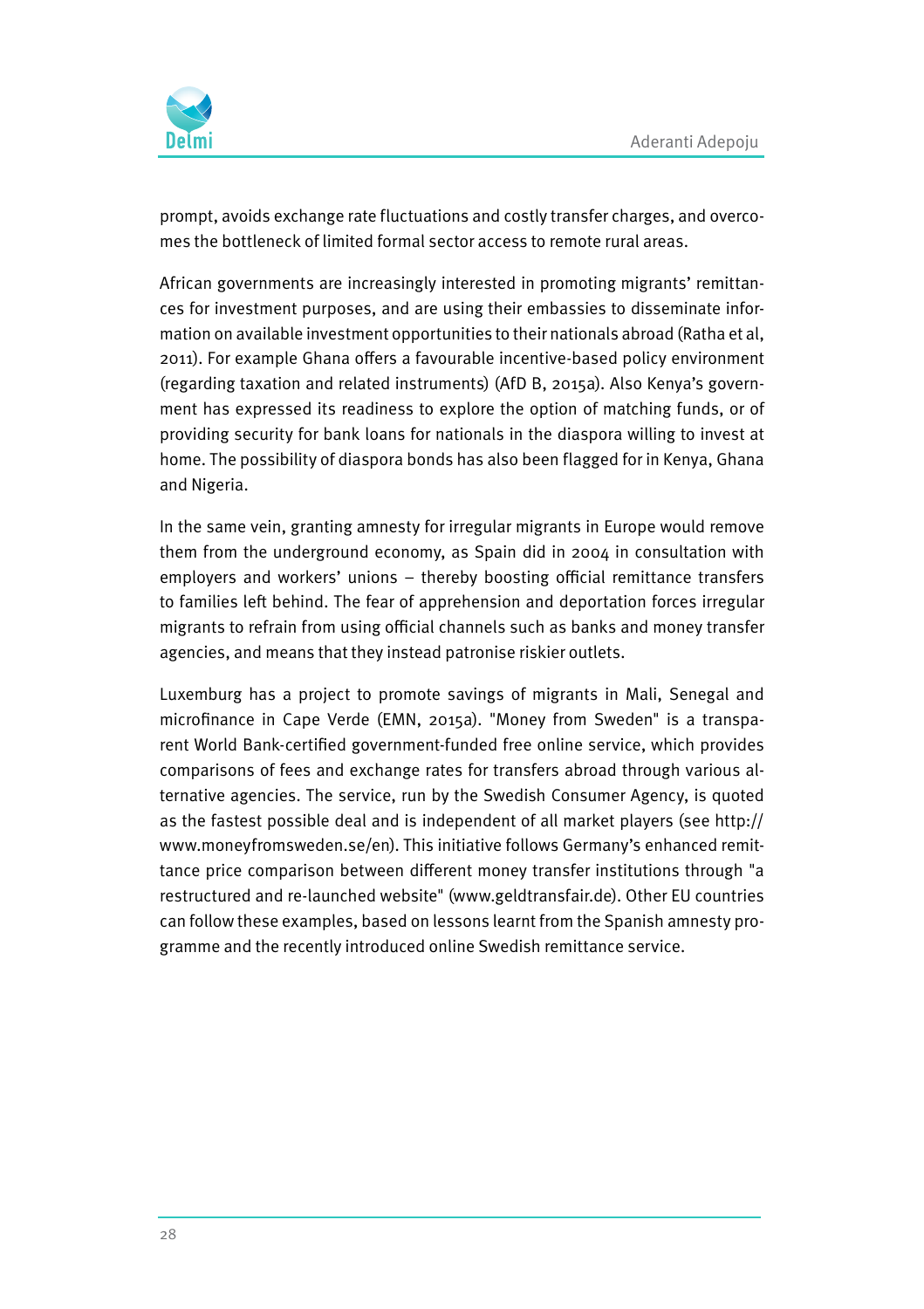prompt, avoids exchange rate fluctuations and costly transfer charges, and overcomes the bottleneck of limited formal sector access to remote rural areas.

African governments are increasingly interested in promoting migrants' remittances for investment purposes, and are using their embassies to disseminate information on available investment opportunities to their nationals abroad (Ratha et al, 2011). For example Ghana offers a favourable incentive-based policy environment (regarding taxation and related instruments) (AfD B, 2015a). Also Kenya's government has expressed its readiness to explore the option of matching funds, or of providing security for bank loans for nationals in the diaspora willing to invest at home. The possibility of diaspora bonds has also been flagged for in Kenya, Ghana and Nigeria.

In the same vein, granting amnesty for irregular migrants in Europe would remove them from the underground economy, as Spain did in 2004 in consultation with employers and workers' unions – thereby boosting official remittance transfers to families left behind. The fear of apprehension and deportation forces irregular migrants to refrain from using official channels such as banks and money transfer agencies, and means that they instead patronise riskier outlets.

Luxemburg has a project to promote savings of migrants in Mali, Senegal and microfinance in Cape Verde (EMN, 2015a). "Money from Sweden" is a transparent World Bank-certified government-funded free online service, which provides comparisons of fees and exchange rates for transfers abroad through various alternative agencies. The service, run by the Swedish Consumer Agency, is quoted as the fastest possible deal and is independent of all market players (see http://www.moneyfromsweden.se/en). This initiative follows Germany's enhanced remittance price comparison between different money transfer institutions through "a restructured and re-launched website" (www.geldtransfair.de). Other EU countries can follow these examples, based on lessons learnt from the Spanish amnesty programme and the recently introduced online Swedish remittance service.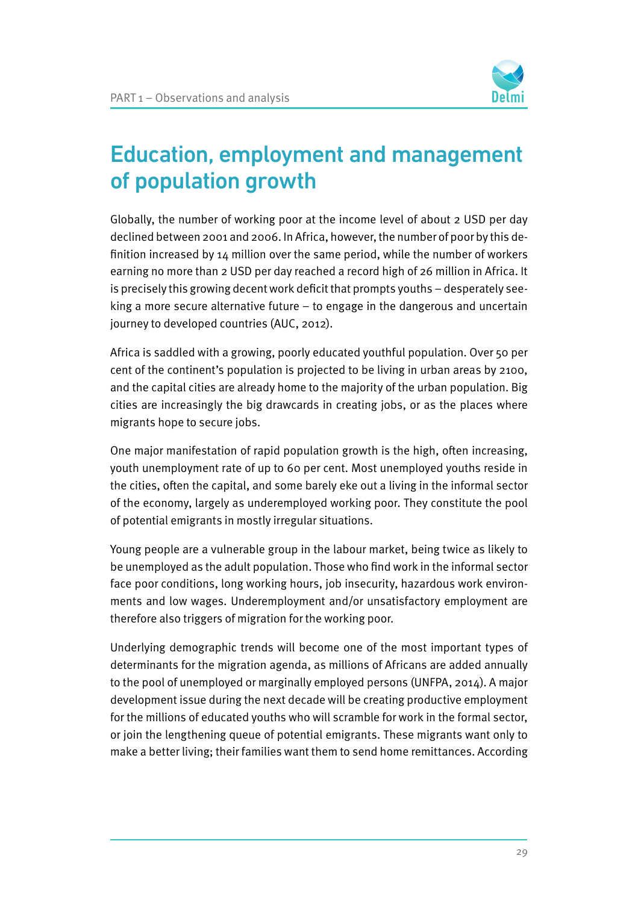# Education, employment and management of population growth

Globally, the number of working poor at the income level of about 2 USD per day declined between 2001 and 2006. In Africa, however, the number of poor by this definition increased by 14 million over the same period, while the number of workers earning no more than 2 USD per day reached a record high of 26 million in Africa. It is precisely this growing decent work deficit that prompts youths – desperately seeking a more secure alternative future – to engage in the dangerous and uncertain journey to developed countries (AUC, 2012).

Africa is saddled with a growing, poorly educated youthful population. Over 50 per cent of the continent's population is projected to be living in urban areas by 2100, and the capital cities are already home to the majority of the urban population. Big cities are increasingly the big drawcards in creating jobs, or as the places where migrants hope to secure jobs.

One major manifestation of rapid population growth is the high, often increasing, youth unemployment rate of up to 60 per cent. Most unemployed youths reside in the cities, often the capital, and some barely eke out a living in the informal sector of the economy, largely as underemployed working poor. They constitute the pool of potential emigrants in mostly irregular situations.

Young people are a vulnerable group in the labour market, being twice as likely to be unemployed as the adult population. Those who find work in the informal sector face poor conditions, long working hours, job insecurity, hazardous work environments and low wages. Underemployment and/or unsatisfactory employment are therefore also triggers of migration for the working poor.

Underlying demographic trends will become one of the most important types of determinants for the migration agenda, as millions of Africans are added annually to the pool of unemployed or marginally employed persons (UNFPA, 2014). A major development issue during the next decade will be creating productive employment for the millions of educated youths who will scramble for work in the formal sector, or join the lengthening queue of potential emigrants. These migrants want only to make a better living; their families want them to send home remittances. According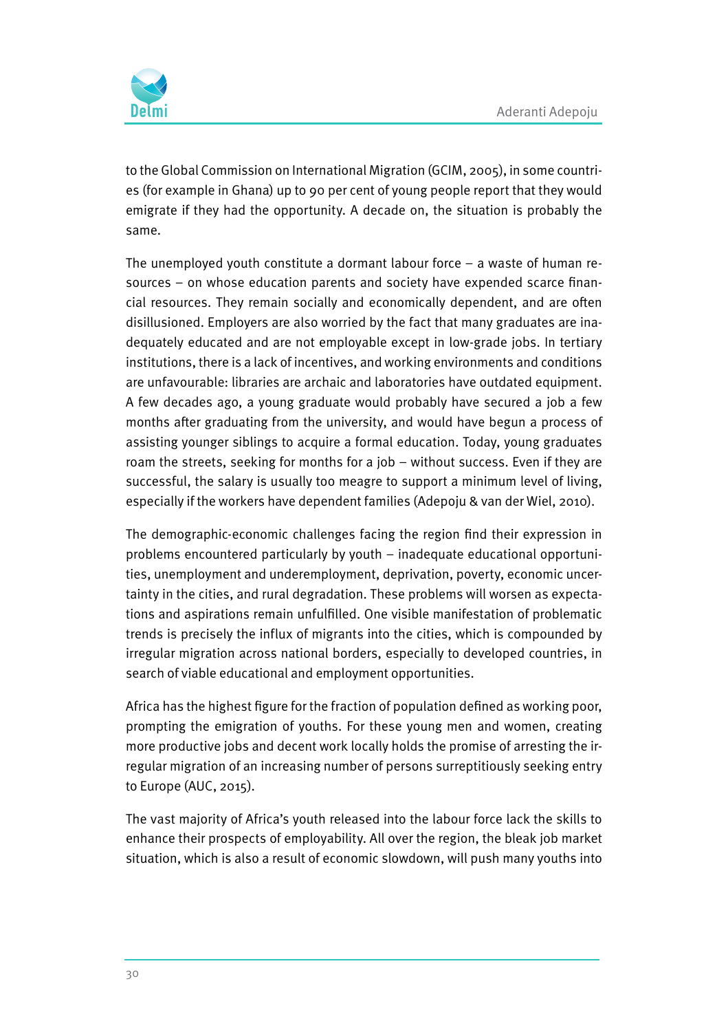to the Global Commission on International Migration (GCIM, 2005), in some countries (for example in Ghana) up to 90 per cent of young people report that they would emigrate if they had the opportunity. A decade on, the situation is probably the same.

The unemployed youth constitute a dormant labour force – a waste of human resources – on whose education parents and society have expended scarce financial resources. They remain socially and economically dependent, and are often disillusioned. Employers are also worried by the fact that many graduates are inadequately educated and are not employable except in low-grade jobs. In tertiary institutions, there is a lack of incentives, and working environments and conditions are unfavourable: libraries are archaic and laboratories have outdated equipment. A few decades ago, a young graduate would probably have secured a job a few months after graduating from the university, and would have begun a process of assisting younger siblings to acquire a formal education. Today, young graduates roam the streets, seeking for months for a job – without success. Even if they are successful, the salary is usually too meagre to support a minimum level of living, especially if the workers have dependent families (Adepoju & van der Wiel, 2010).

The demographic-economic challenges facing the region find their expression in problems encountered particularly by youth – inadequate educational opportunities, unemployment and underemployment, deprivation, poverty, economic uncertainty in the cities, and rural degradation. These problems will worsen as expectations and aspirations remain unfulfilled. One visible manifestation of problematic trends is precisely the influx of migrants into the cities, which is compounded by irregular migration across national borders, especially to developed countries, in search of viable educational and employment opportunities.

Africa has the highest figure for the fraction of population defined as working poor, prompting the emigration of youths. For these young men and women, creating more productive jobs and decent work locally holds the promise of arresting the irregular migration of an increasing number of persons surreptitiously seeking entry to Europe (AUC, 2015).

The vast majority of Africa's youth released into the labour force lack the skills to enhance their prospects of employability. All over the region, the bleak job market situation, which is also a result of economic slowdown, will push many youths into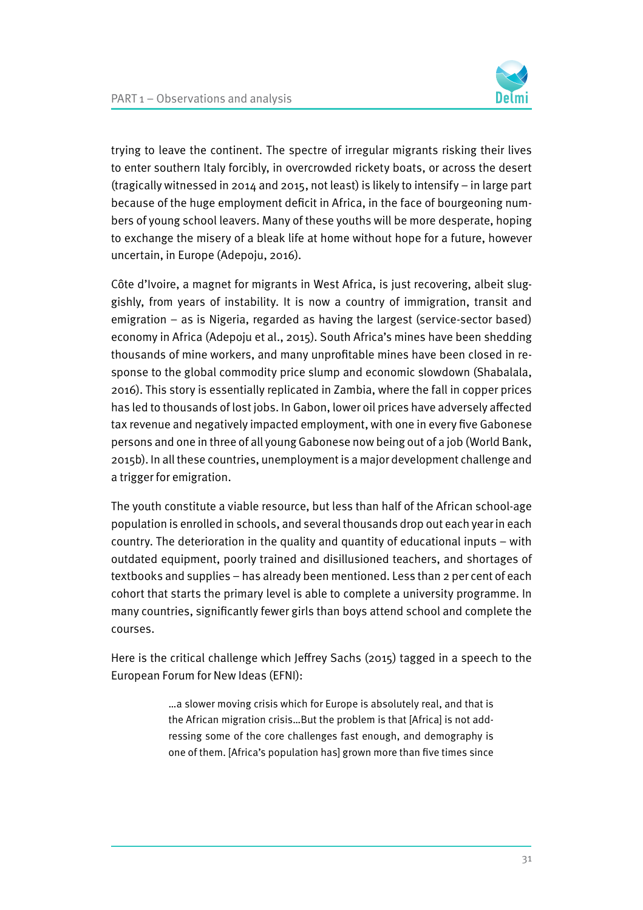trying to leave the continent. The spectre of irregular migrants risking their lives to enter southern Italy forcibly, in overcrowded rickety boats, or across the desert (tragically witnessed in 2014 and 2015, not least) is likely to intensify – in large part because of the huge employment deficit in Africa, in the face of bourgeoning numbers of young school leavers. Many of these youths will be more desperate, hoping to exchange the misery of a bleak life at home without hope for a future, however uncertain, in Europe (Adepoju, 2016).

Côte d'Ivoire, a magnet for migrants in West Africa, is just recovering, albeit sluggishly, from years of instability. It is now a country of immigration, transit and emigration – as is Nigeria, regarded as having the largest (service-sector based) economy in Africa (Adepoju et al., 2015). South Africa's mines have been shedding thousands of mine workers, and many unprofitable mines have been closed in response to the global commodity price slump and economic slowdown (Shabalala, 2016). This story is essentially replicated in Zambia, where the fall in copper prices has led to thousands of lost jobs. In Gabon, lower oil prices have adversely affected tax revenue and negatively impacted employment, with one in every five Gabonese persons and one in three of all young Gabonese now being out of a job (World Bank, 2015b). In all these countries, unemployment is a major development challenge and a trigger for emigration.

The youth constitute a viable resource, but less than half of the African school-age population is enrolled in schools, and several thousands drop out each year in each country. The deterioration in the quality and quantity of educational inputs – with outdated equipment, poorly trained and disillusioned teachers, and shortages of textbooks and supplies – has already been mentioned. Less than 2 per cent of each cohort that starts the primary level is able to complete a university programme. In many countries, significantly fewer girls than boys attend school and complete the courses.

Here is the critical challenge which Jeffrey Sachs (2015) tagged in a speech to the European Forum for New Ideas (EFNI):

> …a slower moving crisis which for Europe is absolutely real, and that is the African migration crisis…But the problem is that [Africa] is not addressing some of the core challenges fast enough, and demography is one of them. [Africa's population has] grown more than five times since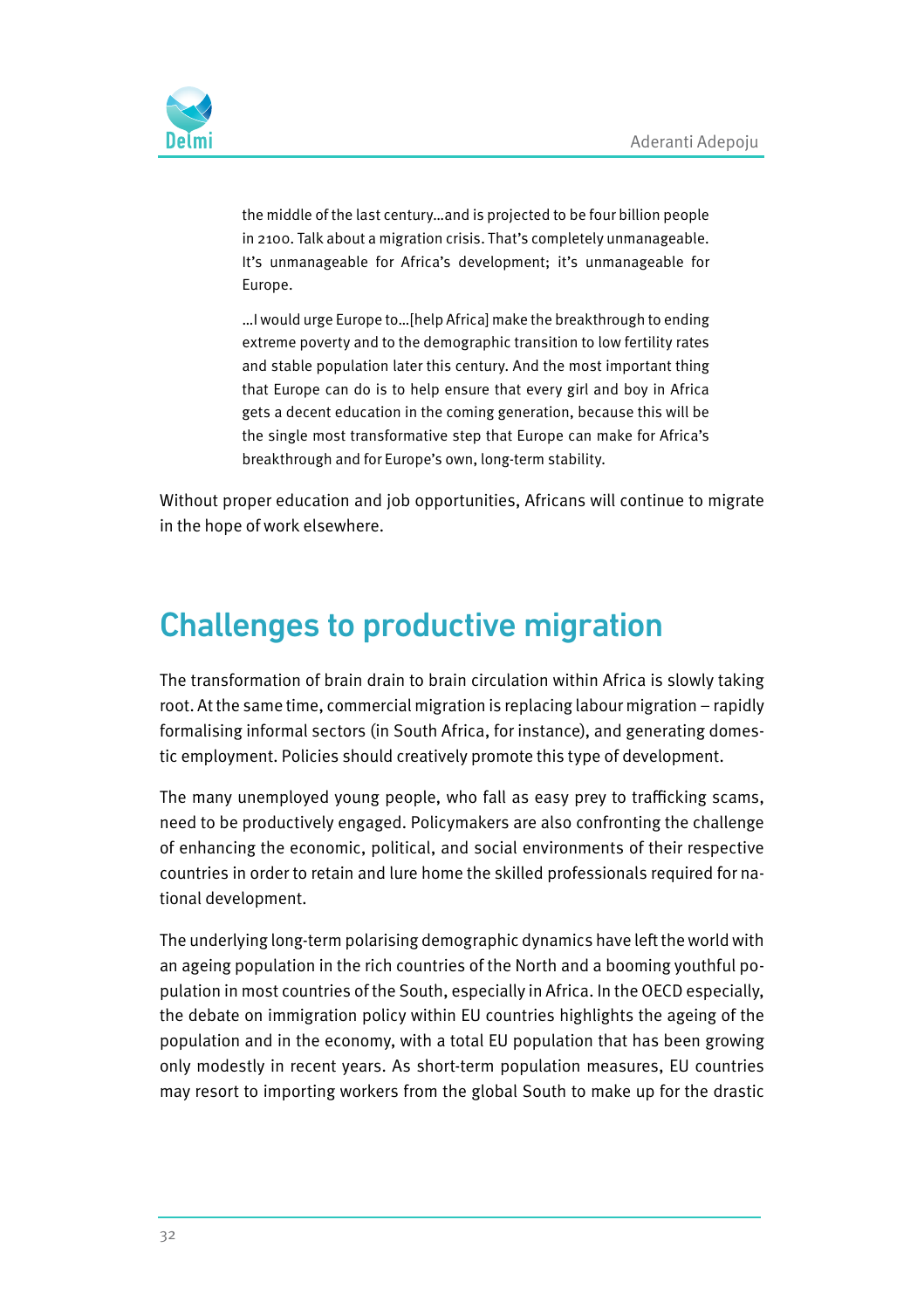> the middle of the last century…and is projected to be four billion people in 2100. Talk about a migration crisis. That's completely unmanageable. It's unmanageable for Africa's development; it's unmanageable for Europe.
>
> …I would urge Europe to…[help Africa] make the breakthrough to ending extreme poverty and to the demographic transition to low fertility rates and stable population later this century. And the most important thing that Europe can do is to help ensure that every girl and boy in Africa gets a decent education in the coming generation, because this will be the single most transformative step that Europe can make for Africa's breakthrough and for Europe's own, long-term stability.

Without proper education and job opportunities, Africans will continue to migrate in the hope of work elsewhere.

## Challenges to productive migration

The transformation of brain drain to brain circulation within Africa is slowly taking root. At the same time, commercial migration is replacing labour migration – rapidly formalising informal sectors (in South Africa, for instance), and generating domestic employment. Policies should creatively promote this type of development.

The many unemployed young people, who fall as easy prey to trafficking scams, need to be productively engaged. Policymakers are also confronting the challenge of enhancing the economic, political, and social environments of their respective countries in order to retain and lure home the skilled professionals required for national development.

The underlying long-term polarising demographic dynamics have left the world with an ageing population in the rich countries of the North and a booming youthful population in most countries of the South, especially in Africa. In the OECD especially, the debate on immigration policy within EU countries highlights the ageing of the population and in the economy, with a total EU population that has been growing only modestly in recent years. As short-term population measures, EU countries may resort to importing workers from the global South to make up for the drastic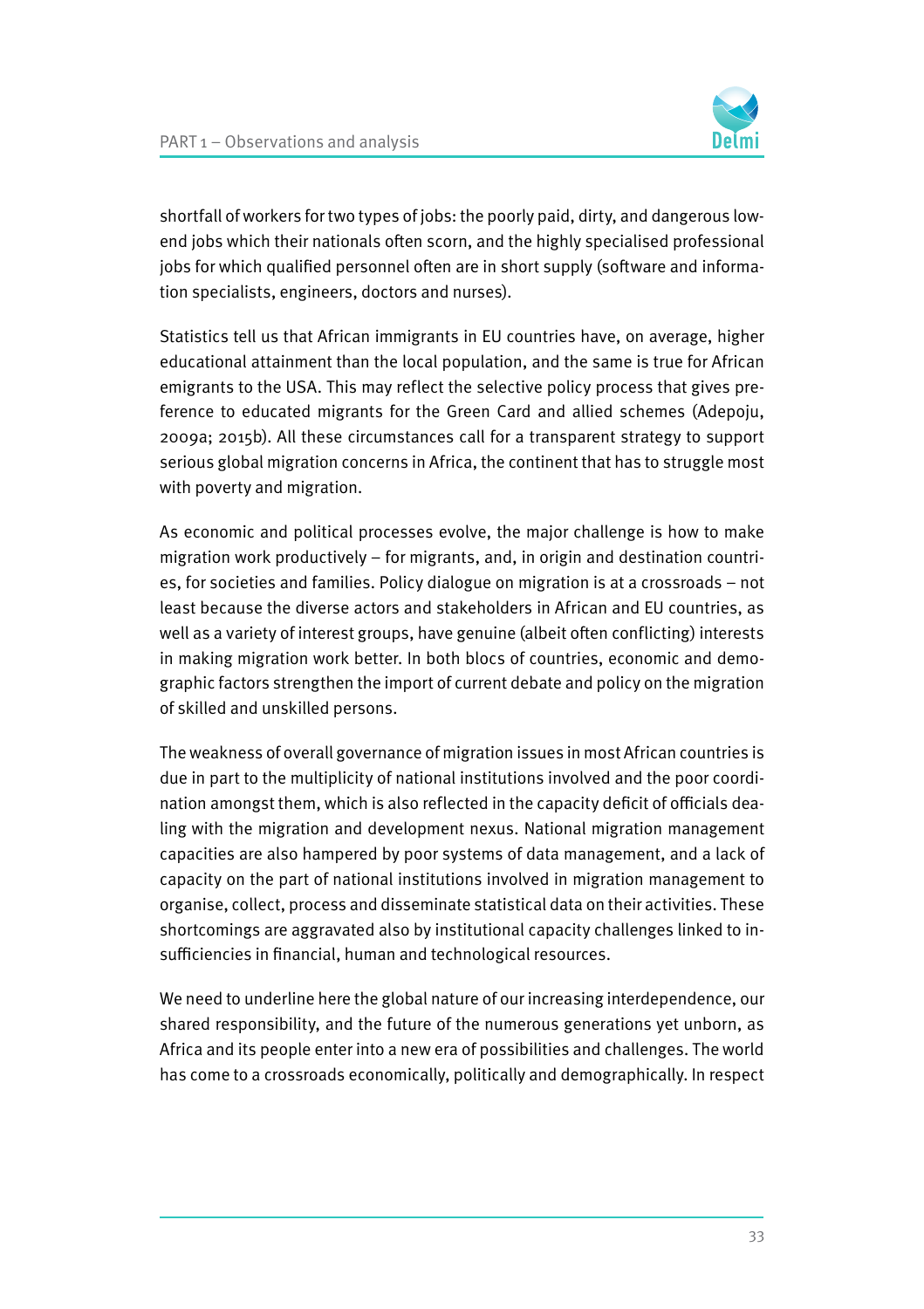shortfall of workers for two types of jobs: the poorly paid, dirty, and dangerous low-end jobs which their nationals often scorn, and the highly specialised professional jobs for which qualified personnel often are in short supply (software and information specialists, engineers, doctors and nurses).

Statistics tell us that African immigrants in EU countries have, on average, higher educational attainment than the local population, and the same is true for African emigrants to the USA. This may reflect the selective policy process that gives preference to educated migrants for the Green Card and allied schemes (Adepoju, 2009a; 2015b). All these circumstances call for a transparent strategy to support serious global migration concerns in Africa, the continent that has to struggle most with poverty and migration.

As economic and political processes evolve, the major challenge is how to make migration work productively – for migrants, and, in origin and destination countries, for societies and families. Policy dialogue on migration is at a crossroads – not least because the diverse actors and stakeholders in African and EU countries, as well as a variety of interest groups, have genuine (albeit often conflicting) interests in making migration work better. In both blocs of countries, economic and demographic factors strengthen the import of current debate and policy on the migration of skilled and unskilled persons.

The weakness of overall governance of migration issues in most African countries is due in part to the multiplicity of national institutions involved and the poor coordination amongst them, which is also reflected in the capacity deficit of officials dealing with the migration and development nexus. National migration management capacities are also hampered by poor systems of data management, and a lack of capacity on the part of national institutions involved in migration management to organise, collect, process and disseminate statistical data on their activities. These shortcomings are aggravated also by institutional capacity challenges linked to insufficiencies in financial, human and technological resources.

We need to underline here the global nature of our increasing interdependence, our shared responsibility, and the future of the numerous generations yet unborn, as Africa and its people enter into a new era of possibilities and challenges. The world has come to a crossroads economically, politically and demographically. In respect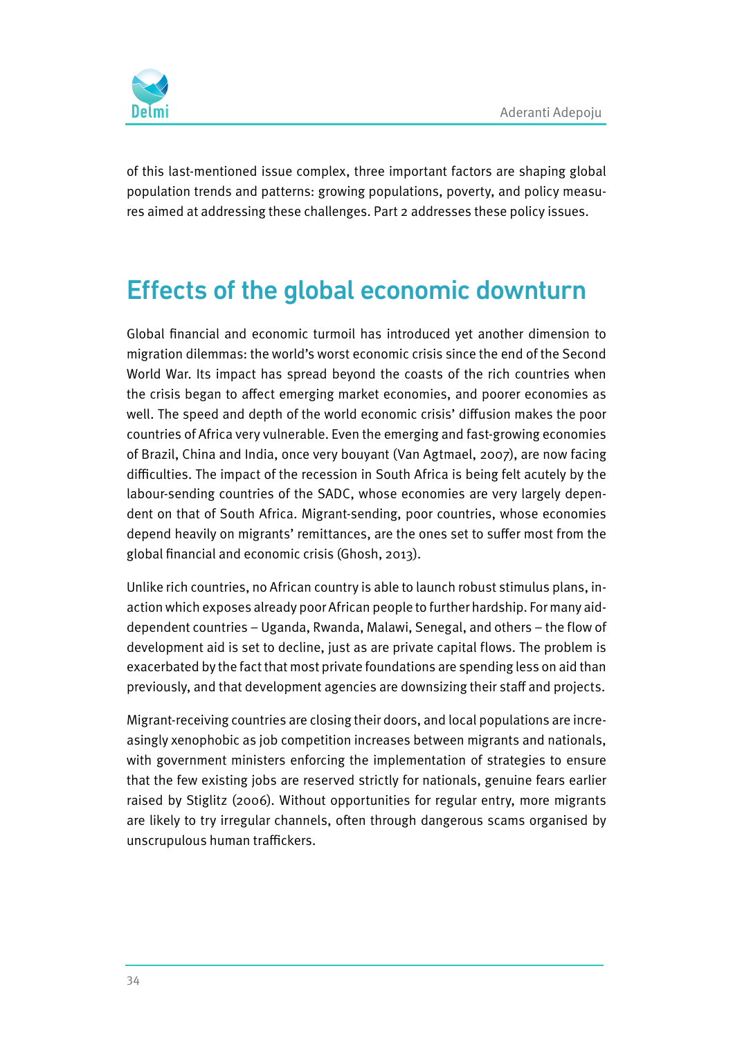of this last-mentioned issue complex, three important factors are shaping global population trends and patterns: growing populations, poverty, and policy measures aimed at addressing these challenges. Part 2 addresses these policy issues.

## Effects of the global economic downturn

Global financial and economic turmoil has introduced yet another dimension to migration dilemmas: the world's worst economic crisis since the end of the Second World War. Its impact has spread beyond the coasts of the rich countries when the crisis began to affect emerging market economies, and poorer economies as well. The speed and depth of the world economic crisis' diffusion makes the poor countries of Africa very vulnerable. Even the emerging and fast-growing economies of Brazil, China and India, once very bouyant (Van Agtmael, 2007), are now facing difficulties. The impact of the recession in South Africa is being felt acutely by the labour-sending countries of the SADC, whose economies are very largely dependent on that of South Africa. Migrant-sending, poor countries, whose economies depend heavily on migrants' remittances, are the ones set to suffer most from the global financial and economic crisis (Ghosh, 2013).

Unlike rich countries, no African country is able to launch robust stimulus plans, inaction which exposes already poor African people to further hardship. For many aid-dependent countries – Uganda, Rwanda, Malawi, Senegal, and others – the flow of development aid is set to decline, just as are private capital flows. The problem is exacerbated by the fact that most private foundations are spending less on aid than previously, and that development agencies are downsizing their staff and projects.

Migrant-receiving countries are closing their doors, and local populations are increasingly xenophobic as job competition increases between migrants and nationals, with government ministers enforcing the implementation of strategies to ensure that the few existing jobs are reserved strictly for nationals, genuine fears earlier raised by Stiglitz (2006). Without opportunities for regular entry, more migrants are likely to try irregular channels, often through dangerous scams organised by unscrupulous human traffickers.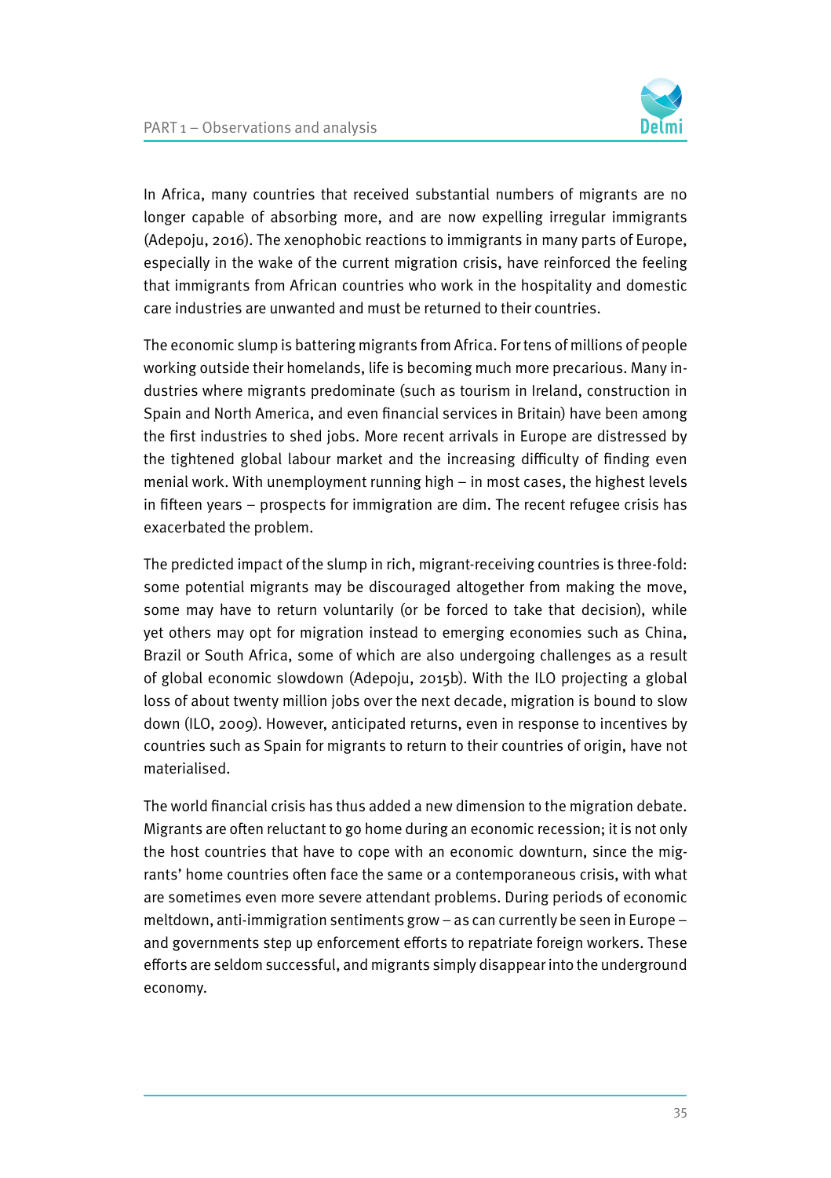In Africa, many countries that received substantial numbers of migrants are no longer capable of absorbing more, and are now expelling irregular immigrants (Adepoju, 2016). The xenophobic reactions to immigrants in many parts of Europe, especially in the wake of the current migration crisis, have reinforced the feeling that immigrants from African countries who work in the hospitality and domestic care industries are unwanted and must be returned to their countries.

The economic slump is battering migrants from Africa. For tens of millions of people working outside their homelands, life is becoming much more precarious. Many industries where migrants predominate (such as tourism in Ireland, construction in Spain and North America, and even financial services in Britain) have been among the first industries to shed jobs. More recent arrivals in Europe are distressed by the tightened global labour market and the increasing difficulty of finding even menial work. With unemployment running high – in most cases, the highest levels in fifteen years – prospects for immigration are dim. The recent refugee crisis has exacerbated the problem.

The predicted impact of the slump in rich, migrant-receiving countries is three-fold: some potential migrants may be discouraged altogether from making the move, some may have to return voluntarily (or be forced to take that decision), while yet others may opt for migration instead to emerging economies such as China, Brazil or South Africa, some of which are also undergoing challenges as a result of global economic slowdown (Adepoju, 2015b). With the ILO projecting a global loss of about twenty million jobs over the next decade, migration is bound to slow down (ILO, 2009). However, anticipated returns, even in response to incentives by countries such as Spain for migrants to return to their countries of origin, have not materialised.

The world financial crisis has thus added a new dimension to the migration debate. Migrants are often reluctant to go home during an economic recession; it is not only the host countries that have to cope with an economic downturn, since the migrants' home countries often face the same or a contemporaneous crisis, with what are sometimes even more severe attendant problems. During periods of economic meltdown, anti-immigration sentiments grow – as can currently be seen in Europe – and governments step up enforcement efforts to repatriate foreign workers. These efforts are seldom successful, and migrants simply disappear into the underground economy.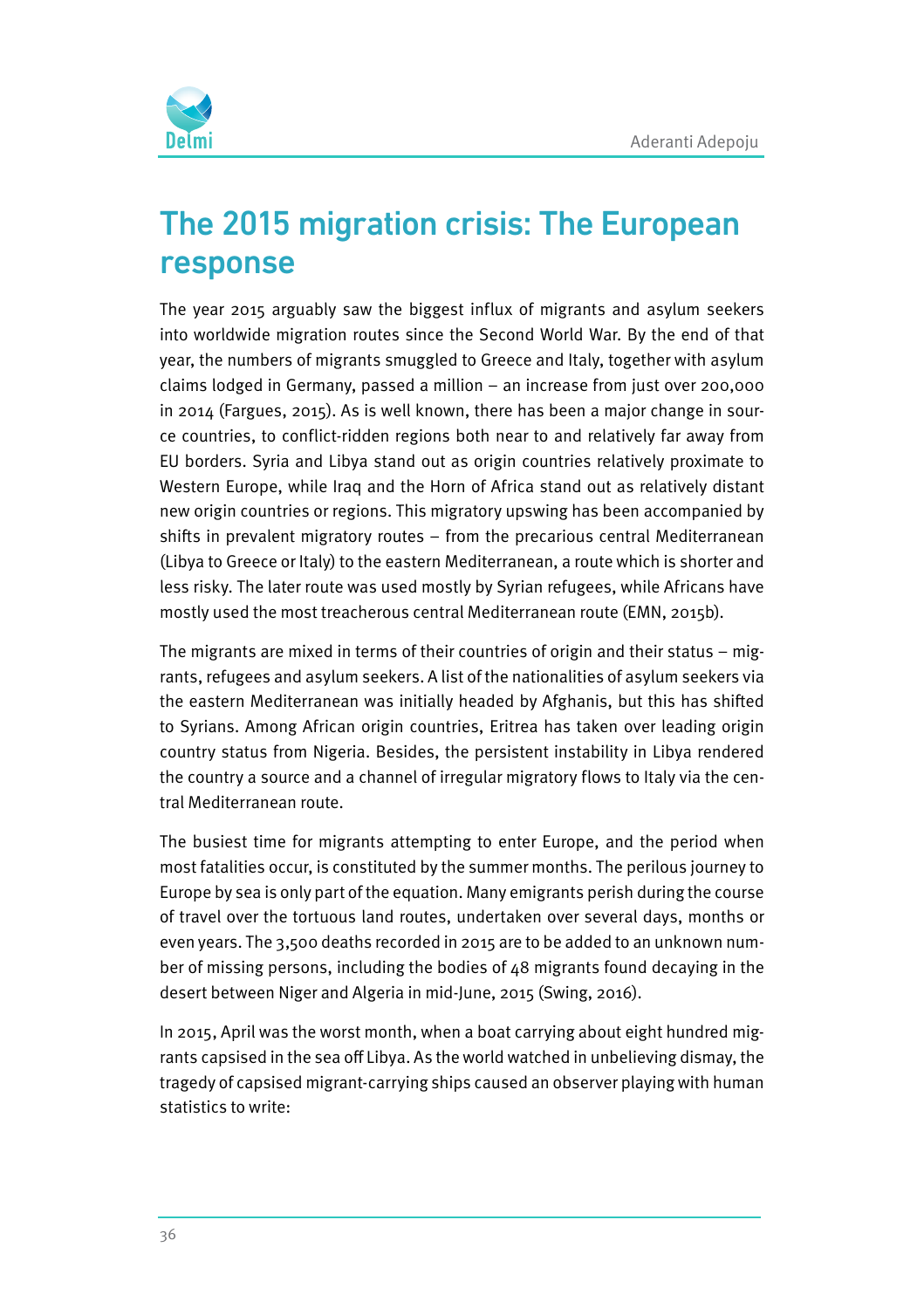# The 2015 migration crisis: The European response

The year 2015 arguably saw the biggest influx of migrants and asylum seekers into worldwide migration routes since the Second World War. By the end of that year, the numbers of migrants smuggled to Greece and Italy, together with asylum claims lodged in Germany, passed a million – an increase from just over 200,000 in 2014 (Fargues, 2015). As is well known, there has been a major change in source countries, to conflict-ridden regions both near to and relatively far away from EU borders. Syria and Libya stand out as origin countries relatively proximate to Western Europe, while Iraq and the Horn of Africa stand out as relatively distant new origin countries or regions. This migratory upswing has been accompanied by shifts in prevalent migratory routes – from the precarious central Mediterranean (Libya to Greece or Italy) to the eastern Mediterranean, a route which is shorter and less risky. The later route was used mostly by Syrian refugees, while Africans have mostly used the most treacherous central Mediterranean route (EMN, 2015b).

The migrants are mixed in terms of their countries of origin and their status – migrants, refugees and asylum seekers. A list of the nationalities of asylum seekers via the eastern Mediterranean was initially headed by Afghanis, but this has shifted to Syrians. Among African origin countries, Eritrea has taken over leading origin country status from Nigeria. Besides, the persistent instability in Libya rendered the country a source and a channel of irregular migratory flows to Italy via the central Mediterranean route.

The busiest time for migrants attempting to enter Europe, and the period when most fatalities occur, is constituted by the summer months. The perilous journey to Europe by sea is only part of the equation. Many emigrants perish during the course of travel over the tortuous land routes, undertaken over several days, months or even years. The 3,500 deaths recorded in 2015 are to be added to an unknown number of missing persons, including the bodies of 48 migrants found decaying in the desert between Niger and Algeria in mid-June, 2015 (Swing, 2016).

In 2015, April was the worst month, when a boat carrying about eight hundred migrants capsised in the sea off Libya. As the world watched in unbelieving dismay, the tragedy of capsised migrant-carrying ships caused an observer playing with human statistics to write: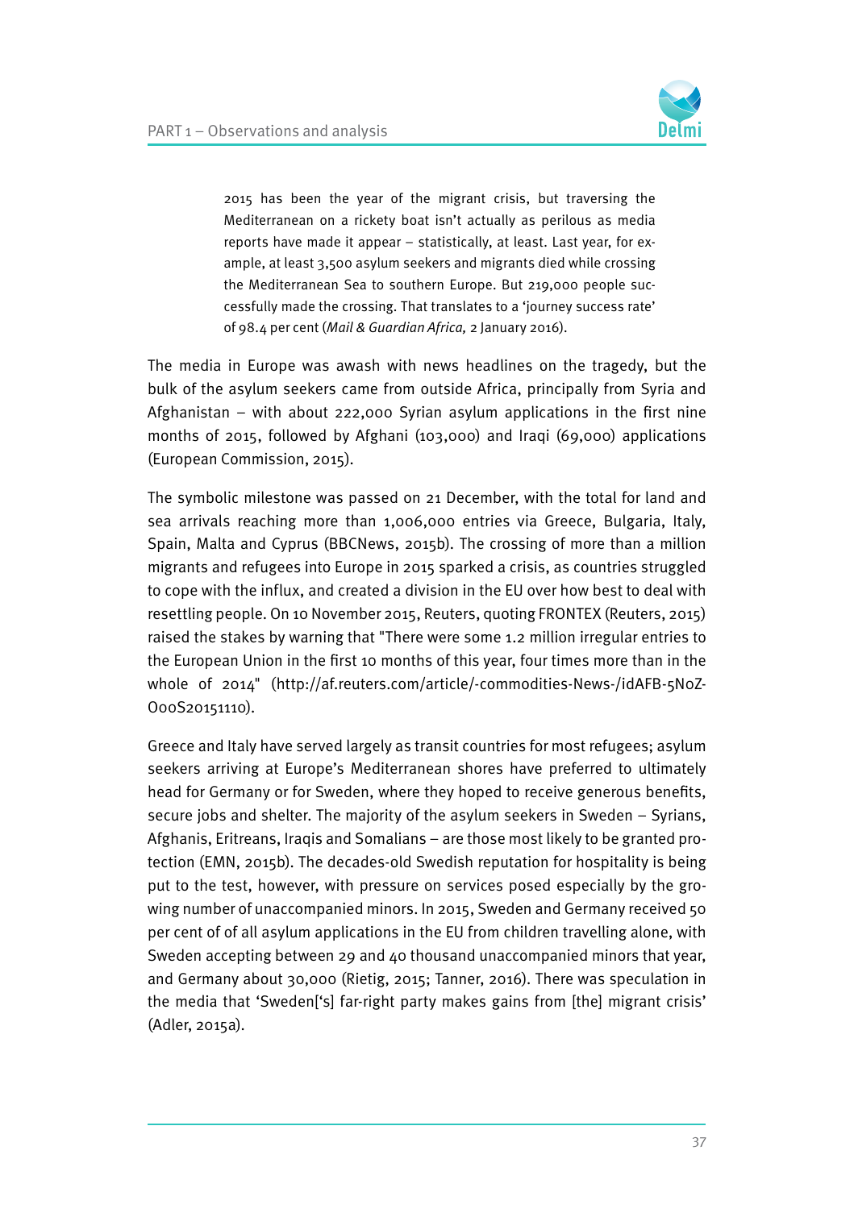> 2015 has been the year of the migrant crisis, but traversing the Mediterranean on a rickety boat isn't actually as perilous as media reports have made it appear – statistically, at least. Last year, for example, at least 3,500 asylum seekers and migrants died while crossing the Mediterranean Sea to southern Europe. But 219,000 people successfully made the crossing. That translates to a 'journey success rate' of 98.4 per cent (*Mail & Guardian Africa,* 2 January 2016).

The media in Europe was awash with news headlines on the tragedy, but the bulk of the asylum seekers came from outside Africa, principally from Syria and Afghanistan – with about 222,000 Syrian asylum applications in the first nine months of 2015, followed by Afghani (103,000) and Iraqi (69,000) applications (European Commission, 2015).

The symbolic milestone was passed on 21 December, with the total for land and sea arrivals reaching more than 1,006,000 entries via Greece, Bulgaria, Italy, Spain, Malta and Cyprus (BBCNews, 2015b). The crossing of more than a million migrants and refugees into Europe in 2015 sparked a crisis, as countries struggled to cope with the influx, and created a division in the EU over how best to deal with resettling people. On 10 November 2015, Reuters, quoting FRONTEX (Reuters, 2015) raised the stakes by warning that "There were some 1.2 million irregular entries to the European Union in the first 10 months of this year, four times more than in the whole of 2014" (http://af.reuters.com/article/-commodities-News-/idAFB-5NoZ-OooS20151110).

Greece and Italy have served largely as transit countries for most refugees; asylum seekers arriving at Europe's Mediterranean shores have preferred to ultimately head for Germany or for Sweden, where they hoped to receive generous benefits, secure jobs and shelter. The majority of the asylum seekers in Sweden – Syrians, Afghanis, Eritreans, Iraqis and Somalians – are those most likely to be granted protection (EMN, 2015b). The decades-old Swedish reputation for hospitality is being put to the test, however, with pressure on services posed especially by the growing number of unaccompanied minors. In 2015, Sweden and Germany received 50 per cent of of all asylum applications in the EU from children travelling alone, with Sweden accepting between 29 and 40 thousand unaccompanied minors that year, and Germany about 30,000 (Rietig, 2015; Tanner, 2016). There was speculation in the media that 'Sweden['s] far-right party makes gains from [the] migrant crisis' (Adler, 2015a).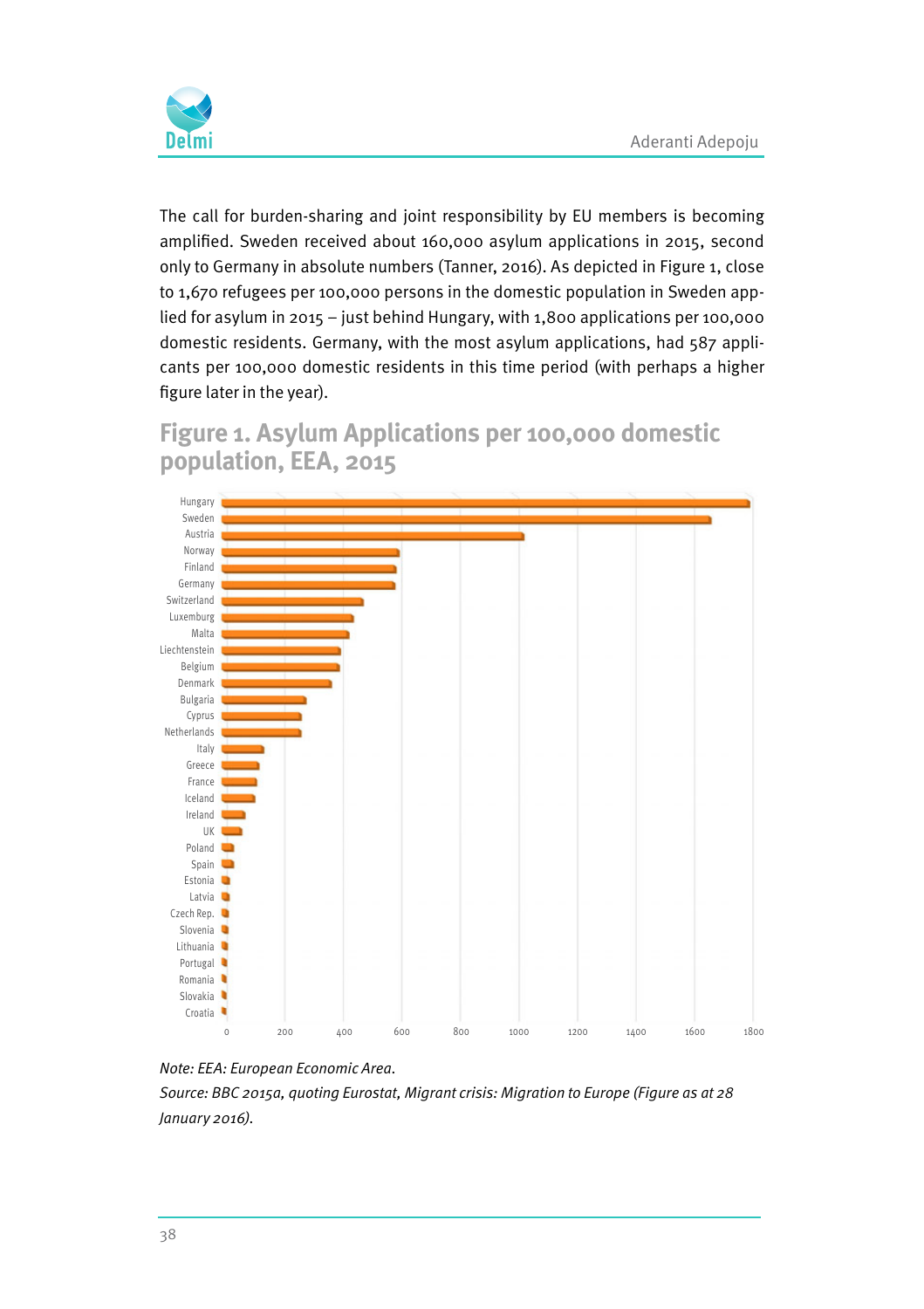The call for burden-sharing and joint responsibility by EU members is becoming amplified. Sweden received about 160,000 asylum applications in 2015, second only to Germany in absolute numbers (Tanner, 2016). As depicted in Figure 1, close to 1,670 refugees per 100,000 persons in the domestic population in Sweden applied for asylum in 2015 – just behind Hungary, with 1,800 applications per 100,000 domestic residents. Germany, with the most asylum applications, had 587 applicants per 100,000 domestic residents in this time period (with perhaps a higher figure later in the year).

## Figure 1. Asylum Applications per 100,000 domestic population, EEA, 2015

*Note: EEA: European Economic Area.*

*Source: BBC 2015a, quoting Eurostat, Migrant crisis: Migration to Europe (Figure as at 28 January 2016).*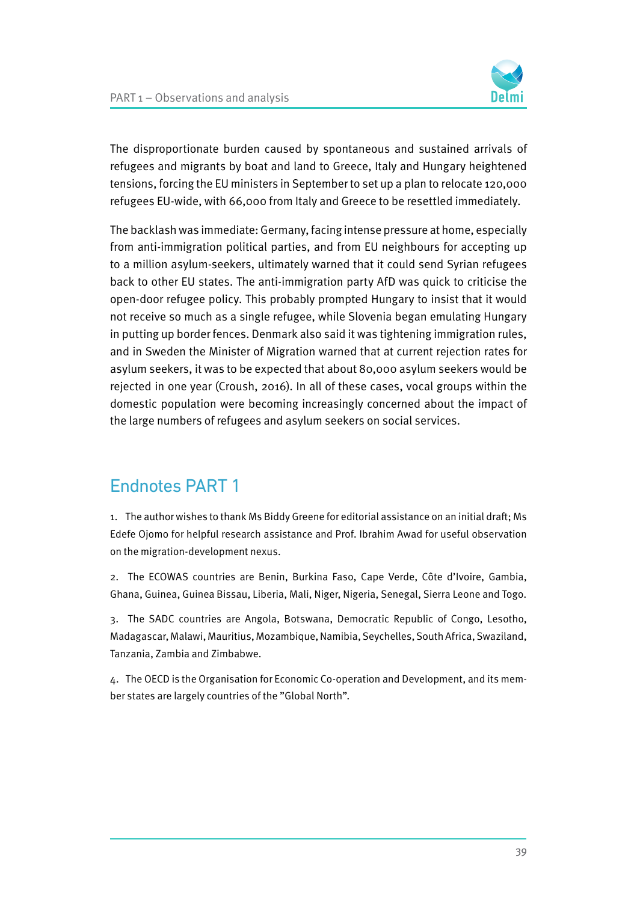The disproportionate burden caused by spontaneous and sustained arrivals of refugees and migrants by boat and land to Greece, Italy and Hungary heightened tensions, forcing the EU ministers in September to set up a plan to relocate 120,000 refugees EU-wide, with 66,000 from Italy and Greece to be resettled immediately.

The backlash was immediate: Germany, facing intense pressure at home, especially from anti-immigration political parties, and from EU neighbours for accepting up to a million asylum-seekers, ultimately warned that it could send Syrian refugees back to other EU states. The anti-immigration party AfD was quick to criticise the open-door refugee policy. This probably prompted Hungary to insist that it would not receive so much as a single refugee, while Slovenia began emulating Hungary in putting up border fences. Denmark also said it was tightening immigration rules, and in Sweden the Minister of Migration warned that at current rejection rates for asylum seekers, it was to be expected that about 80,000 asylum seekers would be rejected in one year (Croush, 2016). In all of these cases, vocal groups within the domestic population were becoming increasingly concerned about the impact of the large numbers of refugees and asylum seekers on social services.

## Endnotes PART 1

1. The author wishes to thank Ms Biddy Greene for editorial assistance on an initial draft; Ms Edefe Ojomo for helpful research assistance and Prof. Ibrahim Awad for useful observation on the migration-development nexus.

2. The ECOWAS countries are Benin, Burkina Faso, Cape Verde, Côte d'Ivoire, Gambia, Ghana, Guinea, Guinea Bissau, Liberia, Mali, Niger, Nigeria, Senegal, Sierra Leone and Togo.

3. The SADC countries are Angola, Botswana, Democratic Republic of Congo, Lesotho, Madagascar, Malawi, Mauritius, Mozambique, Namibia, Seychelles, South Africa, Swaziland, Tanzania, Zambia and Zimbabwe.

4. The OECD is the Organisation for Economic Co-operation and Development, and its member states are largely countries of the "Global North".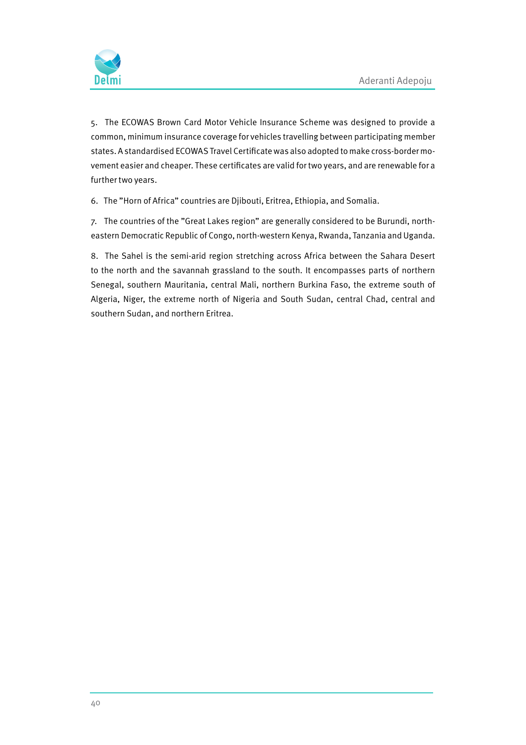5. The ECOWAS Brown Card Motor Vehicle Insurance Scheme was designed to provide a common, minimum insurance coverage for vehicles travelling between participating member states. A standardised ECOWAS Travel Certificate was also adopted to make cross-border movement easier and cheaper. These certificates are valid for two years, and are renewable for a further two years.

6. The "Horn of Africa" countries are Djibouti, Eritrea, Ethiopia, and Somalia.

7. The countries of the "Great Lakes region" are generally considered to be Burundi, north-eastern Democratic Republic of Congo, north-western Kenya, Rwanda, Tanzania and Uganda.

8. The Sahel is the semi-arid region stretching across Africa between the Sahara Desert to the north and the savannah grassland to the south. It encompasses parts of northern Senegal, southern Mauritania, central Mali, northern Burkina Faso, the extreme south of Algeria, Niger, the extreme north of Nigeria and South Sudan, central Chad, central and southern Sudan, and northern Eritrea.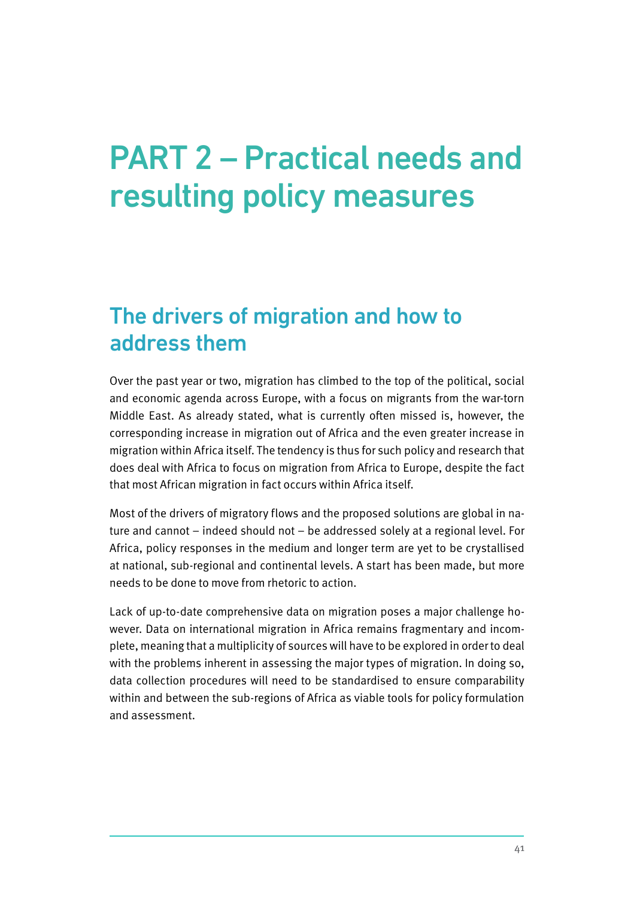# PART 2 – Practical needs and resulting policy measures

## The drivers of migration and how to address them

Over the past year or two, migration has climbed to the top of the political, social and economic agenda across Europe, with a focus on migrants from the war-torn Middle East. As already stated, what is currently often missed is, however, the corresponding increase in migration out of Africa and the even greater increase in migration within Africa itself. The tendency is thus for such policy and research that does deal with Africa to focus on migration from Africa to Europe, despite the fact that most African migration in fact occurs within Africa itself.

Most of the drivers of migratory flows and the proposed solutions are global in nature and cannot – indeed should not – be addressed solely at a regional level. For Africa, policy responses in the medium and longer term are yet to be crystallised at national, sub-regional and continental levels. A start has been made, but more needs to be done to move from rhetoric to action.

Lack of up-to-date comprehensive data on migration poses a major challenge however. Data on international migration in Africa remains fragmentary and incomplete, meaning that a multiplicity of sources will have to be explored in order to deal with the problems inherent in assessing the major types of migration. In doing so, data collection procedures will need to be standardised to ensure comparability within and between the sub-regions of Africa as viable tools for policy formulation and assessment.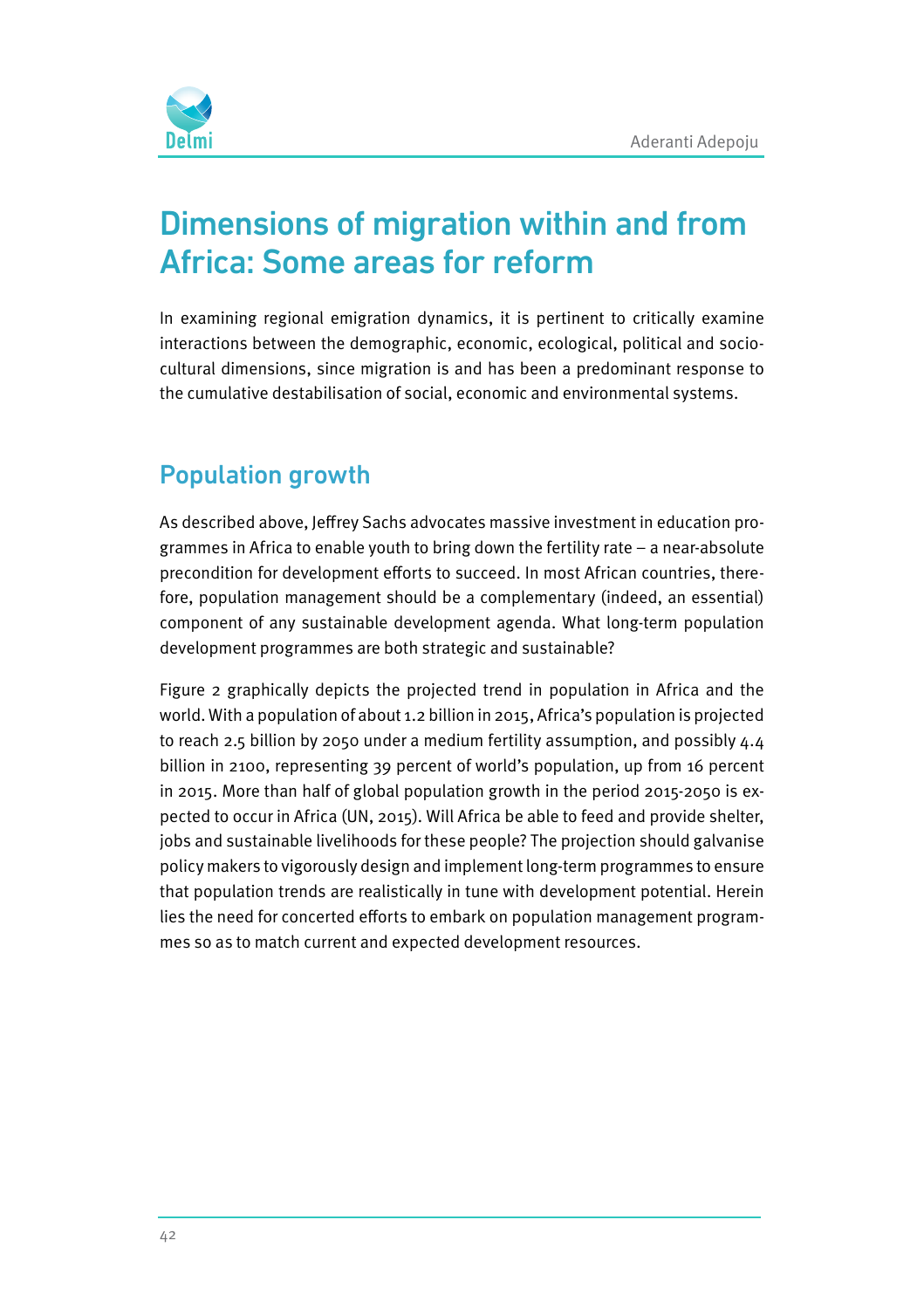# Dimensions of migration within and from Africa: Some areas for reform

In examining regional emigration dynamics, it is pertinent to critically examine interactions between the demographic, economic, ecological, political and socio-cultural dimensions, since migration is and has been a predominant response to the cumulative destabilisation of social, economic and environmental systems.

## Population growth

As described above, Jeffrey Sachs advocates massive investment in education programmes in Africa to enable youth to bring down the fertility rate – a near-absolute precondition for development efforts to succeed. In most African countries, therefore, population management should be a complementary (indeed, an essential) component of any sustainable development agenda. What long-term population development programmes are both strategic and sustainable?

Figure 2 graphically depicts the projected trend in population in Africa and the world. With a population of about 1.2 billion in 2015, Africa's population is projected to reach 2.5 billion by 2050 under a medium fertility assumption, and possibly 4.4 billion in 2100, representing 39 percent of world's population, up from 16 percent in 2015. More than half of global population growth in the period 2015-2050 is expected to occur in Africa (UN, 2015). Will Africa be able to feed and provide shelter, jobs and sustainable livelihoods for these people? The projection should galvanise policy makers to vigorously design and implement long-term programmes to ensure that population trends are realistically in tune with development potential. Herein lies the need for concerted efforts to embark on population management programmes so as to match current and expected development resources.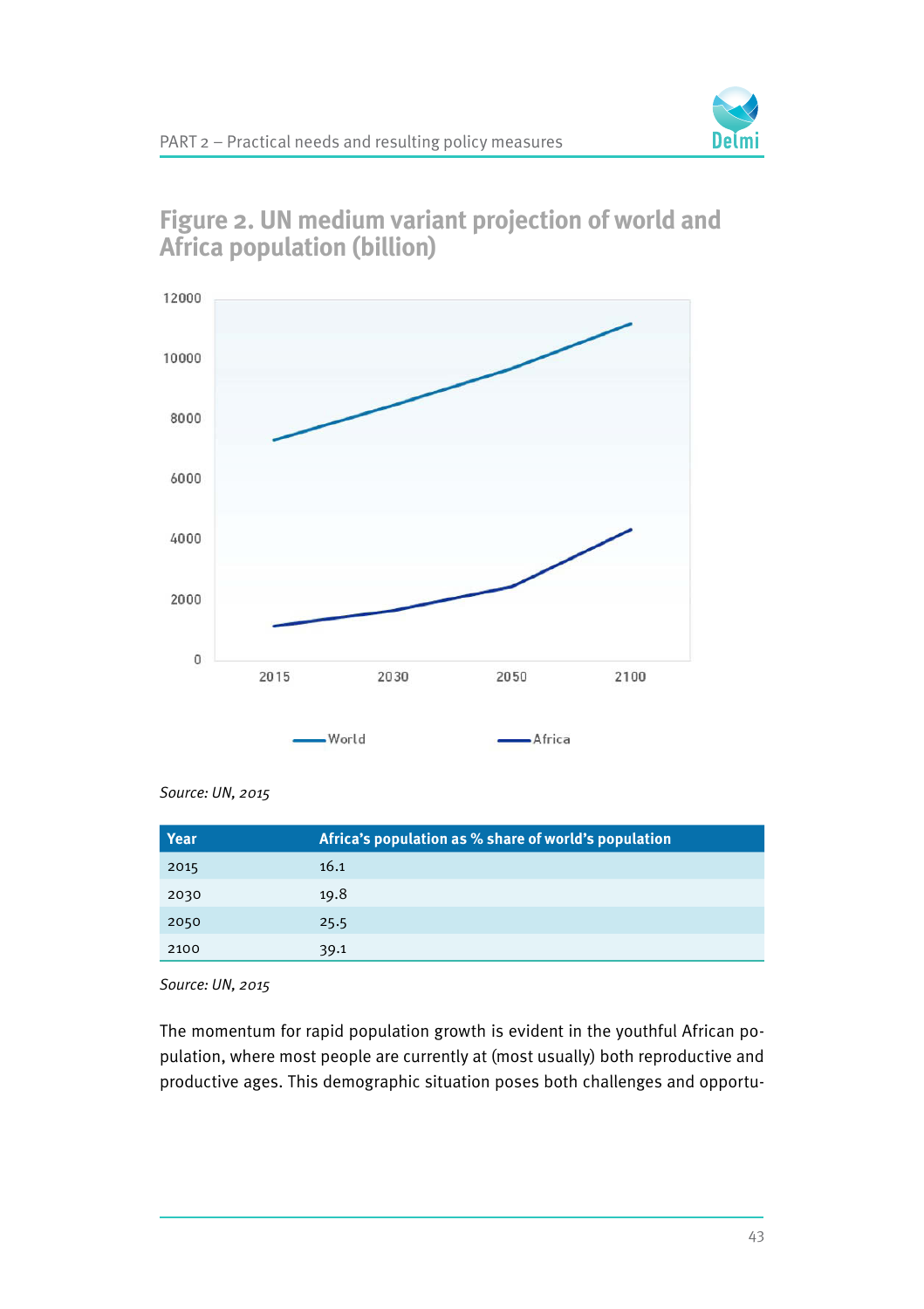## Figure 2. UN medium variant projection of world and Africa population (billion)

*Source: UN, 2015*

| Year | Africa's population as % share of world's population |
|---|---|
| 2015 | 16.1 |
| 2030 | 19.8 |
| 2050 | 25.5 |
| 2100 | 39.1 |

*Source: UN, 2015*

The momentum for rapid population growth is evident in the youthful African population, where most people are currently at (most usually) both reproductive and productive ages. This demographic situation poses both challenges and opportu-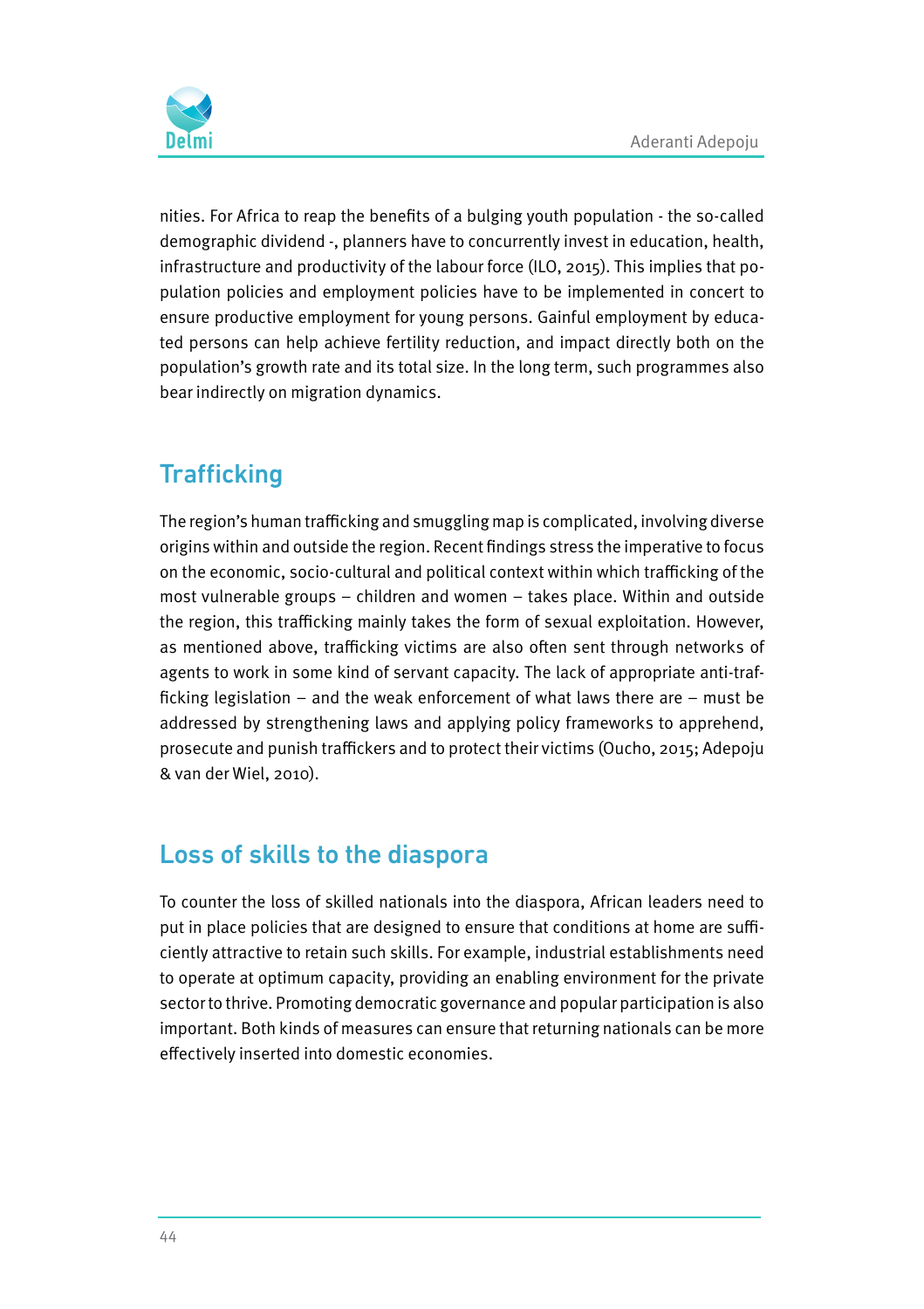nities. For Africa to reap the benefits of a bulging youth population - the so-called demographic dividend -, planners have to concurrently invest in education, health, infrastructure and productivity of the labour force (ILO, 2015). This implies that population policies and employment policies have to be implemented in concert to ensure productive employment for young persons. Gainful employment by educated persons can help achieve fertility reduction, and impact directly both on the population's growth rate and its total size. In the long term, such programmes also bear indirectly on migration dynamics.

## Trafficking

The region's human trafficking and smuggling map is complicated, involving diverse origins within and outside the region. Recent findings stress the imperative to focus on the economic, socio-cultural and political context within which trafficking of the most vulnerable groups – children and women – takes place. Within and outside the region, this trafficking mainly takes the form of sexual exploitation. However, as mentioned above, trafficking victims are also often sent through networks of agents to work in some kind of servant capacity. The lack of appropriate anti-trafficking legislation – and the weak enforcement of what laws there are – must be addressed by strengthening laws and applying policy frameworks to apprehend, prosecute and punish traffickers and to protect their victims (Oucho, 2015; Adepoju & van der Wiel, 2010).

## Loss of skills to the diaspora

To counter the loss of skilled nationals into the diaspora, African leaders need to put in place policies that are designed to ensure that conditions at home are sufficiently attractive to retain such skills. For example, industrial establishments need to operate at optimum capacity, providing an enabling environment for the private sector to thrive. Promoting democratic governance and popular participation is also important. Both kinds of measures can ensure that returning nationals can be more effectively inserted into domestic economies.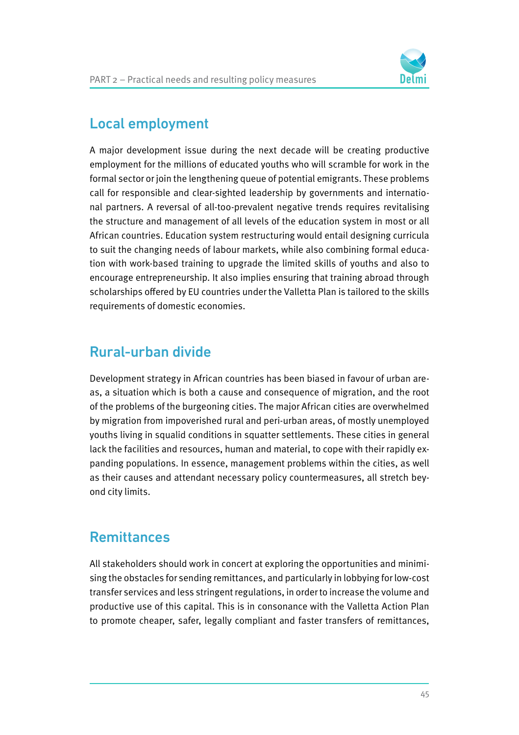## Local employment

A major development issue during the next decade will be creating productive employment for the millions of educated youths who will scramble for work in the formal sector or join the lengthening queue of potential emigrants. These problems call for responsible and clear-sighted leadership by governments and international partners. A reversal of all-too-prevalent negative trends requires revitalising the structure and management of all levels of the education system in most or all African countries. Education system restructuring would entail designing curricula to suit the changing needs of labour markets, while also combining formal education with work-based training to upgrade the limited skills of youths and also to encourage entrepreneurship. It also implies ensuring that training abroad through scholarships offered by EU countries under the Valletta Plan is tailored to the skills requirements of domestic economies.

## Rural-urban divide

Development strategy in African countries has been biased in favour of urban areas, a situation which is both a cause and consequence of migration, and the root of the problems of the burgeoning cities. The major African cities are overwhelmed by migration from impoverished rural and peri-urban areas, of mostly unemployed youths living in squalid conditions in squatter settlements. These cities in general lack the facilities and resources, human and material, to cope with their rapidly expanding populations. In essence, management problems within the cities, as well as their causes and attendant necessary policy countermeasures, all stretch beyond city limits.

## Remittances

All stakeholders should work in concert at exploring the opportunities and minimising the obstacles for sending remittances, and particularly in lobbying for low-cost transfer services and less stringent regulations, in order to increase the volume and productive use of this capital. This is in consonance with the Valletta Action Plan to promote cheaper, safer, legally compliant and faster transfers of remittances,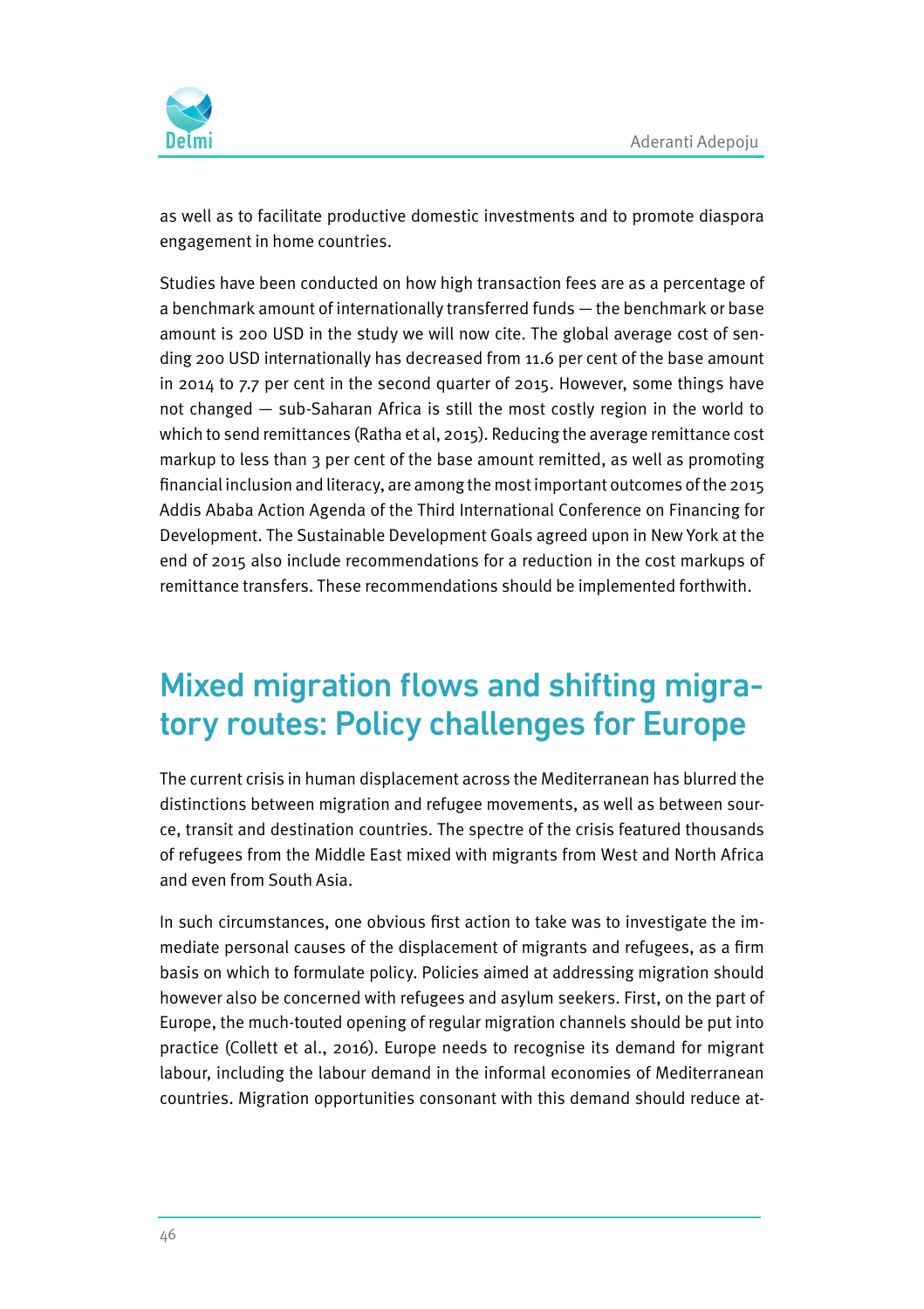as well as to facilitate productive domestic investments and to promote diaspora engagement in home countries.

Studies have been conducted on how high transaction fees are as a percentage of a benchmark amount of internationally transferred funds — the benchmark or base amount is 200 USD in the study we will now cite. The global average cost of sending 200 USD internationally has decreased from 11.6 per cent of the base amount in 2014 to 7.7 per cent in the second quarter of 2015. However, some things have not changed — sub-Saharan Africa is still the most costly region in the world to which to send remittances (Ratha et al, 2015). Reducing the average remittance cost markup to less than 3 per cent of the base amount remitted, as well as promoting financial inclusion and literacy, are among the most important outcomes of the 2015 Addis Ababa Action Agenda of the Third International Conference on Financing for Development. The Sustainable Development Goals agreed upon in New York at the end of 2015 also include recommendations for a reduction in the cost markups of remittance transfers. These recommendations should be implemented forthwith.

# Mixed migration flows and shifting migratory routes: Policy challenges for Europe

The current crisis in human displacement across the Mediterranean has blurred the distinctions between migration and refugee movements, as well as between source, transit and destination countries. The spectre of the crisis featured thousands of refugees from the Middle East mixed with migrants from West and North Africa and even from South Asia.

In such circumstances, one obvious first action to take was to investigate the immediate personal causes of the displacement of migrants and refugees, as a firm basis on which to formulate policy. Policies aimed at addressing migration should however also be concerned with refugees and asylum seekers. First, on the part of Europe, the much-touted opening of regular migration channels should be put into practice (Collett et al., 2016). Europe needs to recognise its demand for migrant labour, including the labour demand in the informal economies of Mediterranean countries. Migration opportunities consonant with this demand should reduce at-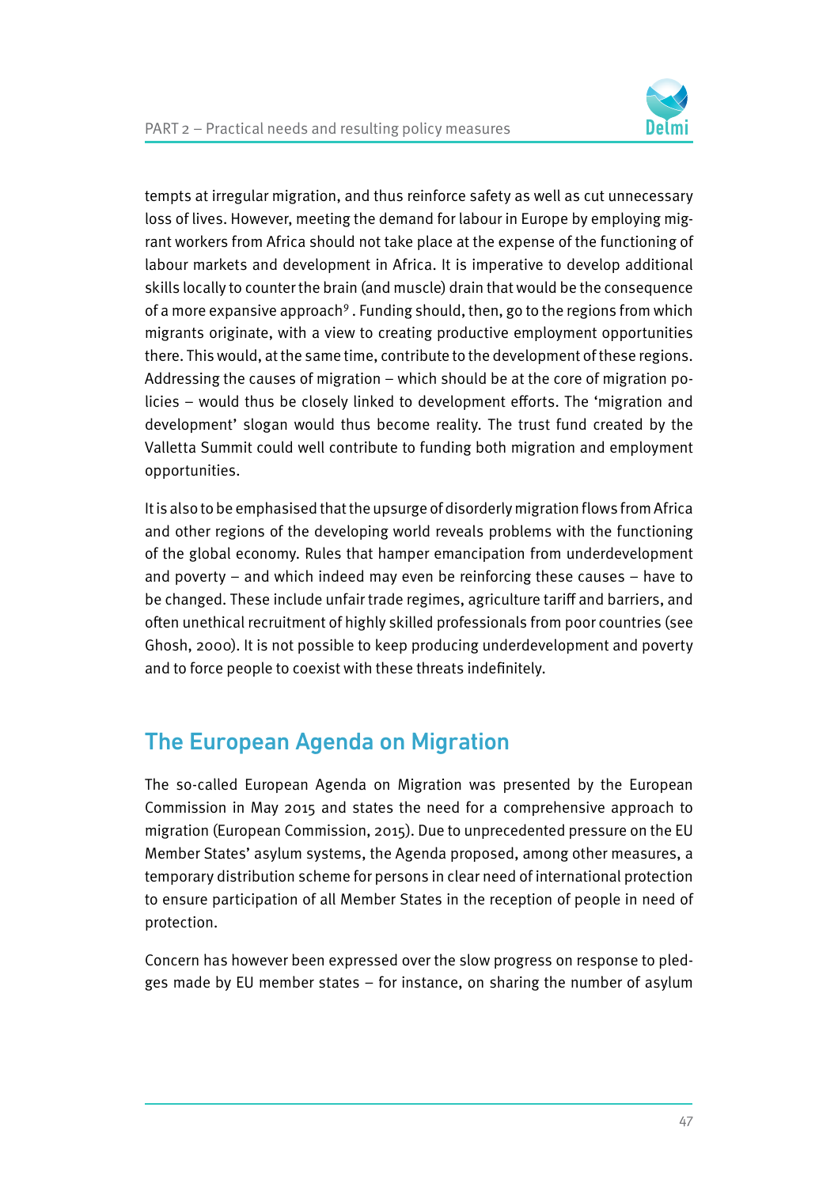tempts at irregular migration, and thus reinforce safety as well as cut unnecessary loss of lives. However, meeting the demand for labour in Europe by employing migrant workers from Africa should not take place at the expense of the functioning of labour markets and development in Africa. It is imperative to develop additional skills locally to counter the brain (and muscle) drain that would be the consequence of a more expansive approach[9]. Funding should, then, go to the regions from which migrants originate, with a view to creating productive employment opportunities there. This would, at the same time, contribute to the development of these regions. Addressing the causes of migration – which should be at the core of migration policies – would thus be closely linked to development efforts. The 'migration and development' slogan would thus become reality. The trust fund created by the Valletta Summit could well contribute to funding both migration and employment opportunities.

It is also to be emphasised that the upsurge of disorderly migration flows from Africa and other regions of the developing world reveals problems with the functioning of the global economy. Rules that hamper emancipation from underdevelopment and poverty – and which indeed may even be reinforcing these causes – have to be changed. These include unfair trade regimes, agriculture tariff and barriers, and often unethical recruitment of highly skilled professionals from poor countries (see Ghosh, 2000). It is not possible to keep producing underdevelopment and poverty and to force people to coexist with these threats indefinitely.

## The European Agenda on Migration

The so-called European Agenda on Migration was presented by the European Commission in May 2015 and states the need for a comprehensive approach to migration (European Commission, 2015). Due to unprecedented pressure on the EU Member States' asylum systems, the Agenda proposed, among other measures, a temporary distribution scheme for persons in clear need of international protection to ensure participation of all Member States in the reception of people in need of protection.

Concern has however been expressed over the slow progress on response to pledges made by EU member states – for instance, on sharing the number of asylum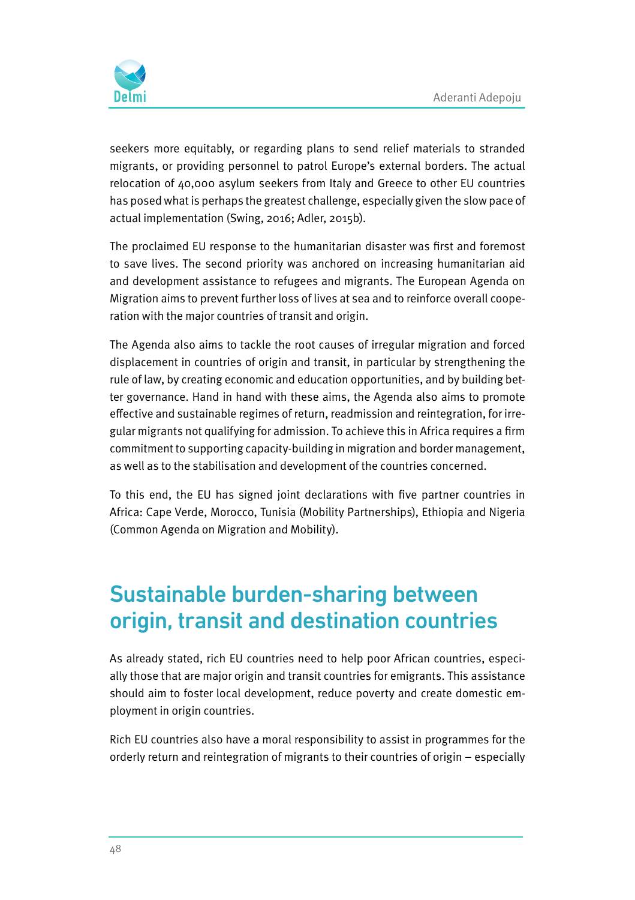seekers more equitably, or regarding plans to send relief materials to stranded migrants, or providing personnel to patrol Europe's external borders. The actual relocation of 40,000 asylum seekers from Italy and Greece to other EU countries has posed what is perhaps the greatest challenge, especially given the slow pace of actual implementation (Swing, 2016; Adler, 2015b).

The proclaimed EU response to the humanitarian disaster was first and foremost to save lives. The second priority was anchored on increasing humanitarian aid and development assistance to refugees and migrants. The European Agenda on Migration aims to prevent further loss of lives at sea and to reinforce overall cooperation with the major countries of transit and origin.

The Agenda also aims to tackle the root causes of irregular migration and forced displacement in countries of origin and transit, in particular by strengthening the rule of law, by creating economic and education opportunities, and by building better governance. Hand in hand with these aims, the Agenda also aims to promote effective and sustainable regimes of return, readmission and reintegration, for irregular migrants not qualifying for admission. To achieve this in Africa requires a firm commitment to supporting capacity-building in migration and border management, as well as to the stabilisation and development of the countries concerned.

To this end, the EU has signed joint declarations with five partner countries in Africa: Cape Verde, Morocco, Tunisia (Mobility Partnerships), Ethiopia and Nigeria (Common Agenda on Migration and Mobility).

## Sustainable burden-sharing between origin, transit and destination countries

As already stated, rich EU countries need to help poor African countries, especially those that are major origin and transit countries for emigrants. This assistance should aim to foster local development, reduce poverty and create domestic employment in origin countries.

Rich EU countries also have a moral responsibility to assist in programmes for the orderly return and reintegration of migrants to their countries of origin – especially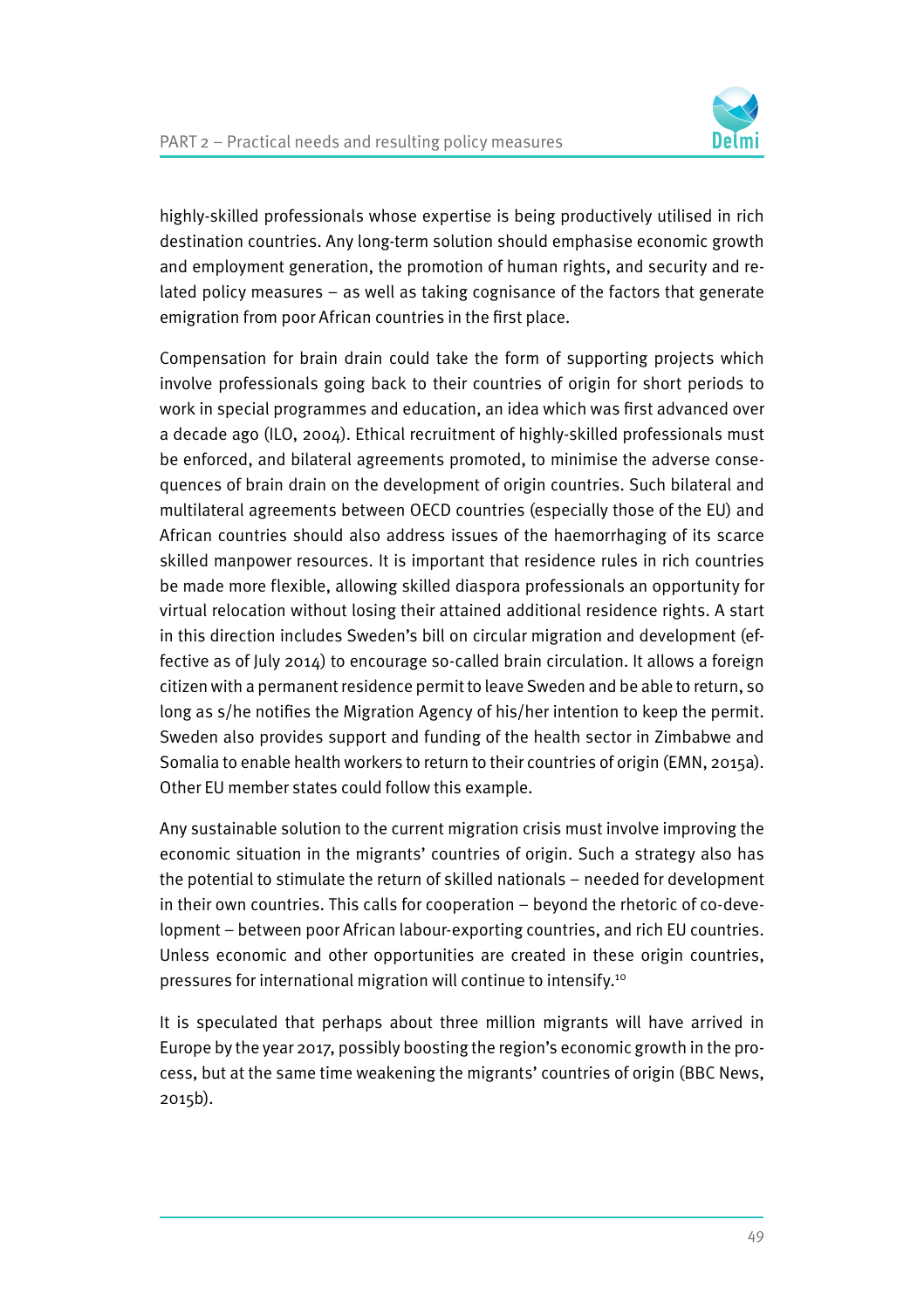highly-skilled professionals whose expertise is being productively utilised in rich destination countries. Any long-term solution should emphasise economic growth and employment generation, the promotion of human rights, and security and related policy measures – as well as taking cognisance of the factors that generate emigration from poor African countries in the first place.

Compensation for brain drain could take the form of supporting projects which involve professionals going back to their countries of origin for short periods to work in special programmes and education, an idea which was first advanced over a decade ago (ILO, 2004). Ethical recruitment of highly-skilled professionals must be enforced, and bilateral agreements promoted, to minimise the adverse consequences of brain drain on the development of origin countries. Such bilateral and multilateral agreements between OECD countries (especially those of the EU) and African countries should also address issues of the haemorrhaging of its scarce skilled manpower resources. It is important that residence rules in rich countries be made more flexible, allowing skilled diaspora professionals an opportunity for virtual relocation without losing their attained additional residence rights. A start in this direction includes Sweden's bill on circular migration and development (effective as of July 2014) to encourage so-called brain circulation. It allows a foreign citizen with a permanent residence permit to leave Sweden and be able to return, so long as s/he notifies the Migration Agency of his/her intention to keep the permit. Sweden also provides support and funding of the health sector in Zimbabwe and Somalia to enable health workers to return to their countries of origin (EMN, 2015a). Other EU member states could follow this example.

Any sustainable solution to the current migration crisis must involve improving the economic situation in the migrants' countries of origin. Such a strategy also has the potential to stimulate the return of skilled nationals – needed for development in their own countries. This calls for cooperation – beyond the rhetoric of co-development – between poor African labour-exporting countries, and rich EU countries. Unless economic and other opportunities are created in these origin countries, pressures for international migration will continue to intensify.[10]

It is speculated that perhaps about three million migrants will have arrived in Europe by the year 2017, possibly boosting the region's economic growth in the process, but at the same time weakening the migrants' countries of origin (BBC News, 2015b).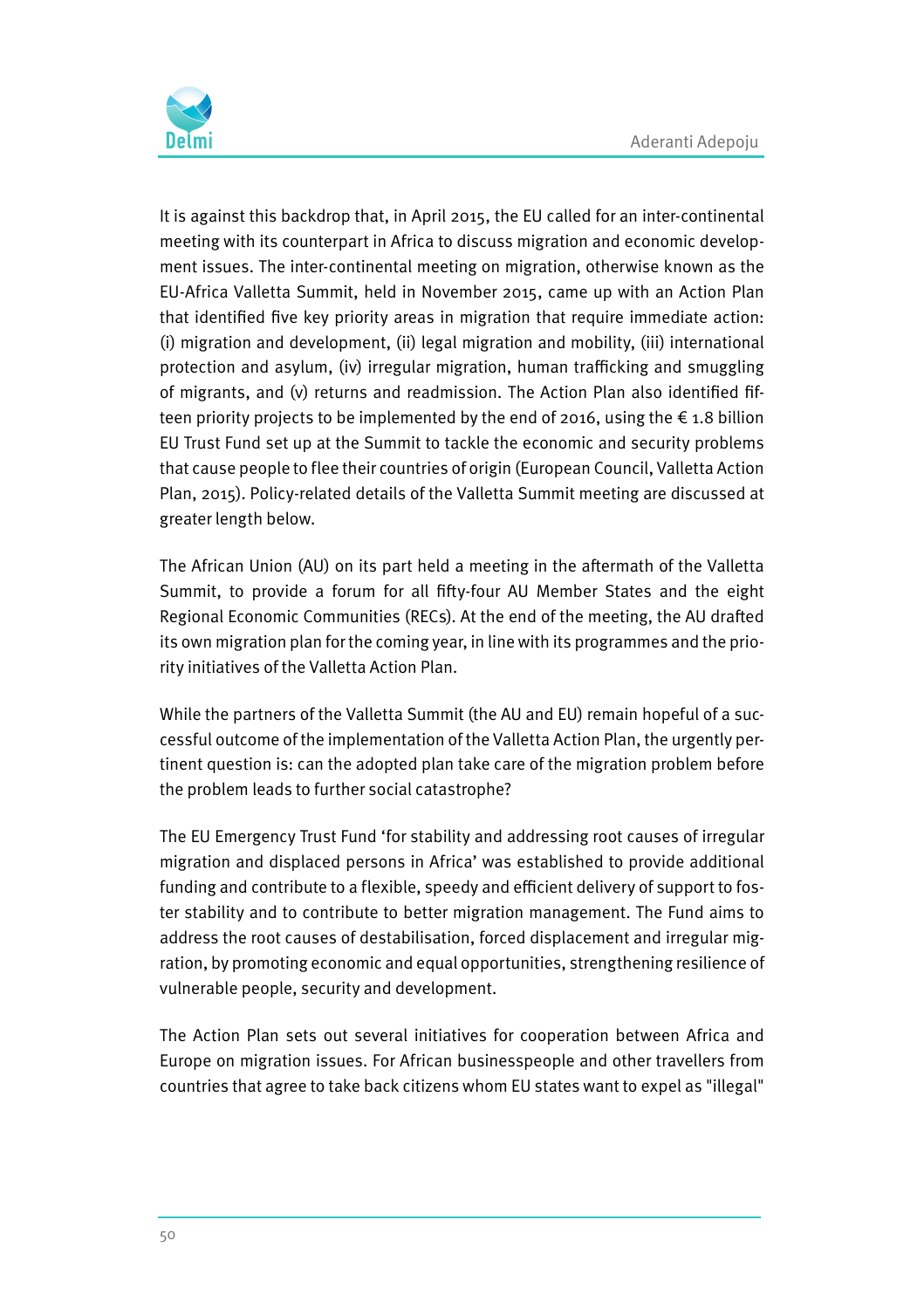It is against this backdrop that, in April 2015, the EU called for an inter-continental meeting with its counterpart in Africa to discuss migration and economic development issues. The inter-continental meeting on migration, otherwise known as the EU-Africa Valletta Summit, held in November 2015, came up with an Action Plan that identified five key priority areas in migration that require immediate action: (i) migration and development, (ii) legal migration and mobility, (iii) international protection and asylum, (iv) irregular migration, human trafficking and smuggling of migrants, and (v) returns and readmission. The Action Plan also identified fifteen priority projects to be implemented by the end of 2016, using the € 1.8 billion EU Trust Fund set up at the Summit to tackle the economic and security problems that cause people to flee their countries of origin (European Council, Valletta Action Plan, 2015). Policy-related details of the Valletta Summit meeting are discussed at greater length below.

The African Union (AU) on its part held a meeting in the aftermath of the Valletta Summit, to provide a forum for all fifty-four AU Member States and the eight Regional Economic Communities (RECs). At the end of the meeting, the AU drafted its own migration plan for the coming year, in line with its programmes and the priority initiatives of the Valletta Action Plan.

While the partners of the Valletta Summit (the AU and EU) remain hopeful of a successful outcome of the implementation of the Valletta Action Plan, the urgently pertinent question is: can the adopted plan take care of the migration problem before the problem leads to further social catastrophe?

The EU Emergency Trust Fund 'for stability and addressing root causes of irregular migration and displaced persons in Africa' was established to provide additional funding and contribute to a flexible, speedy and efficient delivery of support to foster stability and to contribute to better migration management. The Fund aims to address the root causes of destabilisation, forced displacement and irregular migration, by promoting economic and equal opportunities, strengthening resilience of vulnerable people, security and development.

The Action Plan sets out several initiatives for cooperation between Africa and Europe on migration issues. For African businesspeople and other travellers from countries that agree to take back citizens whom EU states want to expel as "illegal"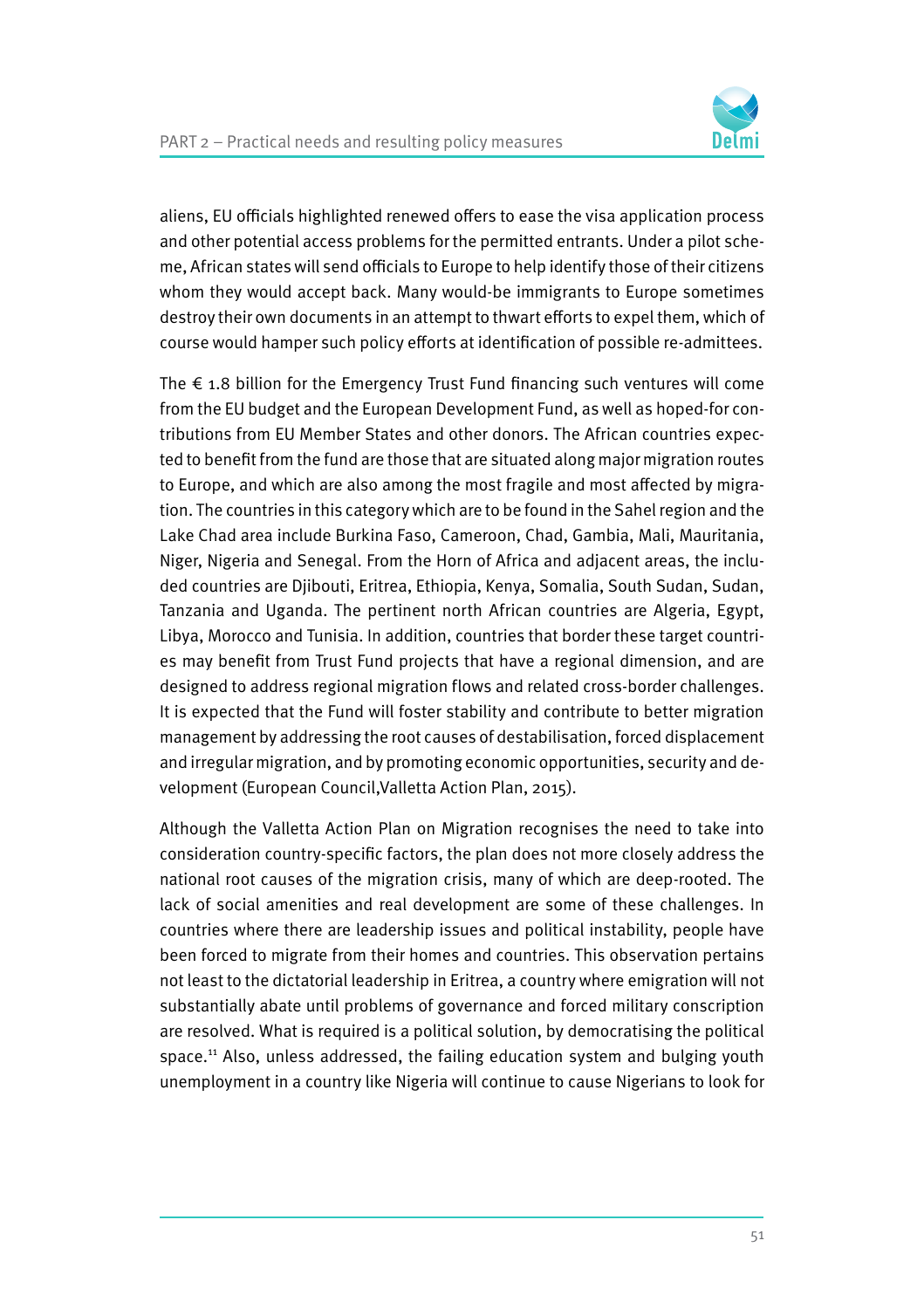aliens, EU officials highlighted renewed offers to ease the visa application process and other potential access problems for the permitted entrants. Under a pilot scheme, African states will send officials to Europe to help identify those of their citizens whom they would accept back. Many would-be immigrants to Europe sometimes destroy their own documents in an attempt to thwart efforts to expel them, which of course would hamper such policy efforts at identification of possible re-admittees.

The € 1.8 billion for the Emergency Trust Fund financing such ventures will come from the EU budget and the European Development Fund, as well as hoped-for contributions from EU Member States and other donors. The African countries expected to benefit from the fund are those that are situated along major migration routes to Europe, and which are also among the most fragile and most affected by migration. The countries in this category which are to be found in the Sahel region and the Lake Chad area include Burkina Faso, Cameroon, Chad, Gambia, Mali, Mauritania, Niger, Nigeria and Senegal. From the Horn of Africa and adjacent areas, the included countries are Djibouti, Eritrea, Ethiopia, Kenya, Somalia, South Sudan, Sudan, Tanzania and Uganda. The pertinent north African countries are Algeria, Egypt, Libya, Morocco and Tunisia. In addition, countries that border these target countries may benefit from Trust Fund projects that have a regional dimension, and are designed to address regional migration flows and related cross-border challenges. It is expected that the Fund will foster stability and contribute to better migration management by addressing the root causes of destabilisation, forced displacement and irregular migration, and by promoting economic opportunities, security and development (European Council,Valletta Action Plan, 2015).

Although the Valletta Action Plan on Migration recognises the need to take into consideration country-specific factors, the plan does not more closely address the national root causes of the migration crisis, many of which are deep-rooted. The lack of social amenities and real development are some of these challenges. In countries where there are leadership issues and political instability, people have been forced to migrate from their homes and countries. This observation pertains not least to the dictatorial leadership in Eritrea, a country where emigration will not substantially abate until problems of governance and forced military conscription are resolved. What is required is a political solution, by democratising the political space.[11] Also, unless addressed, the failing education system and bulging youth unemployment in a country like Nigeria will continue to cause Nigerians to look for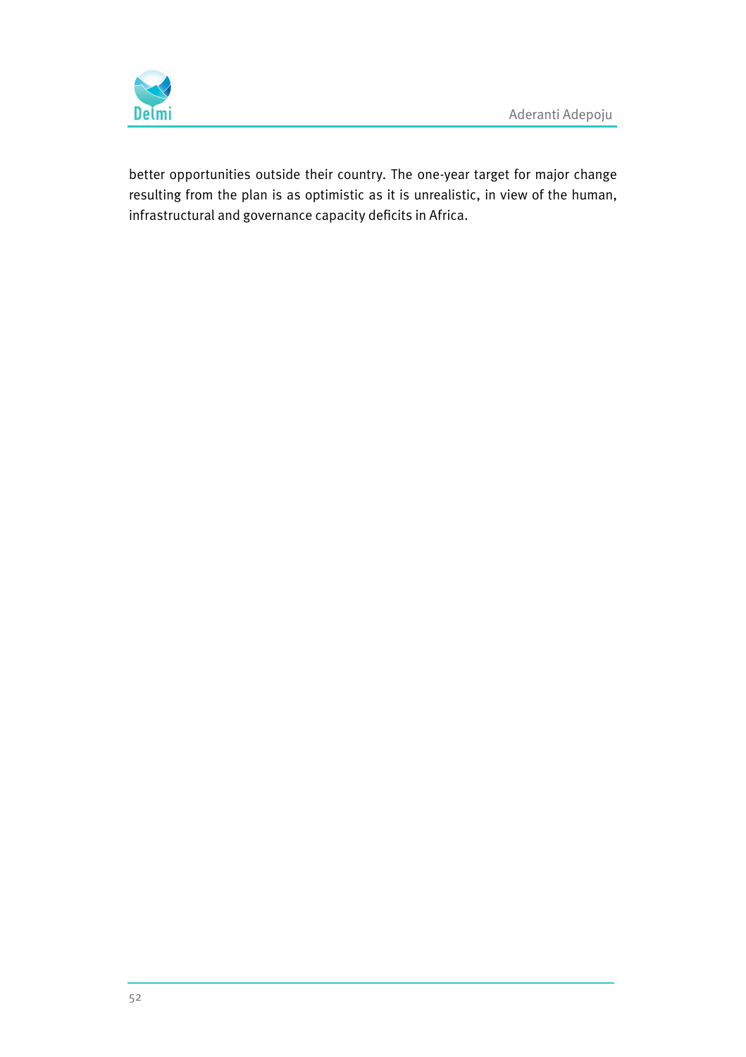better opportunities outside their country. The one-year target for major change resulting from the plan is as optimistic as it is unrealistic, in view of the human, infrastructural and governance capacity deficits in Africa.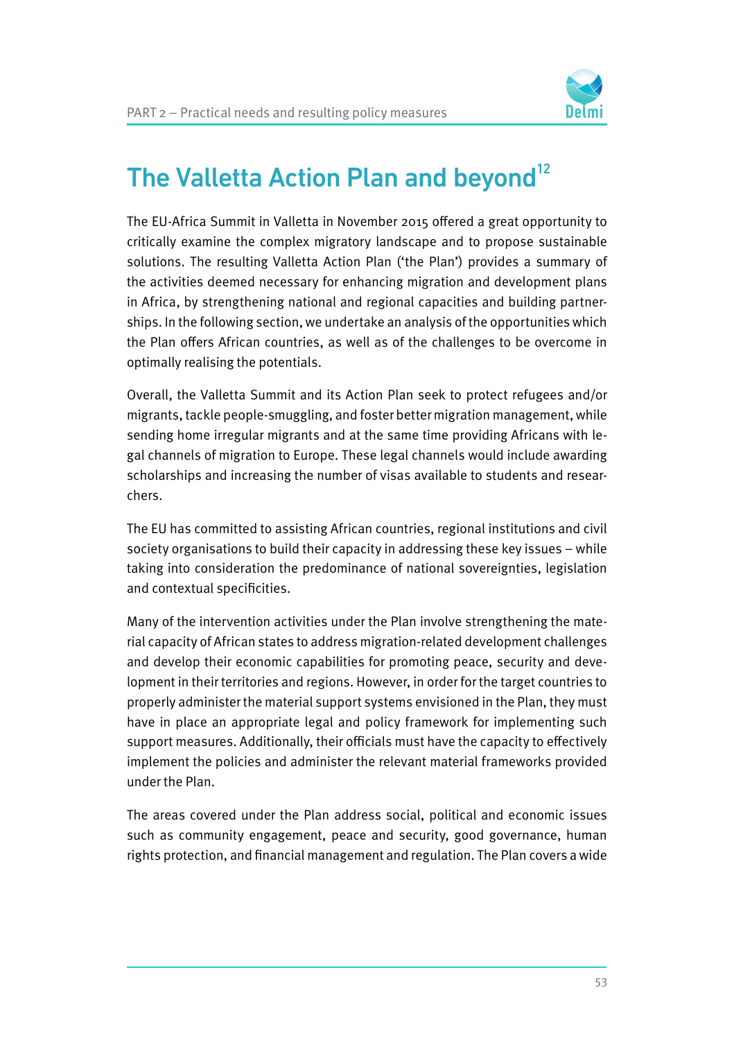# The Valletta Action Plan and beyond[12]

The EU-Africa Summit in Valletta in November 2015 offered a great opportunity to critically examine the complex migratory landscape and to propose sustainable solutions. The resulting Valletta Action Plan ('the Plan') provides a summary of the activities deemed necessary for enhancing migration and development plans in Africa, by strengthening national and regional capacities and building partnerships. In the following section, we undertake an analysis of the opportunities which the Plan offers African countries, as well as of the challenges to be overcome in optimally realising the potentials.

Overall, the Valletta Summit and its Action Plan seek to protect refugees and/or migrants, tackle people-smuggling, and foster better migration management, while sending home irregular migrants and at the same time providing Africans with legal channels of migration to Europe. These legal channels would include awarding scholarships and increasing the number of visas available to students and researchers.

The EU has committed to assisting African countries, regional institutions and civil society organisations to build their capacity in addressing these key issues – while taking into consideration the predominance of national sovereignties, legislation and contextual specificities.

Many of the intervention activities under the Plan involve strengthening the material capacity of African states to address migration-related development challenges and develop their economic capabilities for promoting peace, security and development in their territories and regions. However, in order for the target countries to properly administer the material support systems envisioned in the Plan, they must have in place an appropriate legal and policy framework for implementing such support measures. Additionally, their officials must have the capacity to effectively implement the policies and administer the relevant material frameworks provided under the Plan.

The areas covered under the Plan address social, political and economic issues such as community engagement, peace and security, good governance, human rights protection, and financial management and regulation. The Plan covers a wide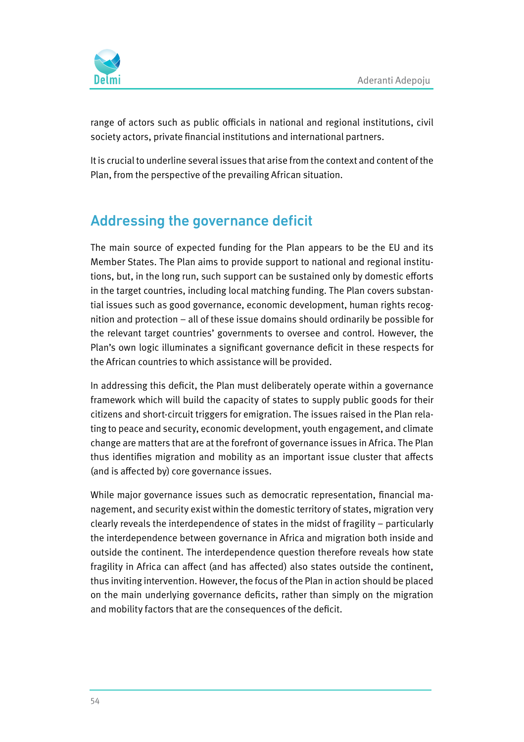range of actors such as public officials in national and regional institutions, civil society actors, private financial institutions and international partners.

It is crucial to underline several issues that arise from the context and content of the Plan, from the perspective of the prevailing African situation.

## Addressing the governance deficit

The main source of expected funding for the Plan appears to be the EU and its Member States. The Plan aims to provide support to national and regional institutions, but, in the long run, such support can be sustained only by domestic efforts in the target countries, including local matching funding. The Plan covers substantial issues such as good governance, economic development, human rights recognition and protection – all of these issue domains should ordinarily be possible for the relevant target countries' governments to oversee and control. However, the Plan's own logic illuminates a significant governance deficit in these respects for the African countries to which assistance will be provided.

In addressing this deficit, the Plan must deliberately operate within a governance framework which will build the capacity of states to supply public goods for their citizens and short-circuit triggers for emigration. The issues raised in the Plan relating to peace and security, economic development, youth engagement, and climate change are matters that are at the forefront of governance issues in Africa. The Plan thus identifies migration and mobility as an important issue cluster that affects (and is affected by) core governance issues.

While major governance issues such as democratic representation, financial management, and security exist within the domestic territory of states, migration very clearly reveals the interdependence of states in the midst of fragility – particularly the interdependence between governance in Africa and migration both inside and outside the continent. The interdependence question therefore reveals how state fragility in Africa can affect (and has affected) also states outside the continent, thus inviting intervention. However, the focus of the Plan in action should be placed on the main underlying governance deficits, rather than simply on the migration and mobility factors that are the consequences of the deficit.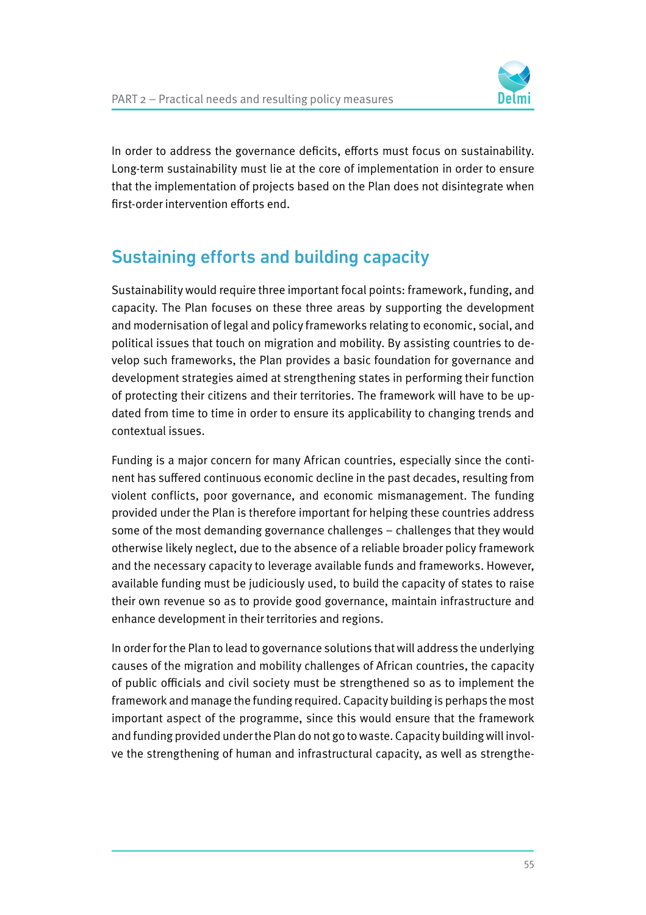In order to address the governance deficits, efforts must focus on sustainability. Long-term sustainability must lie at the core of implementation in order to ensure that the implementation of projects based on the Plan does not disintegrate when first-order intervention efforts end.

## Sustaining efforts and building capacity

Sustainability would require three important focal points: framework, funding, and capacity. The Plan focuses on these three areas by supporting the development and modernisation of legal and policy frameworks relating to economic, social, and political issues that touch on migration and mobility. By assisting countries to develop such frameworks, the Plan provides a basic foundation for governance and development strategies aimed at strengthening states in performing their function of protecting their citizens and their territories. The framework will have to be updated from time to time in order to ensure its applicability to changing trends and contextual issues.

Funding is a major concern for many African countries, especially since the continent has suffered continuous economic decline in the past decades, resulting from violent conflicts, poor governance, and economic mismanagement. The funding provided under the Plan is therefore important for helping these countries address some of the most demanding governance challenges – challenges that they would otherwise likely neglect, due to the absence of a reliable broader policy framework and the necessary capacity to leverage available funds and frameworks. However, available funding must be judiciously used, to build the capacity of states to raise their own revenue so as to provide good governance, maintain infrastructure and enhance development in their territories and regions.

In order for the Plan to lead to governance solutions that will address the underlying causes of the migration and mobility challenges of African countries, the capacity of public officials and civil society must be strengthened so as to implement the framework and manage the funding required. Capacity building is perhaps the most important aspect of the programme, since this would ensure that the framework and funding provided under the Plan do not go to waste. Capacity building will involve the strengthening of human and infrastructural capacity, as well as strengthe-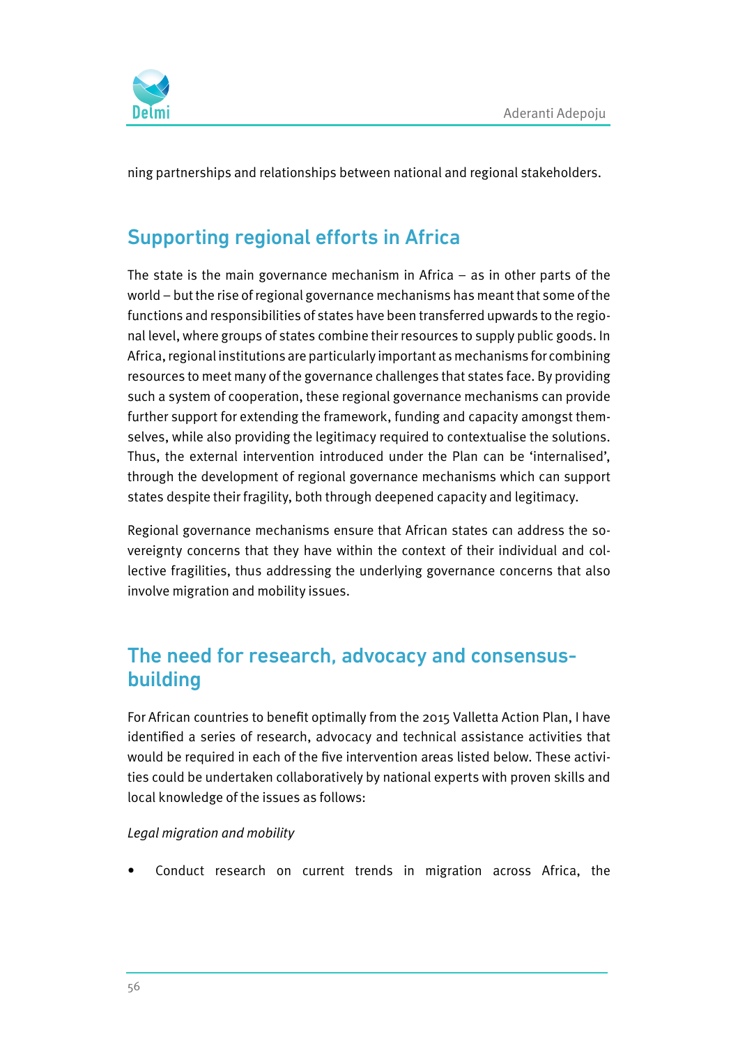ning partnerships and relationships between national and regional stakeholders.

## Supporting regional efforts in Africa

The state is the main governance mechanism in Africa – as in other parts of the world – but the rise of regional governance mechanisms has meant that some of the functions and responsibilities of states have been transferred upwards to the regional level, where groups of states combine their resources to supply public goods. In Africa, regional institutions are particularly important as mechanisms for combining resources to meet many of the governance challenges that states face. By providing such a system of cooperation, these regional governance mechanisms can provide further support for extending the framework, funding and capacity amongst themselves, while also providing the legitimacy required to contextualise the solutions. Thus, the external intervention introduced under the Plan can be 'internalised', through the development of regional governance mechanisms which can support states despite their fragility, both through deepened capacity and legitimacy.

Regional governance mechanisms ensure that African states can address the sovereignty concerns that they have within the context of their individual and collective fragilities, thus addressing the underlying governance concerns that also involve migration and mobility issues.

## The need for research, advocacy and consensus-building

For African countries to benefit optimally from the 2015 Valletta Action Plan, I have identified a series of research, advocacy and technical assistance activities that would be required in each of the five intervention areas listed below. These activities could be undertaken collaboratively by national experts with proven skills and local knowledge of the issues as follows:

*Legal migration and mobility*

- Conduct research on current trends in migration across Africa, the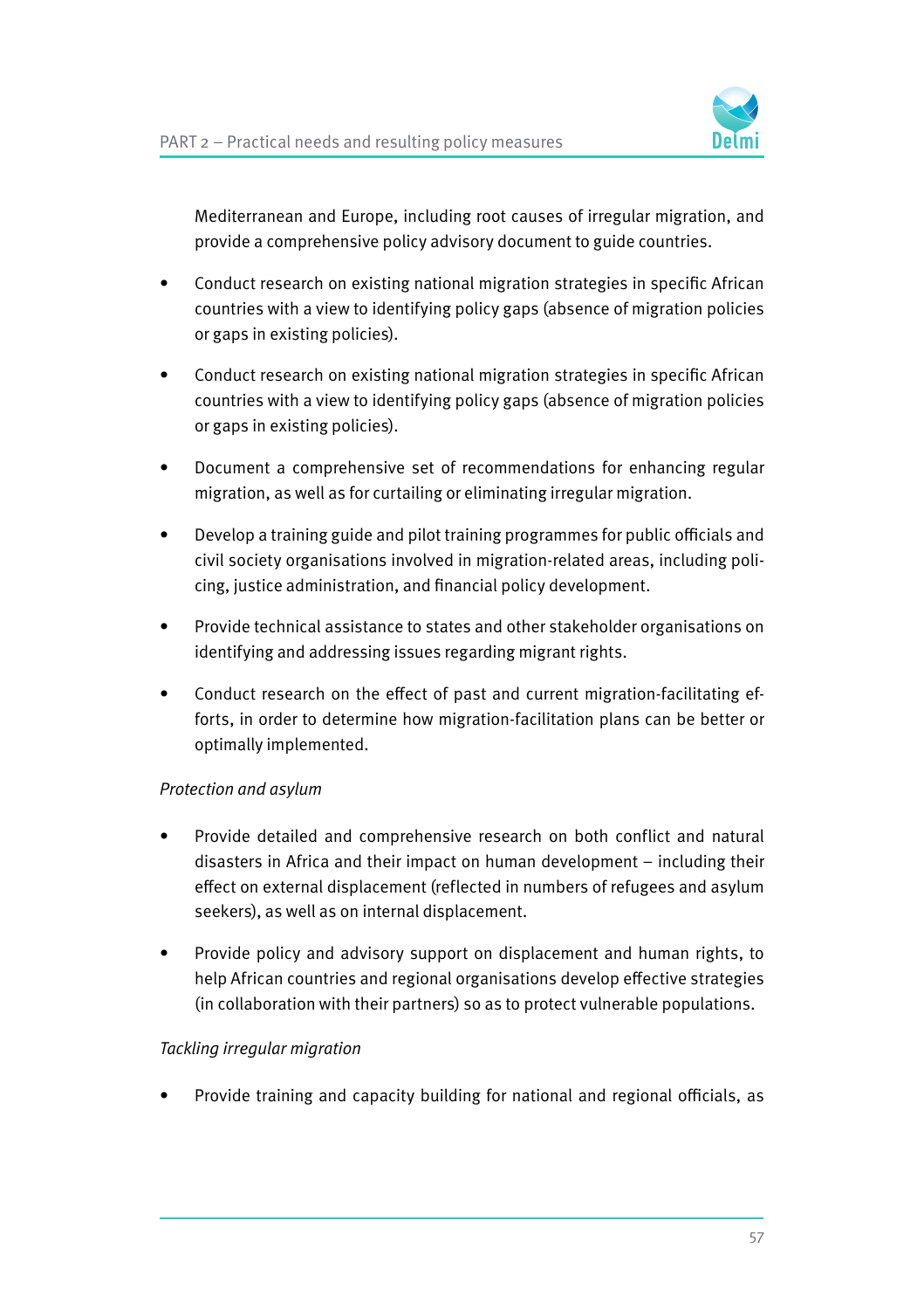Mediterranean and Europe, including root causes of irregular migration, and provide a comprehensive policy advisory document to guide countries.

- Conduct research on existing national migration strategies in specific African countries with a view to identifying policy gaps (absence of migration policies or gaps in existing policies).
- Conduct research on existing national migration strategies in specific African countries with a view to identifying policy gaps (absence of migration policies or gaps in existing policies).
- Document a comprehensive set of recommendations for enhancing regular migration, as well as for curtailing or eliminating irregular migration.
- Develop a training guide and pilot training programmes for public officials and civil society organisations involved in migration-related areas, including policing, justice administration, and financial policy development.
- Provide technical assistance to states and other stakeholder organisations on identifying and addressing issues regarding migrant rights.
- Conduct research on the effect of past and current migration-facilitating efforts, in order to determine how migration-facilitation plans can be better or optimally implemented.

*Protection and asylum*

- Provide detailed and comprehensive research on both conflict and natural disasters in Africa and their impact on human development – including their effect on external displacement (reflected in numbers of refugees and asylum seekers), as well as on internal displacement.
- Provide policy and advisory support on displacement and human rights, to help African countries and regional organisations develop effective strategies (in collaboration with their partners) so as to protect vulnerable populations.

*Tackling irregular migration*

- Provide training and capacity building for national and regional officials, as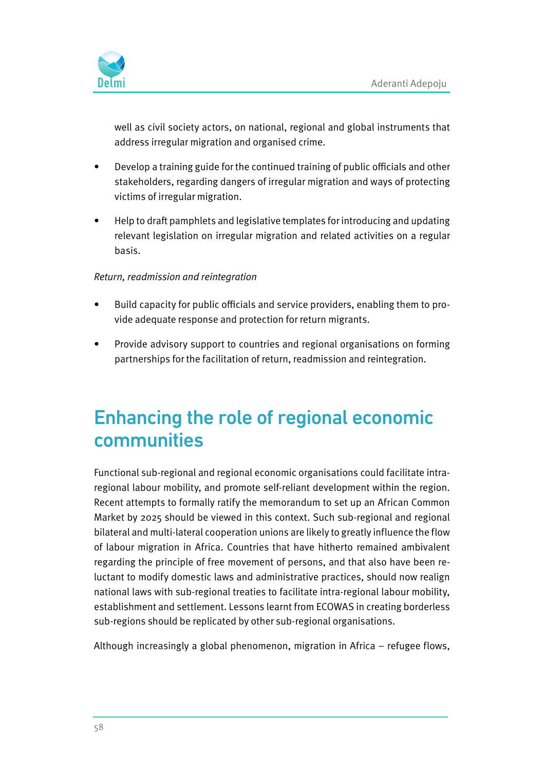well as civil society actors, on national, regional and global instruments that address irregular migration and organised crime.

- Develop a training guide for the continued training of public officials and other stakeholders, regarding dangers of irregular migration and ways of protecting victims of irregular migration.
- Help to draft pamphlets and legislative templates for introducing and updating relevant legislation on irregular migration and related activities on a regular basis.

*Return, readmission and reintegration*

- Build capacity for public officials and service providers, enabling them to provide adequate response and protection for return migrants.
- Provide advisory support to countries and regional organisations on forming partnerships for the facilitation of return, readmission and reintegration.

## Enhancing the role of regional economic communities

Functional sub-regional and regional economic organisations could facilitate intra-regional labour mobility, and promote self-reliant development within the region. Recent attempts to formally ratify the memorandum to set up an African Common Market by 2025 should be viewed in this context. Such sub-regional and regional bilateral and multi-lateral cooperation unions are likely to greatly influence the flow of labour migration in Africa. Countries that have hitherto remained ambivalent regarding the principle of free movement of persons, and that also have been reluctant to modify domestic laws and administrative practices, should now realign national laws with sub-regional treaties to facilitate intra-regional labour mobility, establishment and settlement. Lessons learnt from ECOWAS in creating borderless sub-regions should be replicated by other sub-regional organisations.

Although increasingly a global phenomenon, migration in Africa – refugee flows,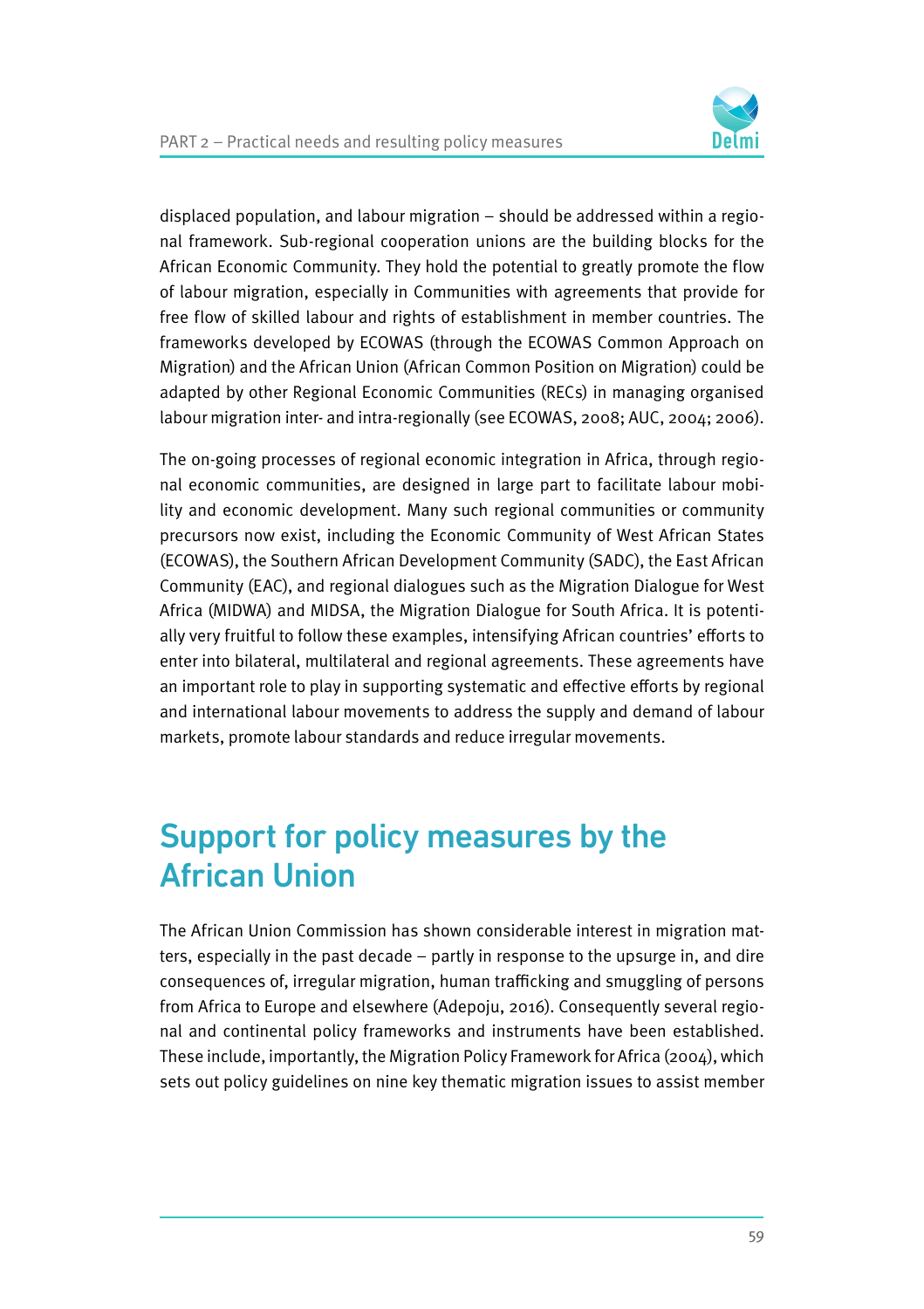displaced population, and labour migration – should be addressed within a regional framework. Sub-regional cooperation unions are the building blocks for the African Economic Community. They hold the potential to greatly promote the flow of labour migration, especially in Communities with agreements that provide for free flow of skilled labour and rights of establishment in member countries. The frameworks developed by ECOWAS (through the ECOWAS Common Approach on Migration) and the African Union (African Common Position on Migration) could be adapted by other Regional Economic Communities (RECs) in managing organised labour migration inter- and intra-regionally (see ECOWAS, 2008; AUC, 2004; 2006).

The on-going processes of regional economic integration in Africa, through regional economic communities, are designed in large part to facilitate labour mobility and economic development. Many such regional communities or community precursors now exist, including the Economic Community of West African States (ECOWAS), the Southern African Development Community (SADC), the East African Community (EAC), and regional dialogues such as the Migration Dialogue for West Africa (MIDWA) and MIDSA, the Migration Dialogue for South Africa. It is potentially very fruitful to follow these examples, intensifying African countries' efforts to enter into bilateral, multilateral and regional agreements. These agreements have an important role to play in supporting systematic and effective efforts by regional and international labour movements to address the supply and demand of labour markets, promote labour standards and reduce irregular movements.

## Support for policy measures by the African Union

The African Union Commission has shown considerable interest in migration matters, especially in the past decade – partly in response to the upsurge in, and dire consequences of, irregular migration, human trafficking and smuggling of persons from Africa to Europe and elsewhere (Adepoju, 2016). Consequently several regional and continental policy frameworks and instruments have been established. These include, importantly, the Migration Policy Framework for Africa (2004), which sets out policy guidelines on nine key thematic migration issues to assist member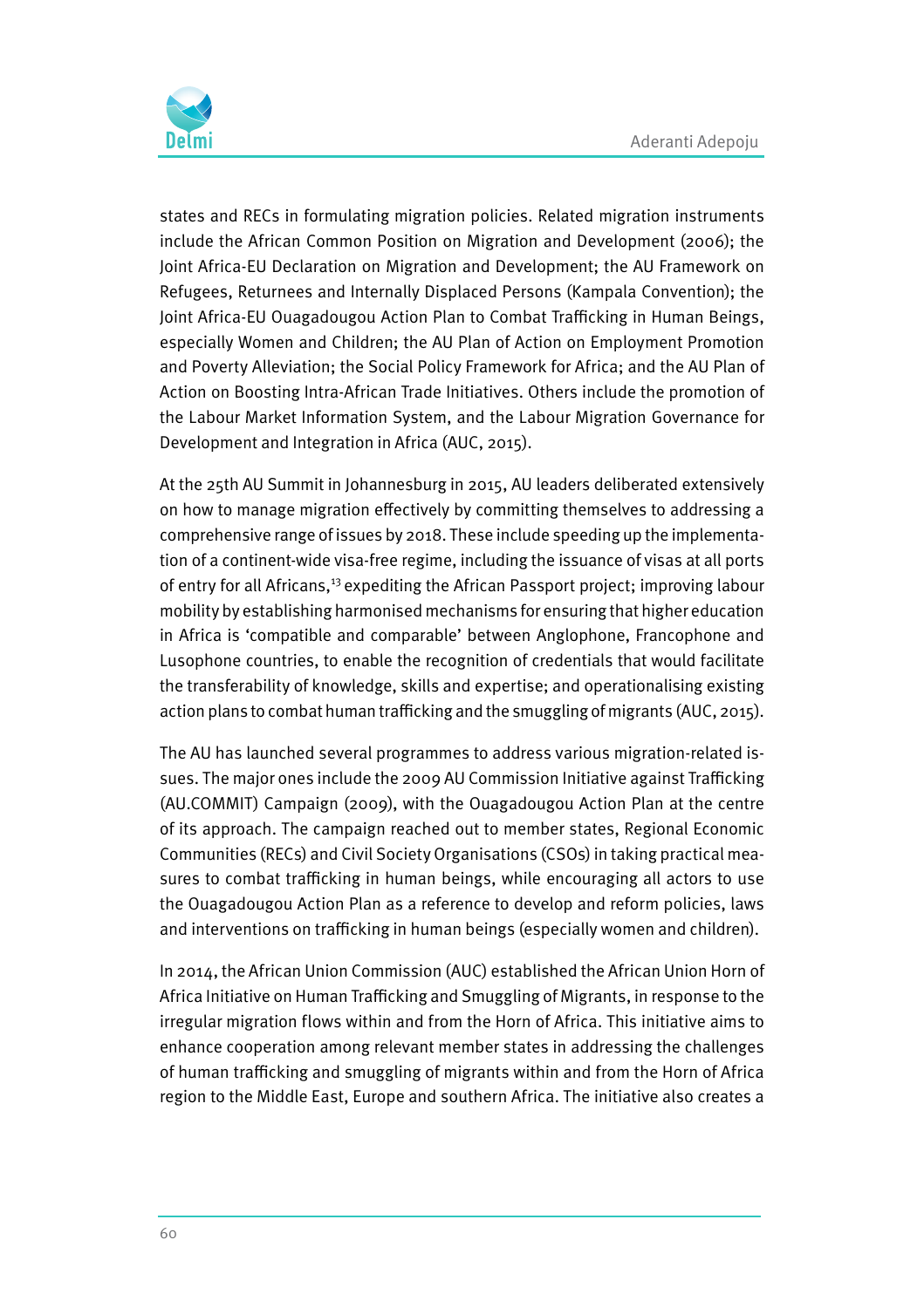states and RECs in formulating migration policies. Related migration instruments include the African Common Position on Migration and Development (2006); the Joint Africa-EU Declaration on Migration and Development; the AU Framework on Refugees, Returnees and Internally Displaced Persons (Kampala Convention); the Joint Africa-EU Ouagadougou Action Plan to Combat Trafficking in Human Beings, especially Women and Children; the AU Plan of Action on Employment Promotion and Poverty Alleviation; the Social Policy Framework for Africa; and the AU Plan of Action on Boosting Intra-African Trade Initiatives. Others include the promotion of the Labour Market Information System, and the Labour Migration Governance for Development and Integration in Africa (AUC, 2015).

At the 25th AU Summit in Johannesburg in 2015, AU leaders deliberated extensively on how to manage migration effectively by committing themselves to addressing a comprehensive range of issues by 2018. These include speeding up the implementation of a continent-wide visa-free regime, including the issuance of visas at all ports of entry for all Africans,[13] expediting the African Passport project; improving labour mobility by establishing harmonised mechanisms for ensuring that higher education in Africa is 'compatible and comparable' between Anglophone, Francophone and Lusophone countries, to enable the recognition of credentials that would facilitate the transferability of knowledge, skills and expertise; and operationalising existing action plans to combat human trafficking and the smuggling of migrants (AUC, 2015).

The AU has launched several programmes to address various migration-related issues. The major ones include the 2009 AU Commission Initiative against Trafficking (AU.COMMIT) Campaign (2009), with the Ouagadougou Action Plan at the centre of its approach. The campaign reached out to member states, Regional Economic Communities (RECs) and Civil Society Organisations (CSOs) in taking practical measures to combat trafficking in human beings, while encouraging all actors to use the Ouagadougou Action Plan as a reference to develop and reform policies, laws and interventions on trafficking in human beings (especially women and children).

In 2014, the African Union Commission (AUC) established the African Union Horn of Africa Initiative on Human Trafficking and Smuggling of Migrants, in response to the irregular migration flows within and from the Horn of Africa. This initiative aims to enhance cooperation among relevant member states in addressing the challenges of human trafficking and smuggling of migrants within and from the Horn of Africa region to the Middle East, Europe and southern Africa. The initiative also creates a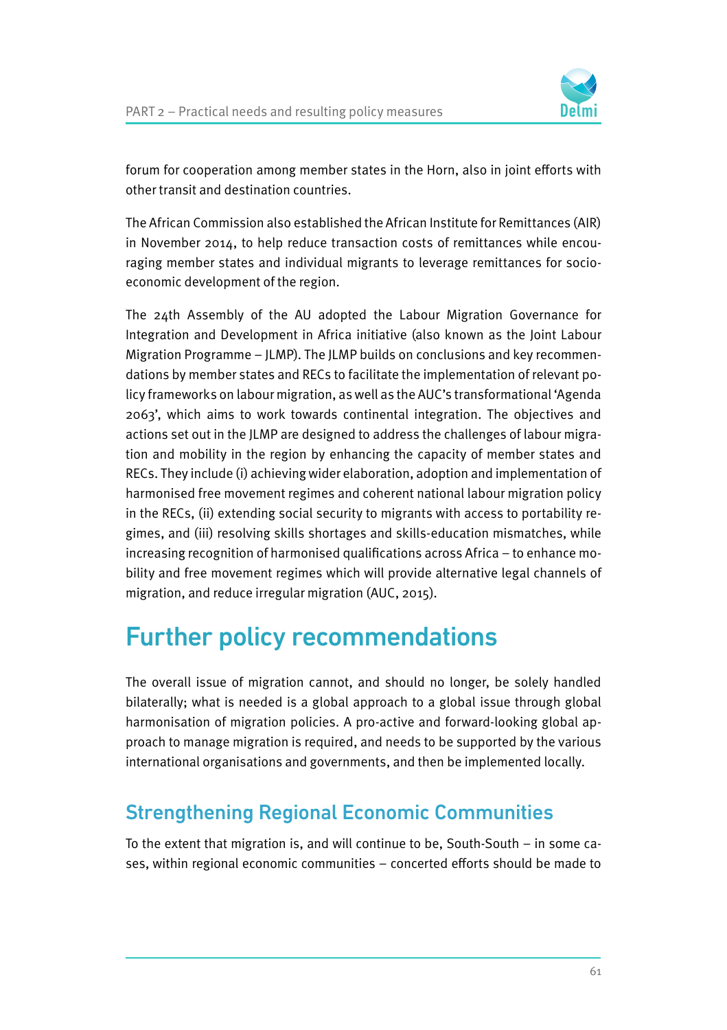forum for cooperation among member states in the Horn, also in joint efforts with other transit and destination countries.

The African Commission also established the African Institute for Remittances (AIR) in November 2014, to help reduce transaction costs of remittances while encouraging member states and individual migrants to leverage remittances for socio-economic development of the region.

The 24th Assembly of the AU adopted the Labour Migration Governance for Integration and Development in Africa initiative (also known as the Joint Labour Migration Programme – JLMP). The JLMP builds on conclusions and key recommendations by member states and RECs to facilitate the implementation of relevant policy frameworks on labour migration, as well as the AUC's transformational 'Agenda 2063', which aims to work towards continental integration. The objectives and actions set out in the JLMP are designed to address the challenges of labour migration and mobility in the region by enhancing the capacity of member states and RECs. They include (i) achieving wider elaboration, adoption and implementation of harmonised free movement regimes and coherent national labour migration policy in the RECs, (ii) extending social security to migrants with access to portability regimes, and (iii) resolving skills shortages and skills-education mismatches, while increasing recognition of harmonised qualifications across Africa – to enhance mobility and free movement regimes which will provide alternative legal channels of migration, and reduce irregular migration (AUC, 2015).

# Further policy recommendations

The overall issue of migration cannot, and should no longer, be solely handled bilaterally; what is needed is a global approach to a global issue through global harmonisation of migration policies. A pro-active and forward-looking global approach to manage migration is required, and needs to be supported by the various international organisations and governments, and then be implemented locally.

## Strengthening Regional Economic Communities

To the extent that migration is, and will continue to be, South-South – in some cases, within regional economic communities – concerted efforts should be made to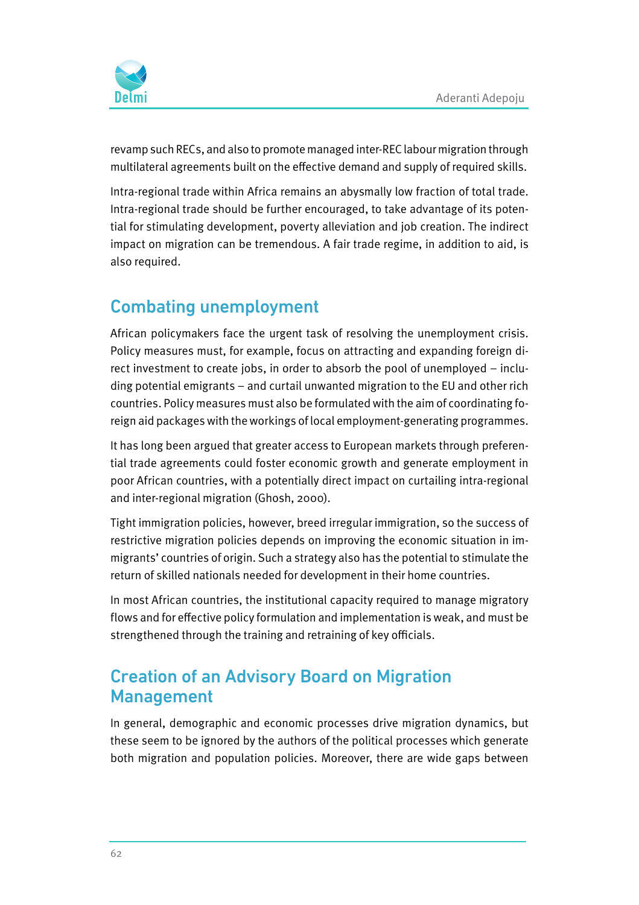revamp such RECs, and also to promote managed inter-REC labour migration through multilateral agreements built on the effective demand and supply of required skills.

Intra-regional trade within Africa remains an abysmally low fraction of total trade. Intra-regional trade should be further encouraged, to take advantage of its potential for stimulating development, poverty alleviation and job creation. The indirect impact on migration can be tremendous. A fair trade regime, in addition to aid, is also required.

## Combating unemployment

African policymakers face the urgent task of resolving the unemployment crisis. Policy measures must, for example, focus on attracting and expanding foreign direct investment to create jobs, in order to absorb the pool of unemployed – including potential emigrants – and curtail unwanted migration to the EU and other rich countries. Policy measures must also be formulated with the aim of coordinating foreign aid packages with the workings of local employment-generating programmes.

It has long been argued that greater access to European markets through preferential trade agreements could foster economic growth and generate employment in poor African countries, with a potentially direct impact on curtailing intra-regional and inter-regional migration (Ghosh, 2000).

Tight immigration policies, however, breed irregular immigration, so the success of restrictive migration policies depends on improving the economic situation in immigrants' countries of origin. Such a strategy also has the potential to stimulate the return of skilled nationals needed for development in their home countries.

In most African countries, the institutional capacity required to manage migratory flows and for effective policy formulation and implementation is weak, and must be strengthened through the training and retraining of key officials.

## Creation of an Advisory Board on Migration Management

In general, demographic and economic processes drive migration dynamics, but these seem to be ignored by the authors of the political processes which generate both migration and population policies. Moreover, there are wide gaps between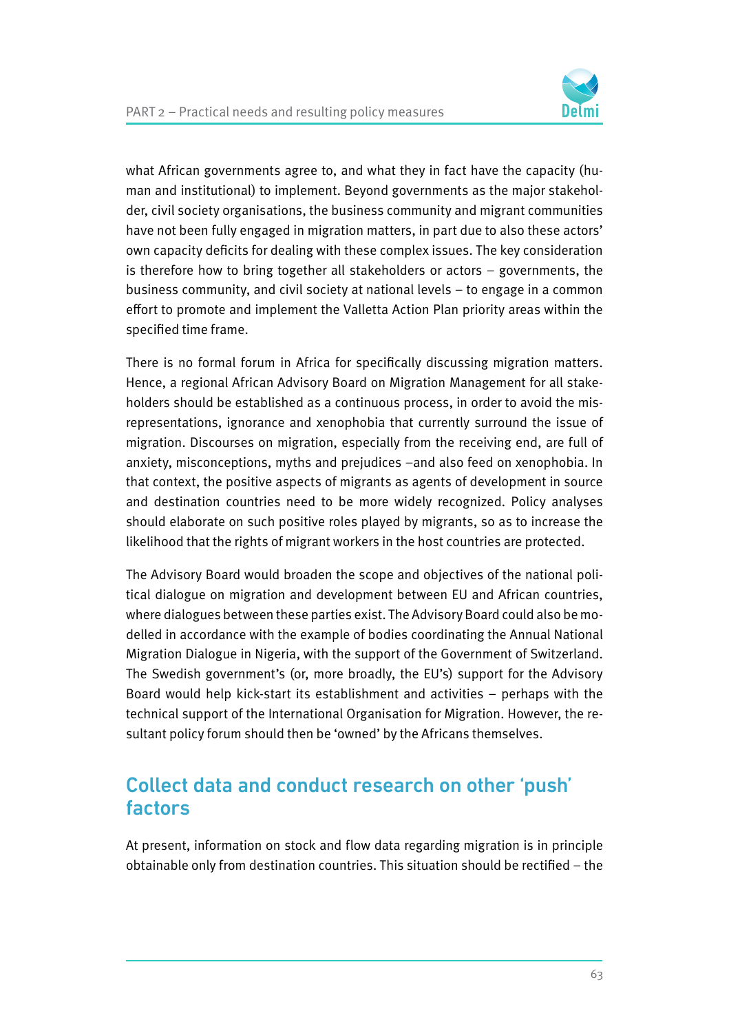what African governments agree to, and what they in fact have the capacity (human and institutional) to implement. Beyond governments as the major stakeholder, civil society organisations, the business community and migrant communities have not been fully engaged in migration matters, in part due to also these actors' own capacity deficits for dealing with these complex issues. The key consideration is therefore how to bring together all stakeholders or actors – governments, the business community, and civil society at national levels – to engage in a common effort to promote and implement the Valletta Action Plan priority areas within the specified time frame.

There is no formal forum in Africa for specifically discussing migration matters. Hence, a regional African Advisory Board on Migration Management for all stakeholders should be established as a continuous process, in order to avoid the misrepresentations, ignorance and xenophobia that currently surround the issue of migration. Discourses on migration, especially from the receiving end, are full of anxiety, misconceptions, myths and prejudices –and also feed on xenophobia. In that context, the positive aspects of migrants as agents of development in source and destination countries need to be more widely recognized. Policy analyses should elaborate on such positive roles played by migrants, so as to increase the likelihood that the rights of migrant workers in the host countries are protected.

The Advisory Board would broaden the scope and objectives of the national political dialogue on migration and development between EU and African countries, where dialogues between these parties exist. The Advisory Board could also be modelled in accordance with the example of bodies coordinating the Annual National Migration Dialogue in Nigeria, with the support of the Government of Switzerland. The Swedish government's (or, more broadly, the EU's) support for the Advisory Board would help kick-start its establishment and activities – perhaps with the technical support of the International Organisation for Migration. However, the resultant policy forum should then be 'owned' by the Africans themselves.

## Collect data and conduct research on other 'push' factors

At present, information on stock and flow data regarding migration is in principle obtainable only from destination countries. This situation should be rectified – the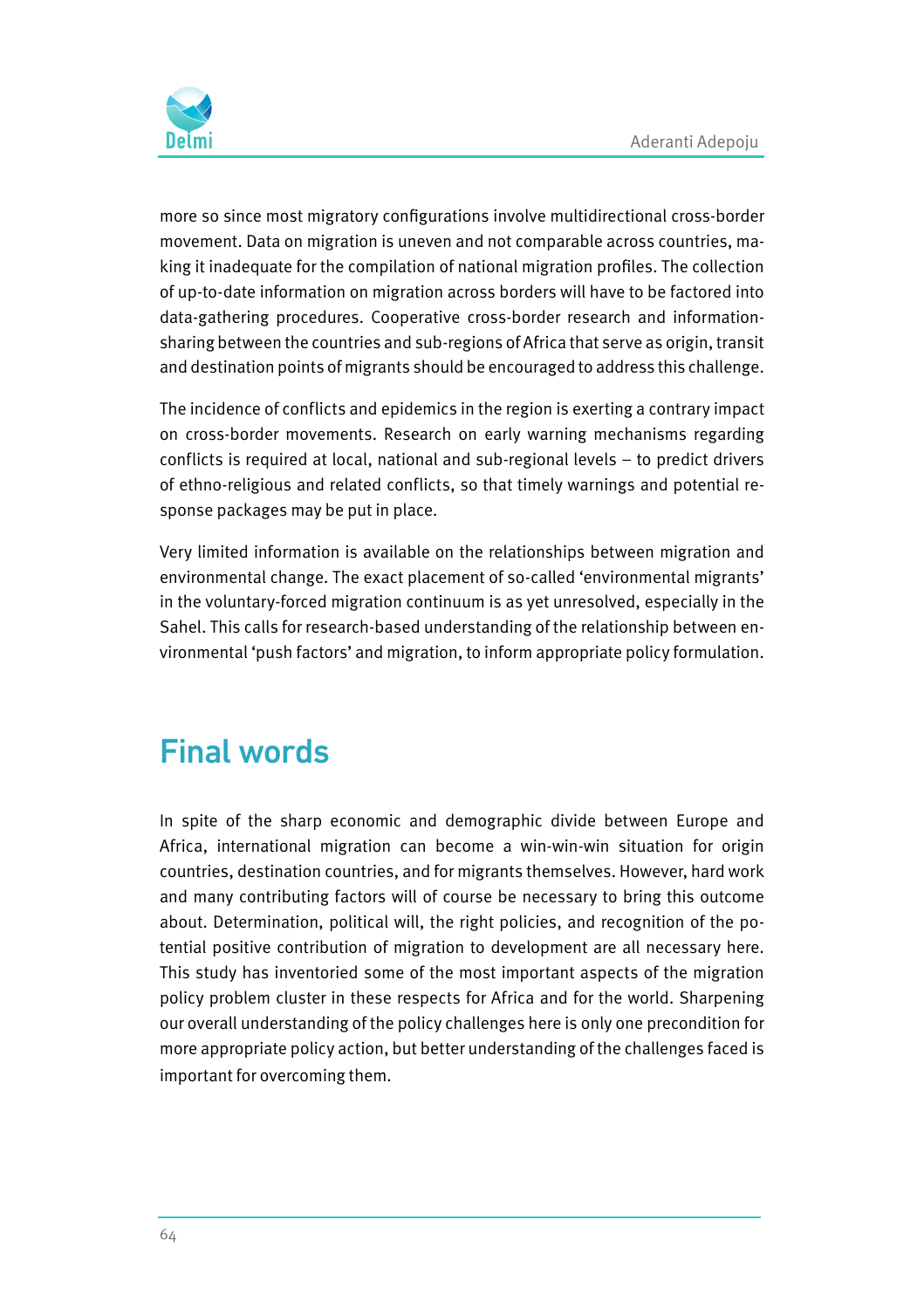more so since most migratory configurations involve multidirectional cross-border movement. Data on migration is uneven and not comparable across countries, making it inadequate for the compilation of national migration profiles. The collection of up-to-date information on migration across borders will have to be factored into data-gathering procedures. Cooperative cross-border research and information-sharing between the countries and sub-regions of Africa that serve as origin, transit and destination points of migrants should be encouraged to address this challenge.

The incidence of conflicts and epidemics in the region is exerting a contrary impact on cross-border movements. Research on early warning mechanisms regarding conflicts is required at local, national and sub-regional levels – to predict drivers of ethno-religious and related conflicts, so that timely warnings and potential response packages may be put in place.

Very limited information is available on the relationships between migration and environmental change. The exact placement of so-called 'environmental migrants' in the voluntary-forced migration continuum is as yet unresolved, especially in the Sahel. This calls for research-based understanding of the relationship between environmental 'push factors' and migration, to inform appropriate policy formulation.

# Final words

In spite of the sharp economic and demographic divide between Europe and Africa, international migration can become a win-win-win situation for origin countries, destination countries, and for migrants themselves. However, hard work and many contributing factors will of course be necessary to bring this outcome about. Determination, political will, the right policies, and recognition of the potential positive contribution of migration to development are all necessary here. This study has inventoried some of the most important aspects of the migration policy problem cluster in these respects for Africa and for the world. Sharpening our overall understanding of the policy challenges here is only one precondition for more appropriate policy action, but better understanding of the challenges faced is important for overcoming them.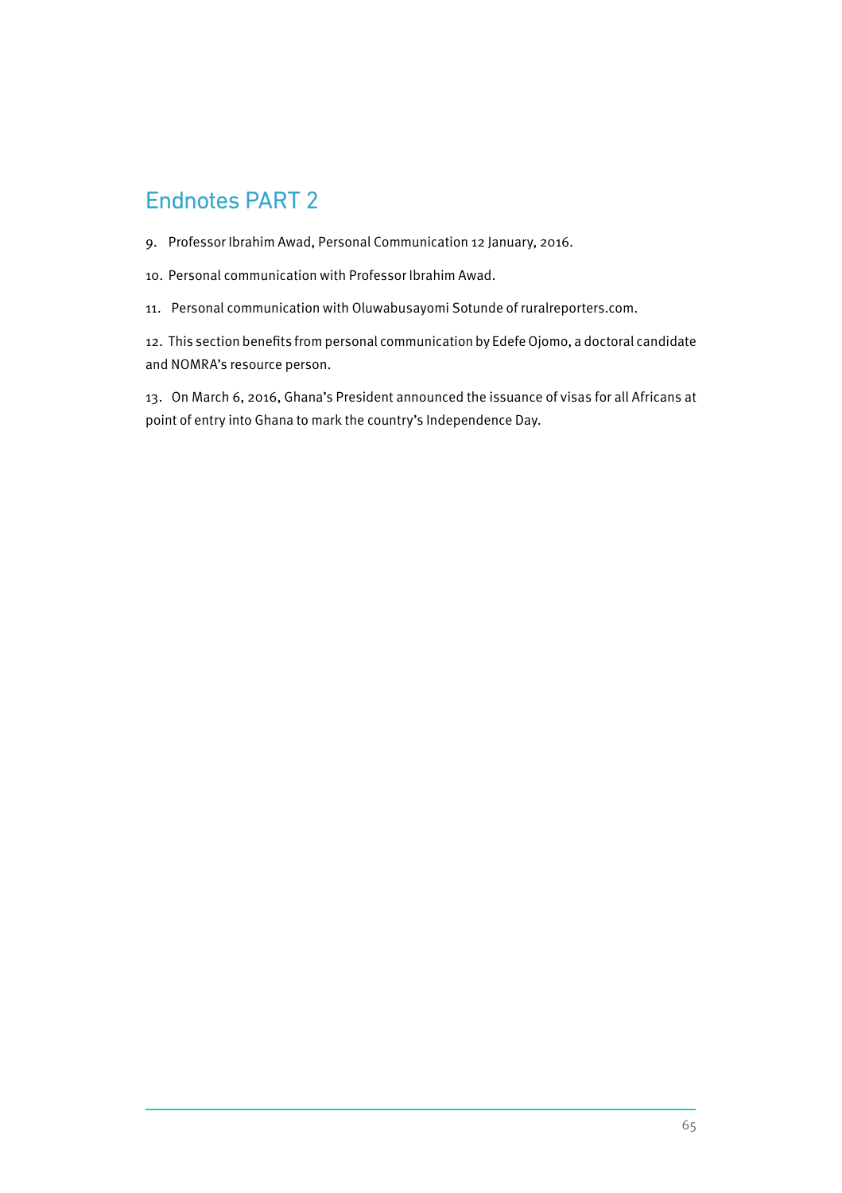## Endnotes PART 2

9. Professor Ibrahim Awad, Personal Communication 12 January, 2016.

10. Personal communication with Professor Ibrahim Awad.

11. Personal communication with Oluwabusayomi Sotunde of ruralreporters.com.

12. This section benefits from personal communication by Edefe Ojomo, a doctoral candidate and NOMRA's resource person.

13. On March 6, 2016, Ghana's President announced the issuance of visas for all Africans at point of entry into Ghana to mark the country's Independence Day.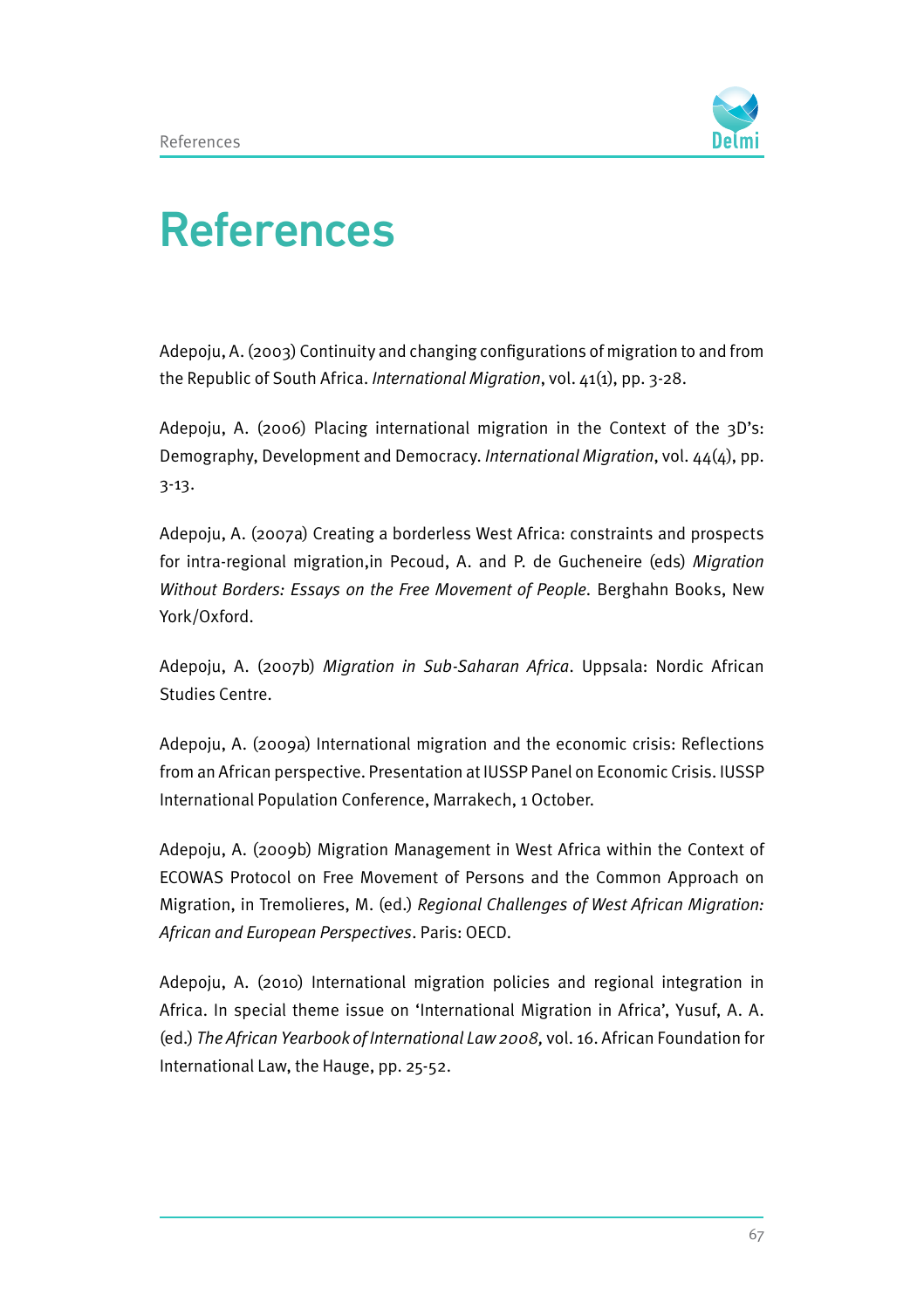# References

Adepoju, A. (2003) Continuity and changing configurations of migration to and from the Republic of South Africa. *International Migration*, vol. 41(1), pp. 3-28.

Adepoju, A. (2006) Placing international migration in the Context of the 3D's: Demography, Development and Democracy. *International Migration*, vol. 44(4), pp. 3-13.

Adepoju, A. (2007a) Creating a borderless West Africa: constraints and prospects for intra-regional migration,in Pecoud, A. and P. de Gucheneire (eds) *Migration Without Borders: Essays on the Free Movement of People.* Berghahn Books, New York/Oxford.

Adepoju, A. (2007b) *Migration in Sub-Saharan Africa*. Uppsala: Nordic African Studies Centre.

Adepoju, A. (2009a) International migration and the economic crisis: Reflections from an African perspective. Presentation at IUSSP Panel on Economic Crisis. IUSSP International Population Conference, Marrakech, 1 October.

Adepoju, A. (2009b) Migration Management in West Africa within the Context of ECOWAS Protocol on Free Movement of Persons and the Common Approach on Migration, in Tremolieres, M. (ed.) *Regional Challenges of West African Migration: African and European Perspectives*. Paris: OECD.

Adepoju, A. (2010) International migration policies and regional integration in Africa. In special theme issue on 'International Migration in Africa', Yusuf, A. A. (ed.) *The African Yearbook of International Law 2008,* vol. 16. African Foundation for International Law, the Hauge, pp. 25-52.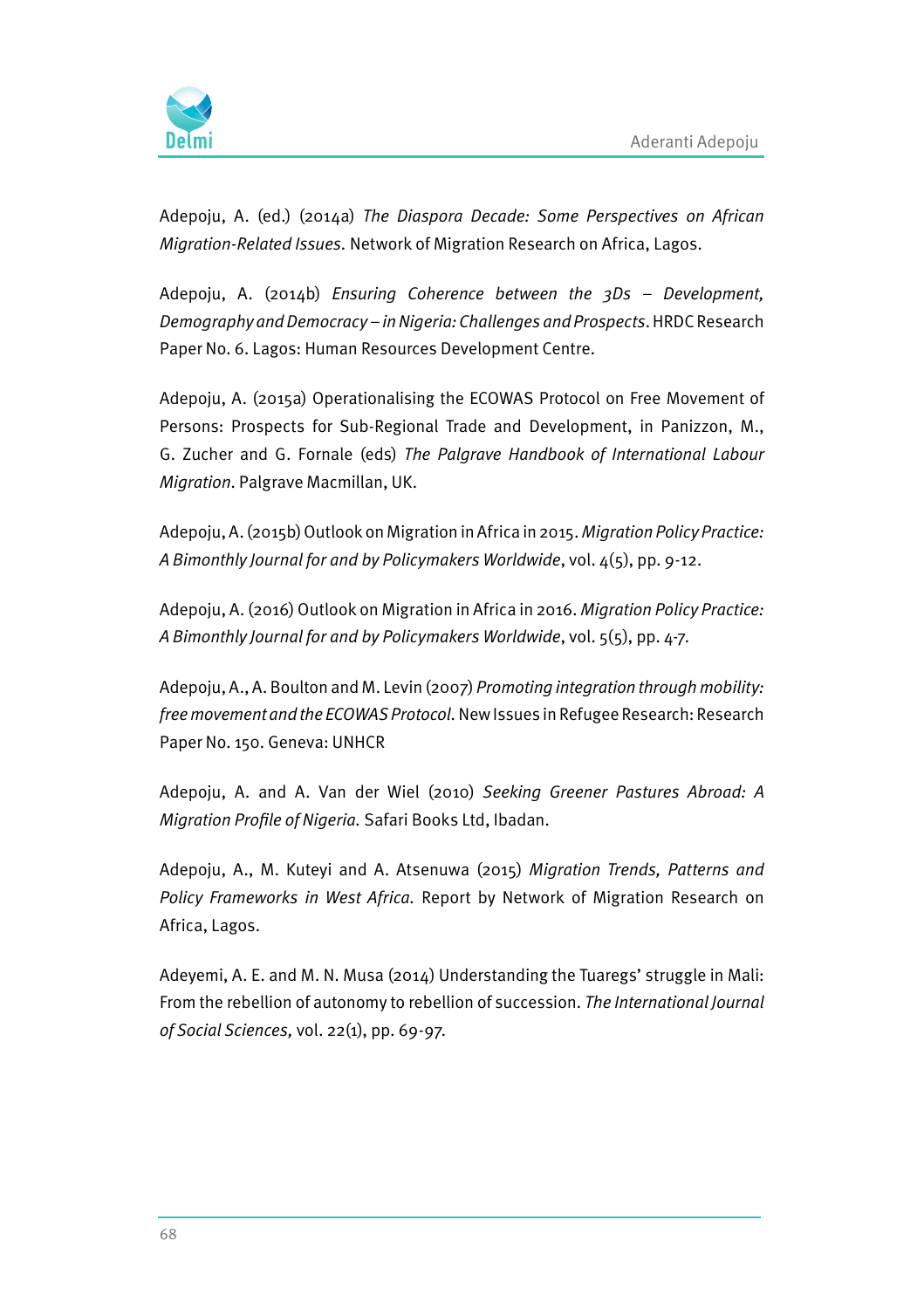Adepoju, A. (ed.) (2014a) *The Diaspora Decade: Some Perspectives on African Migration-Related Issues*. Network of Migration Research on Africa, Lagos.

Adepoju, A. (2014b) *Ensuring Coherence between the 3Ds – Development, Demography and Democracy – in Nigeria: Challenges and Prospects*. HRDC Research Paper No. 6. Lagos: Human Resources Development Centre.

Adepoju, A. (2015a) Operationalising the ECOWAS Protocol on Free Movement of Persons: Prospects for Sub-Regional Trade and Development, in Panizzon, M., G. Zucher and G. Fornale (eds) *The Palgrave Handbook of International Labour Migration*. Palgrave Macmillan, UK.

Adepoju, A. (2015b) Outlook on Migration in Africa in 2015. *Migration Policy Practice: A Bimonthly Journal for and by Policymakers Worldwide*, vol. 4(5), pp. 9-12.

Adepoju, A. (2016) Outlook on Migration in Africa in 2016. *Migration Policy Practice: A Bimonthly Journal for and by Policymakers Worldwide*, vol. 5(5), pp. 4-7.

Adepoju, A., A. Boulton and M. Levin (2007) *Promoting integration through mobility: free movement and the ECOWAS Protocol*. New Issues in Refugee Research: Research Paper No. 150. Geneva: UNHCR

Adepoju, A. and A. Van der Wiel (2010) *Seeking Greener Pastures Abroad: A Migration Profile of Nigeria*. Safari Books Ltd, Ibadan.

Adepoju, A., M. Kuteyi and A. Atsenuwa (2015) *Migration Trends, Patterns and Policy Frameworks in West Africa*. Report by Network of Migration Research on Africa, Lagos.

Adeyemi, A. E. and M. N. Musa (2014) Understanding the Tuaregs' struggle in Mali: From the rebellion of autonomy to rebellion of succession. *The International Journal of Social Sciences,* vol. 22(1), pp. 69-97.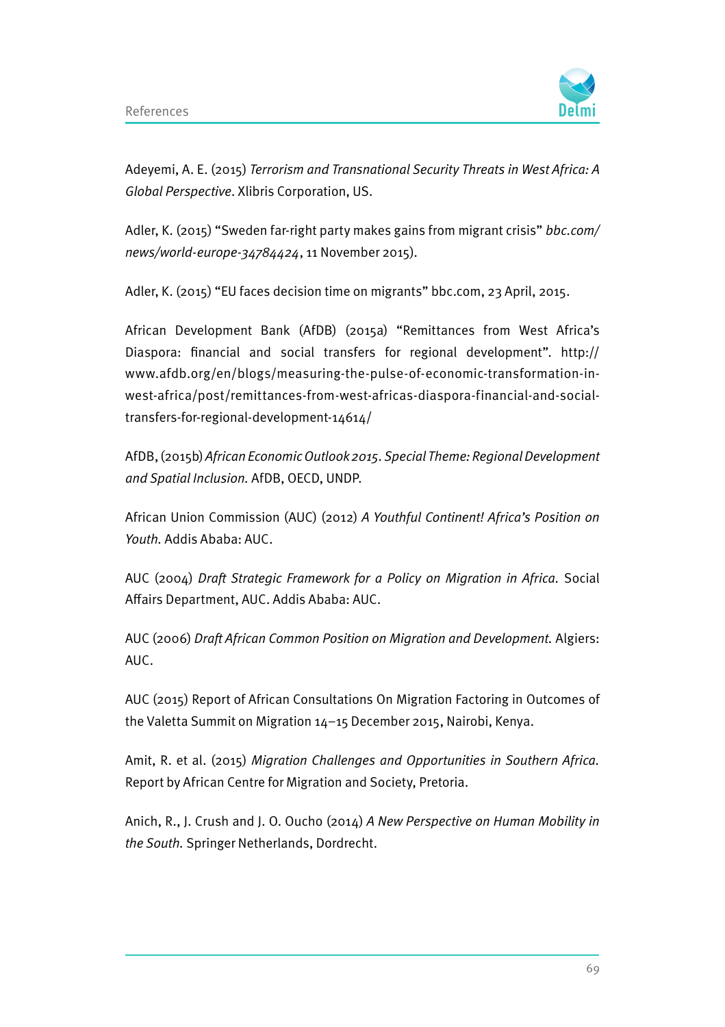Adeyemi, A. E. (2015) *Terrorism and Transnational Security Threats in West Africa: A Global Perspective*. Xlibris Corporation, US.

Adler, K. (2015) "Sweden far-right party makes gains from migrant crisis" *bbc.com/news/world-europe-34784424*, 11 November 2015).

Adler, K. (2015) "EU faces decision time on migrants" bbc.com, 23 April, 2015.

African Development Bank (AfDB) (2015a) "Remittances from West Africa's Diaspora: financial and social transfers for regional development". http://www.afdb.org/en/blogs/measuring-the-pulse-of-economic-transformation-in-west-africa/post/remittances-from-west-africas-diaspora-financial-and-social-transfers-for-regional-development-14614/

AfDB, (2015b) *African Economic Outlook 2015*. *Special Theme: Regional Development and Spatial Inclusion*. AfDB, OECD, UNDP.

African Union Commission (AUC) (2012) *A Youthful Continent! Africa's Position on Youth*. Addis Ababa: AUC.

AUC (2004) *Draft Strategic Framework for a Policy on Migration in Africa*. Social Affairs Department, AUC. Addis Ababa: AUC.

AUC (2006) *Draft African Common Position on Migration and Development*. Algiers: AUC.

AUC (2015) Report of African Consultations On Migration Factoring in Outcomes of the Valetta Summit on Migration 14–15 December 2015, Nairobi, Kenya.

Amit, R. et al. (2015) *Migration Challenges and Opportunities in Southern Africa*. Report by African Centre for Migration and Society, Pretoria.

Anich, R., J. Crush and J. O. Oucho (2014) *A New Perspective on Human Mobility in the South*. Springer Netherlands, Dordrecht.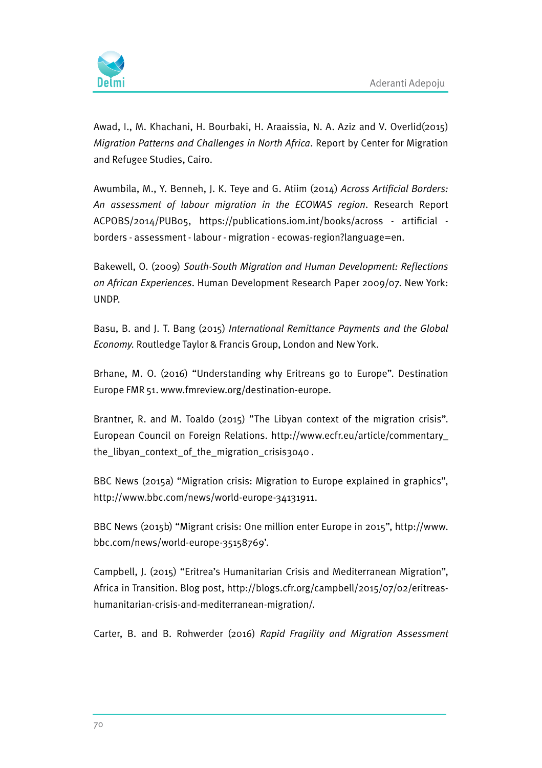Awad, I., M. Khachani, H. Bourbaki, H. Araaissia, N. A. Aziz and V. Overlid(2015) *Migration Patterns and Challenges in North Africa*. Report by Center for Migration and Refugee Studies, Cairo.

Awumbila, M., Y. Benneh, J. K. Teye and G. Atiim (2014) *Across Artificial Borders: An assessment of labour migration in the ECOWAS region*. Research Report ACPOBS/2014/PUB05, https://publications.iom.int/books/across - artificial - borders - assessment - labour - migration - ecowas-region?language=en.

Bakewell, O. (2009) *South-South Migration and Human Development: Reflections on African Experiences*. Human Development Research Paper 2009/07. New York: UNDP.

Basu, B. and J. T. Bang (2015) *International Remittance Payments and the Global Economy*. Routledge Taylor & Francis Group, London and New York.

Brhane, M. O. (2016) "Understanding why Eritreans go to Europe". Destination Europe FMR 51. www.fmreview.org/destination-europe.

Brantner, R. and M. Toaldo (2015) "The Libyan context of the migration crisis". European Council on Foreign Relations. http://www.ecfr.eu/article/commentary_the_libyan_context_of_the_migration_crisis3040 .

BBC News (2015a) "Migration crisis: Migration to Europe explained in graphics", http://www.bbc.com/news/world-europe-34131911.

BBC News (2015b) "Migrant crisis: One million enter Europe in 2015", http://www.bbc.com/news/world-europe-35158769'.

Campbell, J. (2015) "Eritrea's Humanitarian Crisis and Mediterranean Migration", Africa in Transition. Blog post, http://blogs.cfr.org/campbell/2015/07/02/eritreas-humanitarian-crisis-and-mediterranean-migration/.

Carter, B. and B. Rohwerder (2016) *Rapid Fragility and Migration Assessment*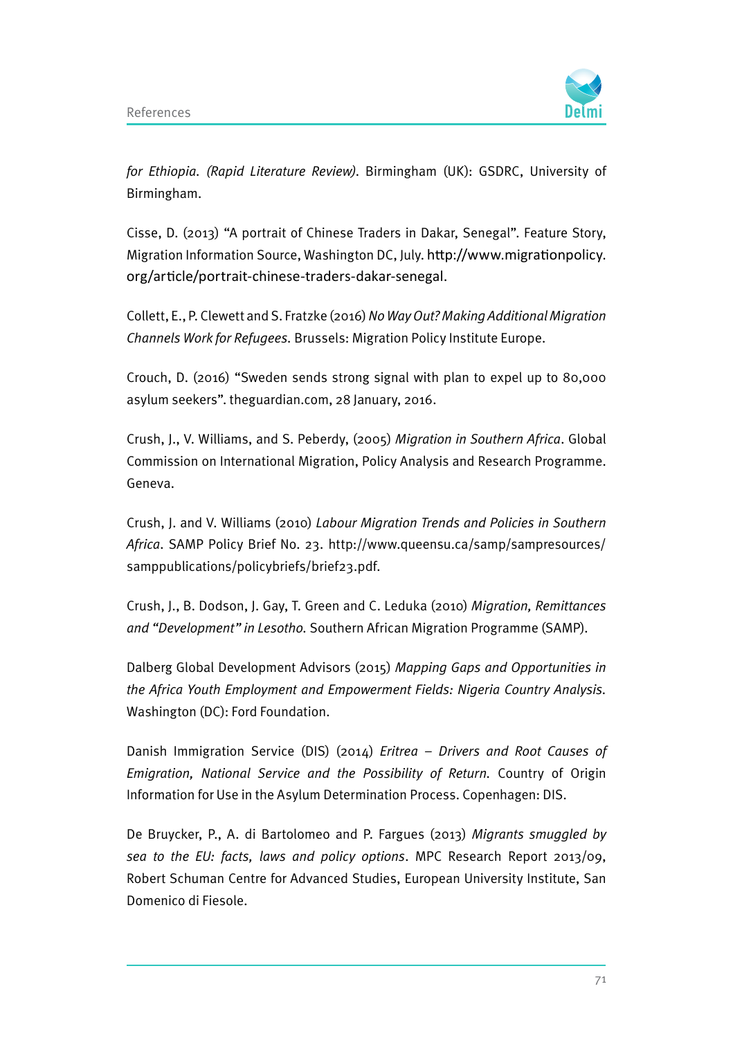*for Ethiopia. (Rapid Literature Review)*. Birmingham (UK): GSDRC, University of Birmingham.

Cisse, D. (2013) "A portrait of Chinese Traders in Dakar, Senegal". Feature Story, Migration Information Source, Washington DC, July. http://www.migrationpolicy.org/article/portrait-chinese-traders-dakar-senegal.

Collett, E., P. Clewett and S. Fratzke (2016) *No Way Out? Making Additional Migration Channels Work for Refugees*. Brussels: Migration Policy Institute Europe.

Crouch, D. (2016) "Sweden sends strong signal with plan to expel up to 80,000 asylum seekers". theguardian.com, 28 January, 2016.

Crush, J., V. Williams, and S. Peberdy, (2005) *Migration in Southern Africa*. Global Commission on International Migration, Policy Analysis and Research Programme. Geneva.

Crush, J. and V. Williams (2010) *Labour Migration Trends and Policies in Southern Africa*. SAMP Policy Brief No. 23. http://www.queensu.ca/samp/sampresources/samppublications/policybriefs/brief23.pdf.

Crush, J., B. Dodson, J. Gay, T. Green and C. Leduka (2010) *Migration, Remittances and "Development" in Lesotho*. Southern African Migration Programme (SAMP).

Dalberg Global Development Advisors (2015) *Mapping Gaps and Opportunities in the Africa Youth Employment and Empowerment Fields: Nigeria Country Analysis*. Washington (DC): Ford Foundation.

Danish Immigration Service (DIS) (2014) *Eritrea – Drivers and Root Causes of Emigration, National Service and the Possibility of Return*. Country of Origin Information for Use in the Asylum Determination Process. Copenhagen: DIS.

De Bruycker, P., A. di Bartolomeo and P. Fargues (2013) *Migrants smuggled by sea to the EU: facts, laws and policy options*. MPC Research Report 2013/09, Robert Schuman Centre for Advanced Studies, European University Institute, San Domenico di Fiesole.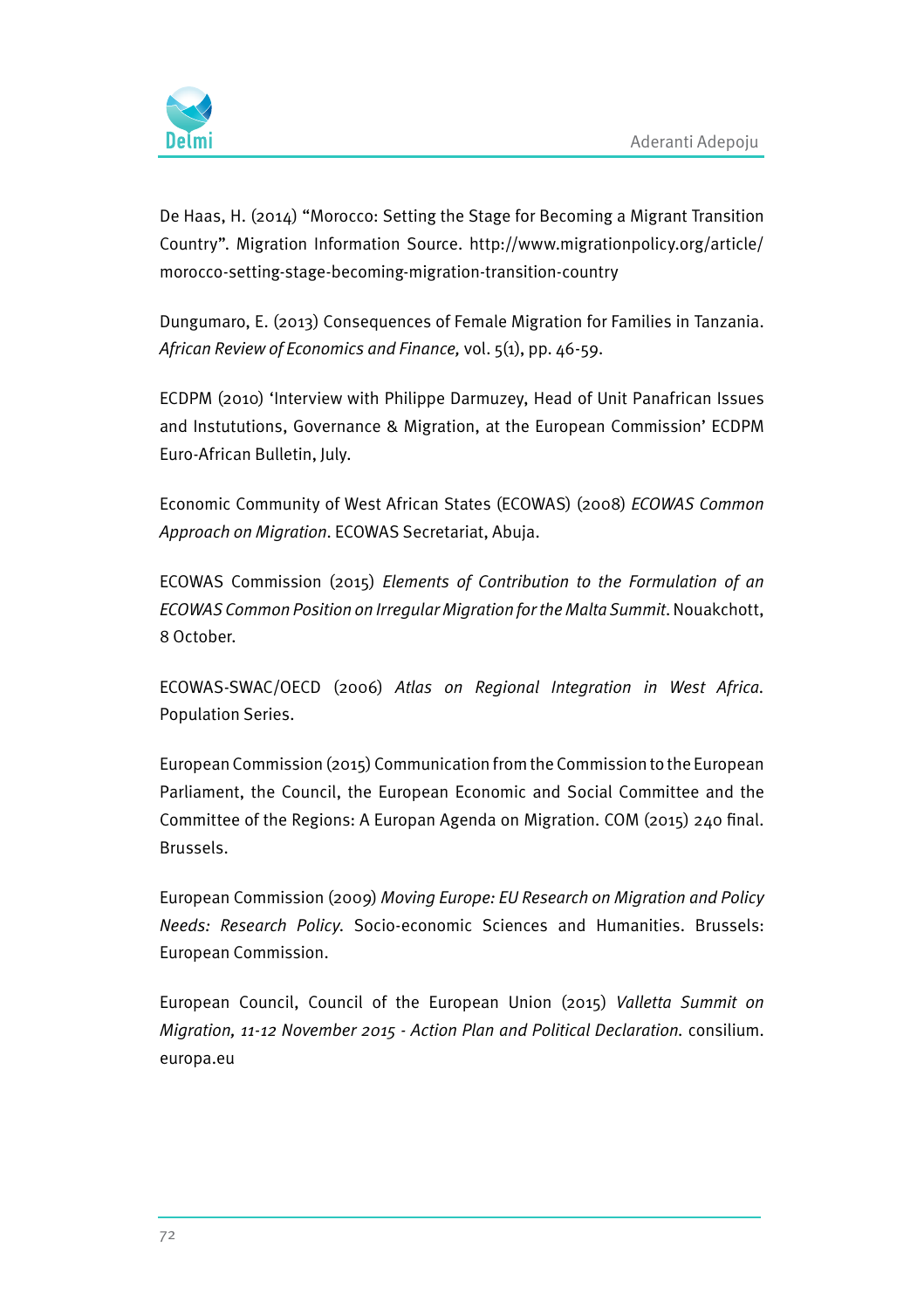De Haas, H. (2014) "Morocco: Setting the Stage for Becoming a Migrant Transition Country". Migration Information Source. http://www.migrationpolicy.org/article/morocco-setting-stage-becoming-migration-transition-country

Dungumaro, E. (2013) Consequences of Female Migration for Families in Tanzania. *African Review of Economics and Finance,* vol. 5(1), pp. 46-59.

ECDPM (2010) 'Interview with Philippe Darmuzey, Head of Unit Panafrican Issues and Instututions, Governance & Migration, at the European Commission' ECDPM Euro-African Bulletin, July.

Economic Community of West African States (ECOWAS) (2008) *ECOWAS Common Approach on Migration*. ECOWAS Secretariat, Abuja.

ECOWAS Commission (2015) *Elements of Contribution to the Formulation of an ECOWAS Common Position on Irregular Migration for the Malta Summit*. Nouakchott, 8 October.

ECOWAS-SWAC/OECD (2006) *Atlas on Regional Integration in West Africa*. Population Series.

European Commission (2015) Communication from the Commission to the European Parliament, the Council, the European Economic and Social Committee and the Committee of the Regions: A Europan Agenda on Migration. COM (2015) 240 final. Brussels.

European Commission (2009) *Moving Europe: EU Research on Migration and Policy Needs: Research Policy*. Socio-economic Sciences and Humanities. Brussels: European Commission.

European Council, Council of the European Union (2015) *Valletta Summit on Migration, 11-12 November 2015 - Action Plan and Political Declaration*. consilium.europa.eu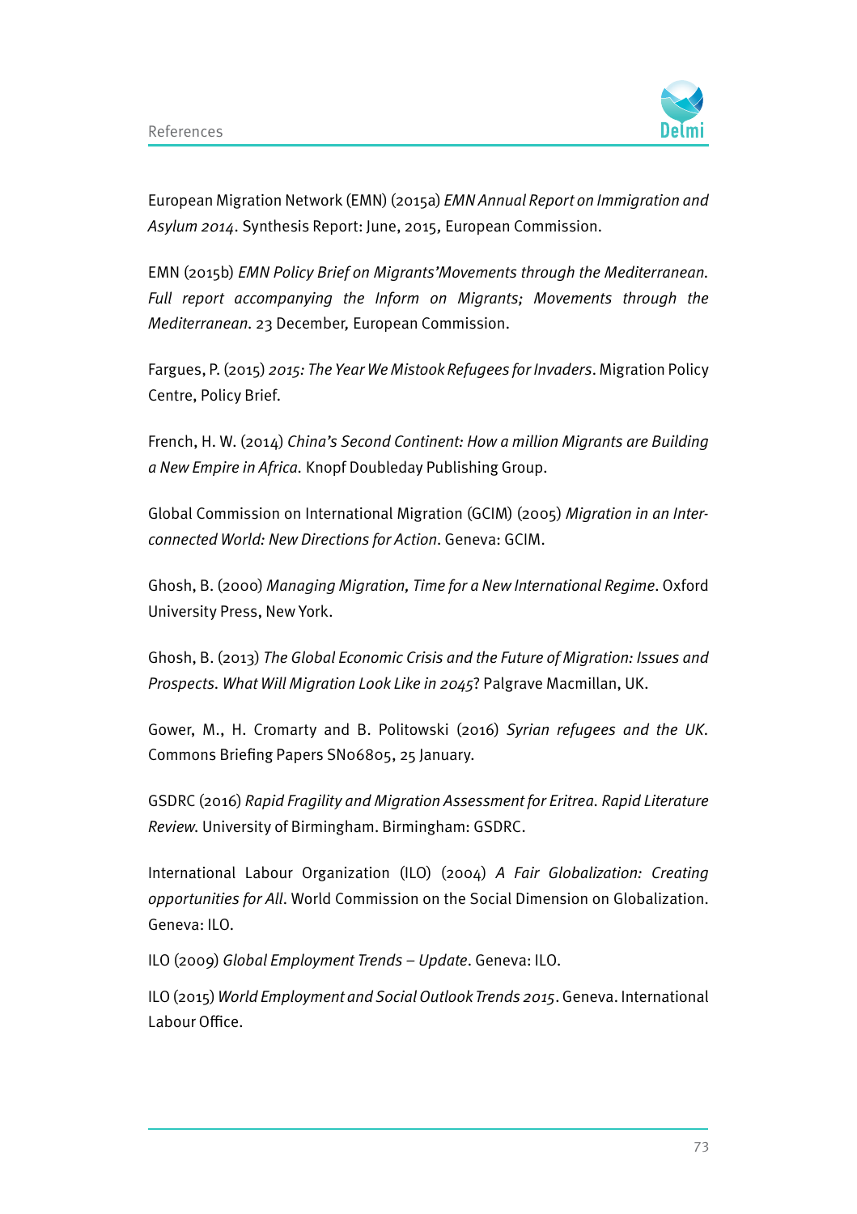European Migration Network (EMN) (2015a) *EMN Annual Report on Immigration and Asylum 2014*. Synthesis Report: June, 2015, European Commission.

EMN (2015b) *EMN Policy Brief on Migrants'Movements through the Mediterranean. Full report accompanying the Inform on Migrants; Movements through the Mediterranean*. 23 December, European Commission.

Fargues, P. (2015) *2015: The Year We Mistook Refugees for Invaders*. Migration Policy Centre, Policy Brief.

French, H. W. (2014) *China's Second Continent: How a million Migrants are Building a New Empire in Africa.* Knopf Doubleday Publishing Group.

Global Commission on International Migration (GCIM) (2005) *Migration in an Interconnected World: New Directions for Action*. Geneva: GCIM.

Ghosh, B. (2000) *Managing Migration, Time for a New International Regime*. Oxford University Press, New York.

Ghosh, B. (2013) *The Global Economic Crisis and the Future of Migration: Issues and Prospects. What Will Migration Look Like in 2045*? Palgrave Macmillan, UK.

Gower, M., H. Cromarty and B. Politowski (2016) *Syrian refugees and the UK*. Commons Briefing Papers SN06805, 25 January.

GSDRC (2016) *Rapid Fragility and Migration Assessment for Eritrea. Rapid Literature Review.* University of Birmingham. Birmingham: GSDRC.

International Labour Organization (ILO) (2004) *A Fair Globalization: Creating opportunities for All*. World Commission on the Social Dimension on Globalization. Geneva: ILO.

ILO (2009) *Global Employment Trends – Update*. Geneva: ILO.

ILO (2015) *World Employment and Social Outlook Trends 2015*. Geneva. International Labour Office.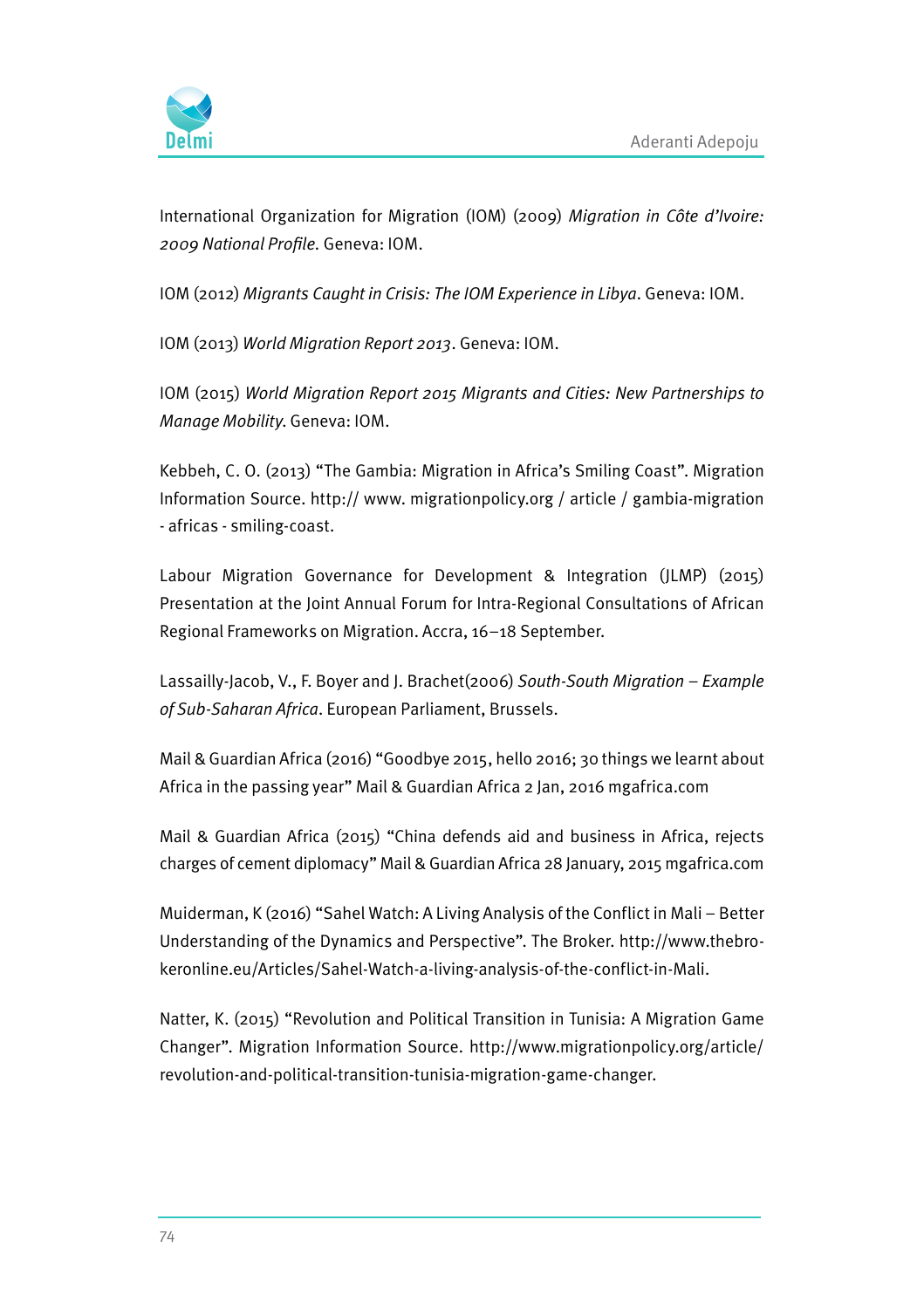International Organization for Migration (IOM) (2009) *Migration in Côte d'Ivoire: 2009 National Profile*. Geneva: IOM.

IOM (2012) *Migrants Caught in Crisis: The IOM Experience in Libya*. Geneva: IOM.

IOM (2013) *World Migration Report 2013*. Geneva: IOM.

IOM (2015) *World Migration Report 2015 Migrants and Cities: New Partnerships to Manage Mobility*. Geneva: IOM.

Kebbeh, C. O. (2013) "The Gambia: Migration in Africa's Smiling Coast". Migration Information Source. http:// www. migrationpolicy.org / article / gambia-migration - africas - smiling-coast.

Labour Migration Governance for Development & Integration (JLMP) (2015) Presentation at the Joint Annual Forum for Intra-Regional Consultations of African Regional Frameworks on Migration. Accra, 16–18 September.

Lassailly-Jacob, V., F. Boyer and J. Brachet(2006) *South-South Migration – Example of Sub-Saharan Africa*. European Parliament, Brussels.

Mail & Guardian Africa (2016) "Goodbye 2015, hello 2016; 30 things we learnt about Africa in the passing year" Mail & Guardian Africa 2 Jan, 2016 mgafrica.com

Mail & Guardian Africa (2015) "China defends aid and business in Africa, rejects charges of cement diplomacy" Mail & Guardian Africa 28 January, 2015 mgafrica.com

Muiderman, K (2016) "Sahel Watch: A Living Analysis of the Conflict in Mali – Better Understanding of the Dynamics and Perspective". The Broker. http://www.thebrokeronline.eu/Articles/Sahel-Watch-a-living-analysis-of-the-conflict-in-Mali.

Natter, K. (2015) "Revolution and Political Transition in Tunisia: A Migration Game Changer". Migration Information Source. http://www.migrationpolicy.org/article/revolution-and-political-transition-tunisia-migration-game-changer.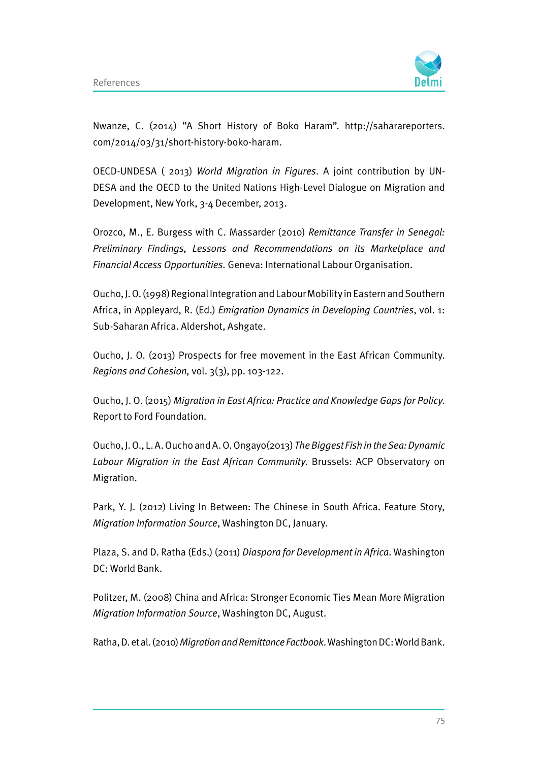Nwanze, C. (2014) "A Short History of Boko Haram". http://saharareporters.com/2014/03/31/short-history-boko-haram.

OECD-UNDESA ( 2013) *World Migration in Figures*. A joint contribution by UN-DESA and the OECD to the United Nations High-Level Dialogue on Migration and Development, New York, 3-4 December, 2013.

Orozco, M., E. Burgess with C. Massarder (2010) *Remittance Transfer in Senegal: Preliminary Findings, Lessons and Recommendations on its Marketplace and Financial Access Opportunities*. Geneva: International Labour Organisation.

Oucho, J. O. (1998) Regional Integration and Labour Mobility in Eastern and Southern Africa, in Appleyard, R. (Ed.) *Emigration Dynamics in Developing Countries*, vol. 1: Sub-Saharan Africa. Aldershot, Ashgate.

Oucho, J. O. (2013) Prospects for free movement in the East African Community. *Regions and Cohesion,* vol. 3(3), pp. 103-122.

Oucho, J. O. (2015) *Migration in East Africa: Practice and Knowledge Gaps for Policy*. Report to Ford Foundation.

Oucho, J. O., L. A. Oucho and A. O. Ongayo(2013) *The Biggest Fish in the Sea: Dynamic Labour Migration in the East African Community*. Brussels: ACP Observatory on Migration.

Park, Y. J. (2012) Living In Between: The Chinese in South Africa. Feature Story, *Migration Information Source*, Washington DC, January.

Plaza, S. and D. Ratha (Eds.) (2011) *Diaspora for Development in Africa*. Washington DC: World Bank.

Politzer, M. (2008) China and Africa: Stronger Economic Ties Mean More Migration *Migration Information Source*, Washington DC, August.

Ratha, D. et al. (2010) *Migration and Remittance Factbook*. Washington DC: World Bank.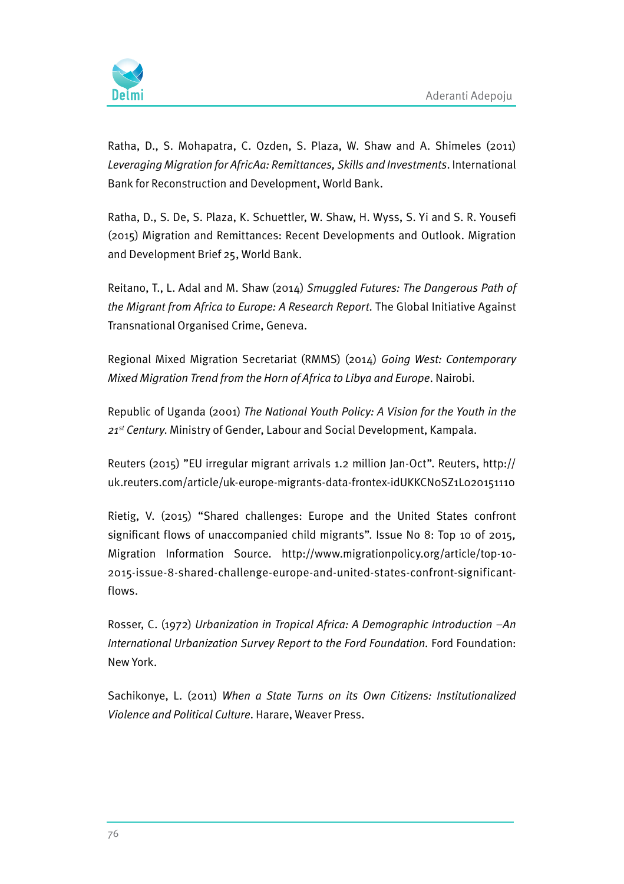Ratha, D., S. Mohapatra, C. Ozden, S. Plaza, W. Shaw and A. Shimeles (2011) *Leveraging Migration for AfricAa: Remittances, Skills and Investments*. International Bank for Reconstruction and Development, World Bank.

Ratha, D., S. De, S. Plaza, K. Schuettler, W. Shaw, H. Wyss, S. Yi and S. R. Yousefi (2015) Migration and Remittances: Recent Developments and Outlook. Migration and Development Brief 25, World Bank.

Reitano, T., L. Adal and M. Shaw (2014) *Smuggled Futures: The Dangerous Path of the Migrant from Africa to Europe: A Research Report*. The Global Initiative Against Transnational Organised Crime, Geneva.

Regional Mixed Migration Secretariat (RMMS) (2014) *Going West: Contemporary Mixed Migration Trend from the Horn of Africa to Libya and Europe*. Nairobi.

Republic of Uganda (2001) *The National Youth Policy: A Vision for the Youth in the 21st Century*. Ministry of Gender, Labour and Social Development, Kampala.

Reuters (2015) "EU irregular migrant arrivals 1.2 million Jan-Oct". Reuters, http://uk.reuters.com/article/uk-europe-migrants-data-frontex-idUKKCN0SZ1L020151110

Rietig, V. (2015) "Shared challenges: Europe and the United States confront significant flows of unaccompanied child migrants". Issue No 8: Top 10 of 2015, Migration Information Source. http://www.migrationpolicy.org/article/top-10-2015-issue-8-shared-challenge-europe-and-united-states-confront-significant-flows.

Rosser, C. (1972) *Urbanization in Tropical Africa: A Demographic Introduction –An International Urbanization Survey Report to the Ford Foundation*. Ford Foundation: New York.

Sachikonye, L. (2011) *When a State Turns on its Own Citizens: Institutionalized Violence and Political Culture*. Harare, Weaver Press.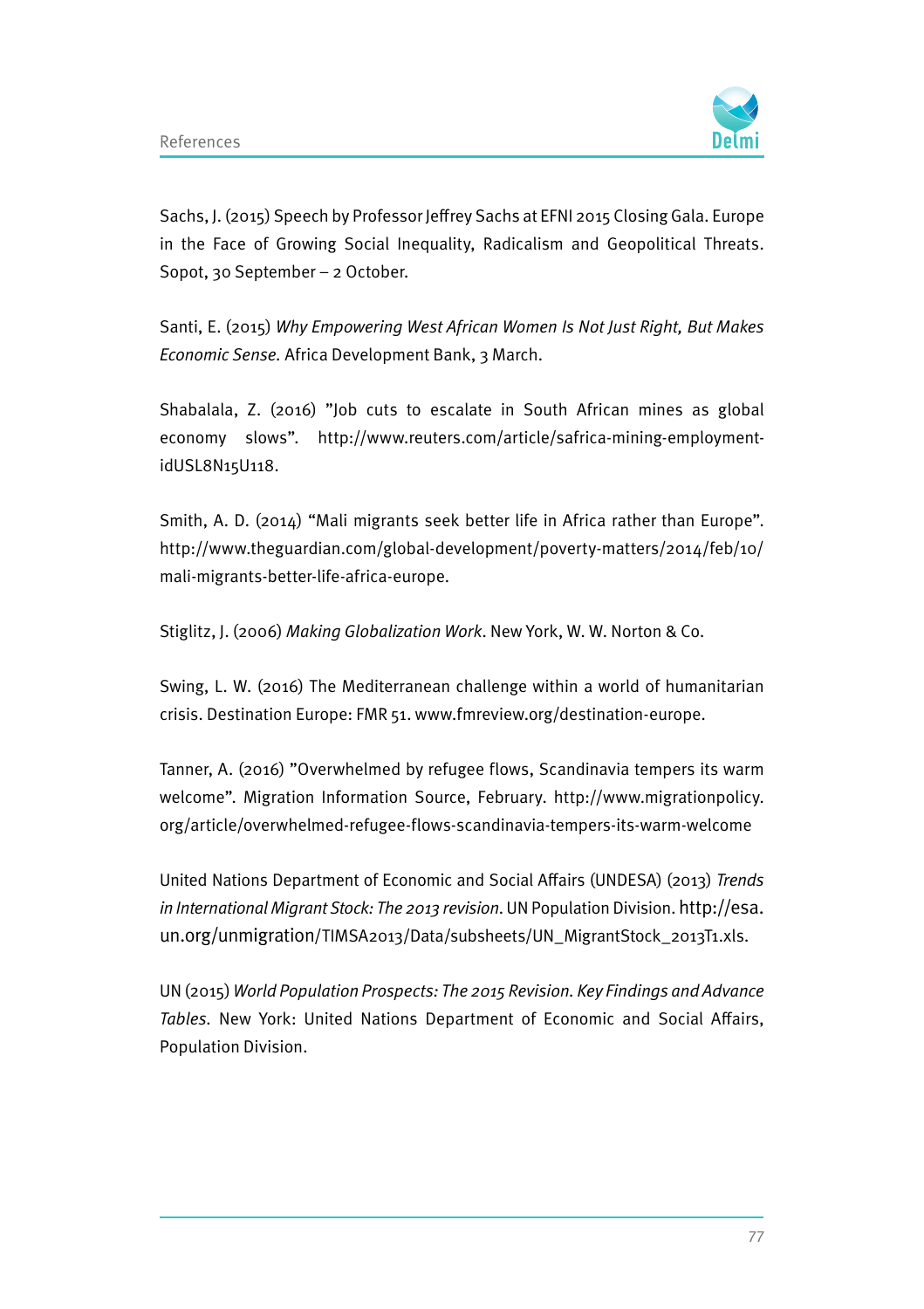Sachs, J. (2015) Speech by Professor Jeffrey Sachs at EFNI 2015 Closing Gala. Europe in the Face of Growing Social Inequality, Radicalism and Geopolitical Threats. Sopot, 30 September – 2 October.

Santi, E. (2015) *Why Empowering West African Women Is Not Just Right, But Makes Economic Sense*. Africa Development Bank, 3 March.

Shabalala, Z. (2016) ”Job cuts to escalate in South African mines as global economy slows”. http://www.reuters.com/article/safrica-mining-employment-idUSL8N15U118.

Smith, A. D. (2014) “Mali migrants seek better life in Africa rather than Europe”. http://www.theguardian.com/global-development/poverty-matters/2014/feb/10/mali-migrants-better-life-africa-europe.

Stiglitz, J. (2006) *Making Globalization Work*. New York, W. W. Norton & Co.

Swing, L. W. (2016) The Mediterranean challenge within a world of humanitarian crisis. Destination Europe: FMR 51. www.fmreview.org/destination-europe.

Tanner, A. (2016) ”Overwhelmed by refugee flows, Scandinavia tempers its warm welcome”. Migration Information Source, February. http://www.migrationpolicy.org/article/overwhelmed-refugee-flows-scandinavia-tempers-its-warm-welcome

United Nations Department of Economic and Social Affairs (UNDESA) (2013) *Trends in International Migrant Stock: The 2013 revision*. UN Population Division. http://esa.un.org/unmigration/TIMSA2013/Data/subsheets/UN_MigrantStock_2013T1.xls.

UN (2015) *World Population Prospects: The 2015 Revision. Key Findings and Advance Tables*. New York: United Nations Department of Economic and Social Affairs, Population Division.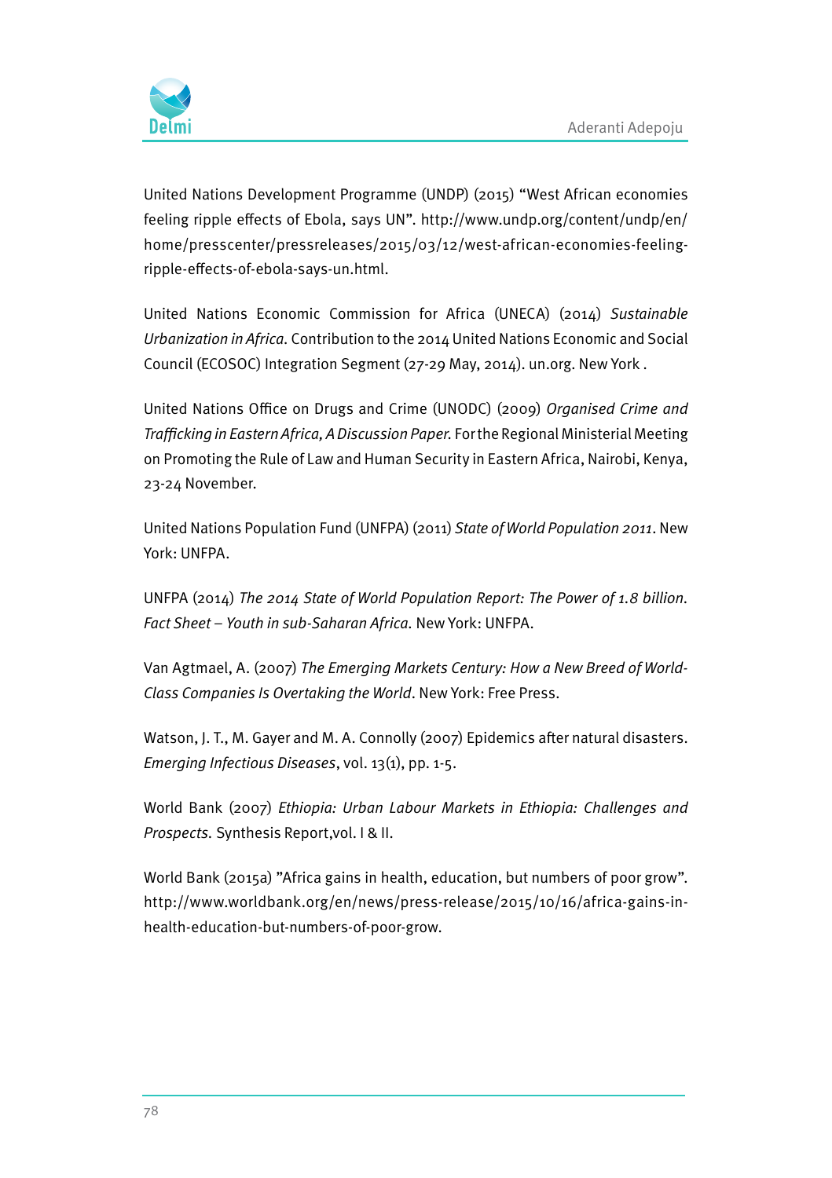United Nations Development Programme (UNDP) (2015) "West African economies feeling ripple effects of Ebola, says UN". http://www.undp.org/content/undp/en/home/presscenter/pressreleases/2015/03/12/west-african-economies-feeling-ripple-effects-of-ebola-says-un.html.

United Nations Economic Commission for Africa (UNECA) (2014) *Sustainable Urbanization in Africa*. Contribution to the 2014 United Nations Economic and Social Council (ECOSOC) Integration Segment (27-29 May, 2014). un.org. New York .

United Nations Office on Drugs and Crime (UNODC) (2009) *Organised Crime and Trafficking in Eastern Africa, A Discussion Paper*. For the Regional Ministerial Meeting on Promoting the Rule of Law and Human Security in Eastern Africa, Nairobi, Kenya, 23-24 November.

United Nations Population Fund (UNFPA) (2011) *State of World Population 2011*. New York: UNFPA.

UNFPA (2014) *The 2014 State of World Population Report: The Power of 1.8 billion. Fact Sheet – Youth in sub-Saharan Africa*. New York: UNFPA.

Van Agtmael, A. (2007) *The Emerging Markets Century: How a New Breed of World-Class Companies Is Overtaking the World*. New York: Free Press.

Watson, J. T., M. Gayer and M. A. Connolly (2007) Epidemics after natural disasters. *Emerging Infectious Diseases*, vol. 13(1), pp. 1-5.

World Bank (2007) *Ethiopia: Urban Labour Markets in Ethiopia: Challenges and Prospects*. Synthesis Report,vol. I & II.

World Bank (2015a) "Africa gains in health, education, but numbers of poor grow". http://www.worldbank.org/en/news/press-release/2015/10/16/africa-gains-in-health-education-but-numbers-of-poor-grow.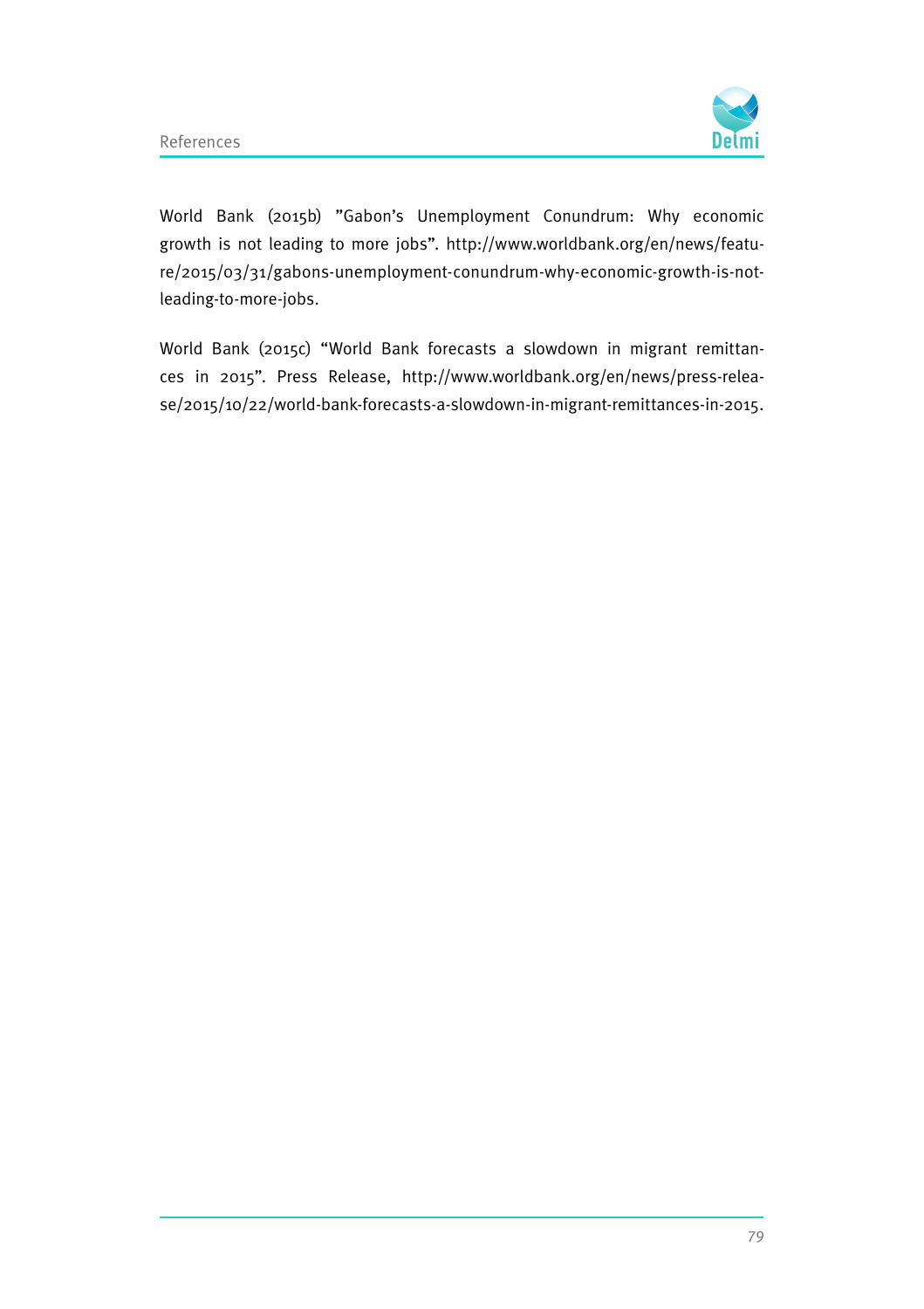World Bank (2015b) ”Gabon’s Unemployment Conundrum: Why economic growth is not leading to more jobs”. http://www.worldbank.org/en/news/feature/2015/03/31/gabons-unemployment-conundrum-why-economic-growth-is-not-leading-to-more-jobs.

World Bank (2015c) “World Bank forecasts a slowdown in migrant remittances in 2015”. Press Release, http://www.worldbank.org/en/news/press-release/2015/10/22/world-bank-forecasts-a-slowdown-in-migrant-remittances-in-2015.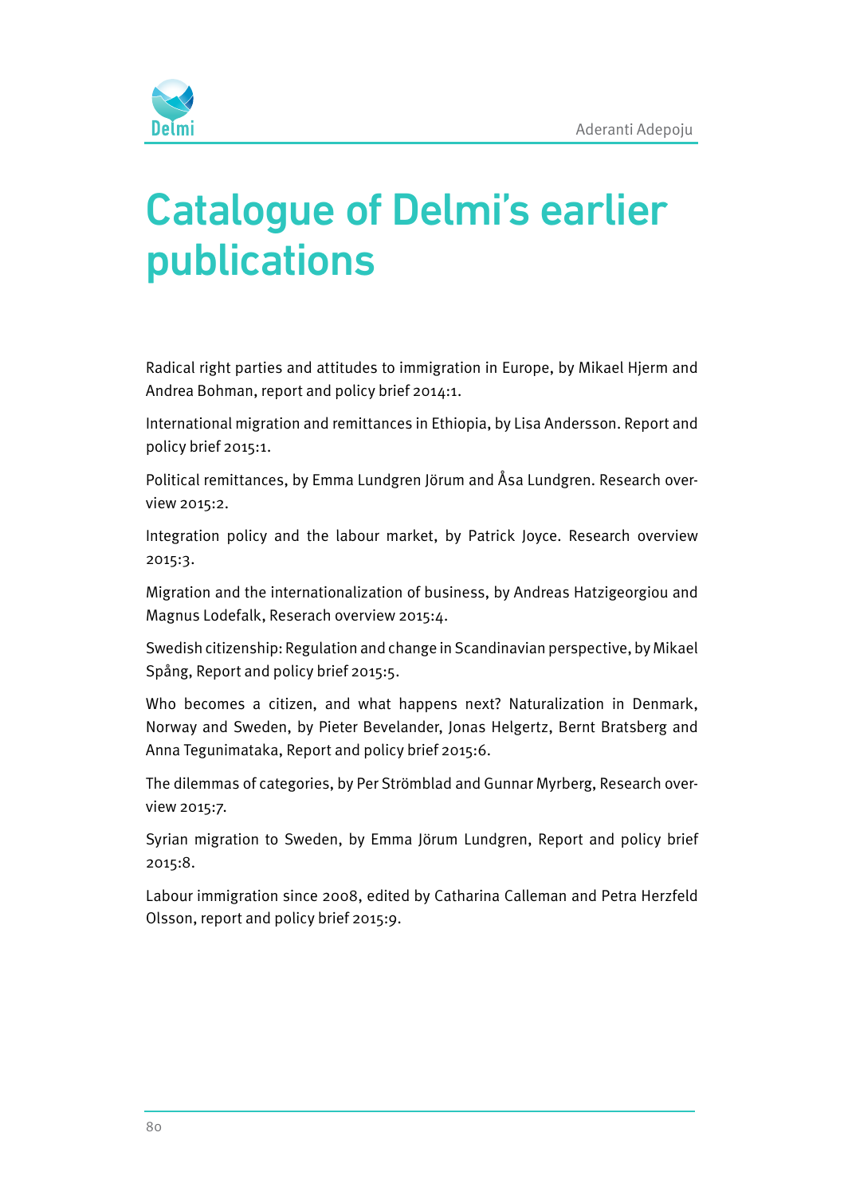# Catalogue of Delmi's earlier publications

Radical right parties and attitudes to immigration in Europe, by Mikael Hjerm and Andrea Bohman, report and policy brief 2014:1.

International migration and remittances in Ethiopia, by Lisa Andersson. Report and policy brief 2015:1.

Political remittances, by Emma Lundgren Jörum and Åsa Lundgren. Research overview 2015:2.

Integration policy and the labour market, by Patrick Joyce. Research overview 2015:3.

Migration and the internationalization of business, by Andreas Hatzigeorgiou and Magnus Lodefalk, Reserach overview 2015:4.

Swedish citizenship: Regulation and change in Scandinavian perspective, by Mikael Spång, Report and policy brief 2015:5.

Who becomes a citizen, and what happens next? Naturalization in Denmark, Norway and Sweden, by Pieter Bevelander, Jonas Helgertz, Bernt Bratsberg and Anna Tegunimataka, Report and policy brief 2015:6.

The dilemmas of categories, by Per Strömblad and Gunnar Myrberg, Research overview 2015:7.

Syrian migration to Sweden, by Emma Jörum Lundgren, Report and policy brief 2015:8.

Labour immigration since 2008, edited by Catharina Calleman and Petra Herzfeld Olsson, report and policy brief 2015:9.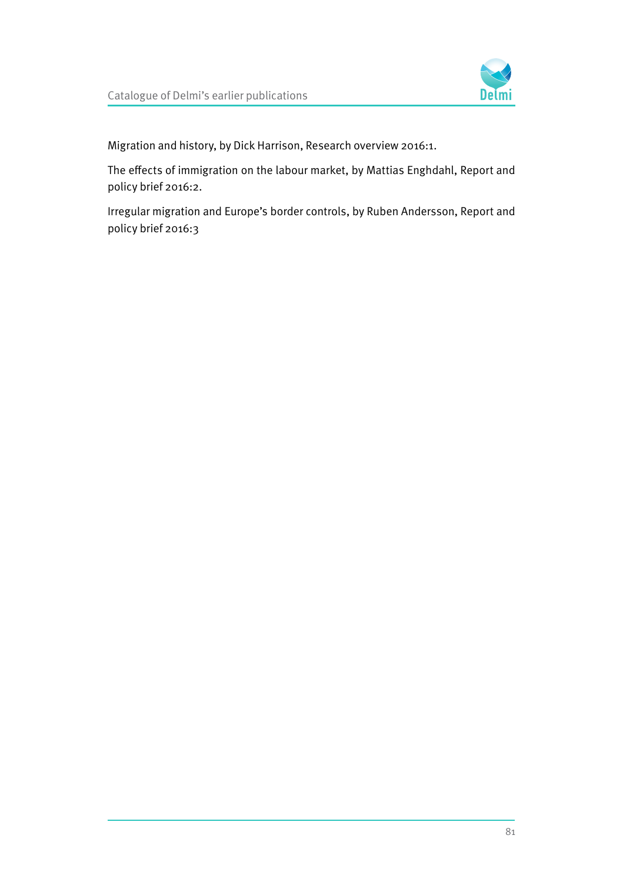Migration and history, by Dick Harrison, Research overview 2016:1.

The effects of immigration on the labour market, by Mattias Enghdahl, Report and policy brief 2016:2.

Irregular migration and Europe's border controls, by Ruben Andersson, Report and policy brief 2016:3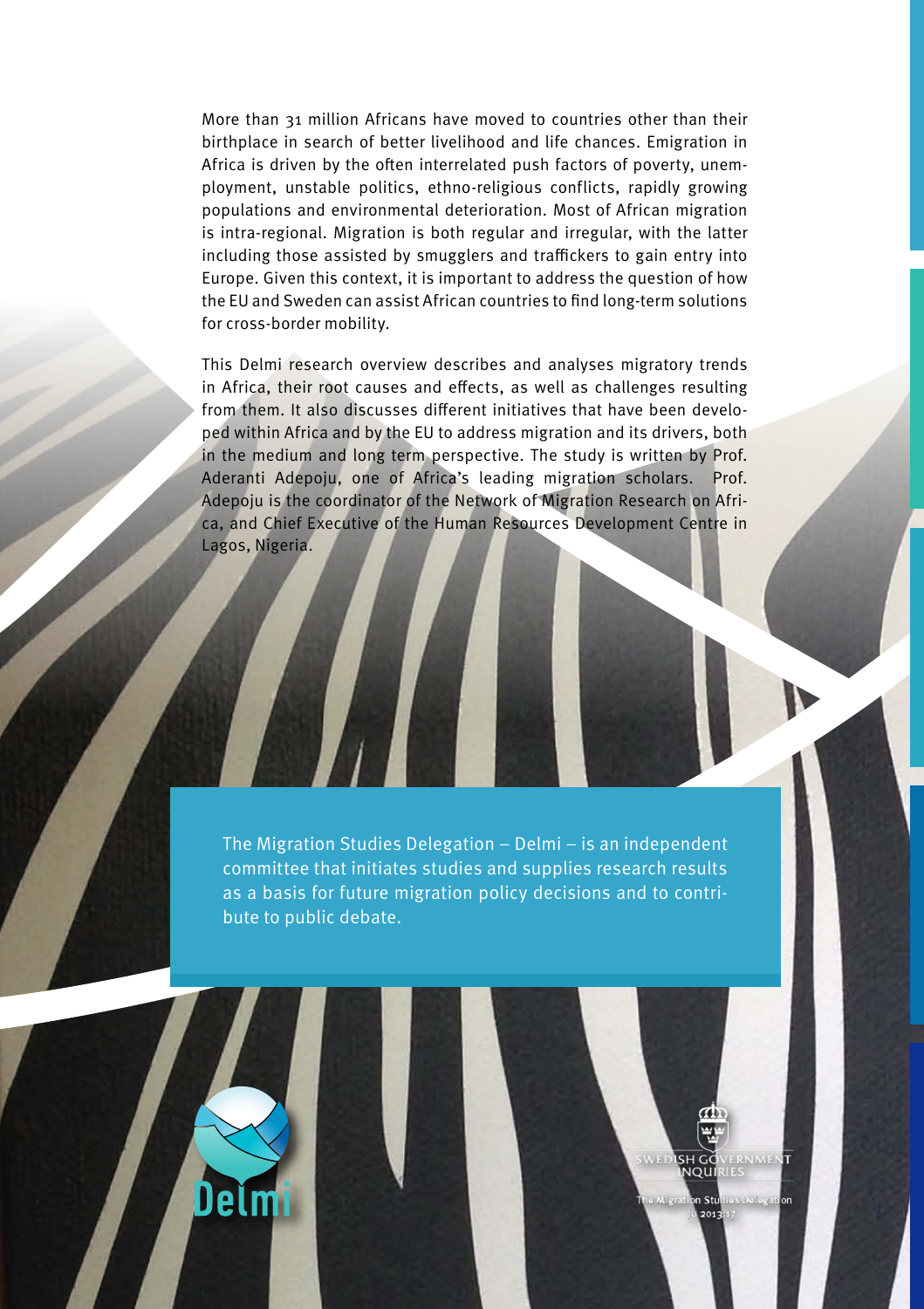More than 31 million Africans have moved to countries other than their birthplace in search of better livelihood and life chances. Emigration in Africa is driven by the often interrelated push factors of poverty, unemployment, unstable politics, ethno-religious conflicts, rapidly growing populations and environmental deterioration. Most of African migration is intra-regional. Migration is both regular and irregular, with the latter including those assisted by smugglers and traffickers to gain entry into Europe. Given this context, it is important to address the question of how the EU and Sweden can assist African countries to find long-term solutions for cross-border mobility.

This Delmi research overview describes and analyses migratory trends in Africa, their root causes and effects, as well as challenges resulting from them. It also discusses different initiatives that have been developed within Africa and by the EU to address migration and its drivers, both in the medium and long term perspective. The study is written by Prof. Aderanti Adepoju, one of Africa's leading migration scholars. Prof. Adepoju is the coordinator of the Network of Migration Research on Africa, and Chief Executive of the Human Resources Development Centre in Lagos, Nigeria.

The Migration Studies Delegation – Delmi – is an independent committee that initiates studies and supplies research results as a basis for future migration policy decisions and to contribute to public debate.

Delmi

SWEDISH GOVERNMENT INQUIRIES

The Migration Studies Delegation
Ju 2013:17